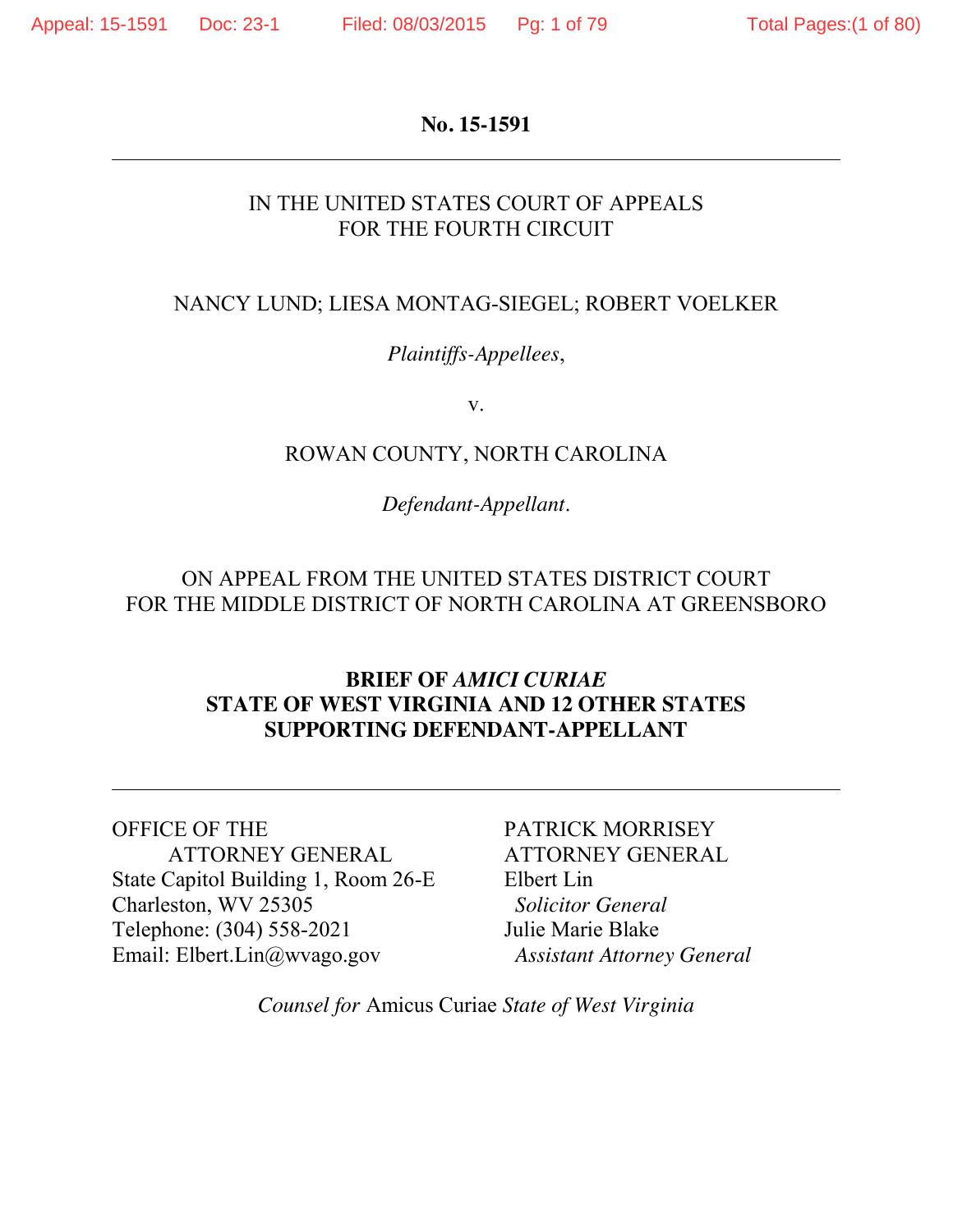**No. 15-1591**

---

IN THE UNITED STATES COURT OF APPEALS
FOR THE FOURTH CIRCUIT

NANCY LUND; LIESA MONTAG-SIEGEL; ROBERT VOELKER

*Plaintiffs-Appellees*,

v.

ROWAN COUNTY, NORTH CAROLINA

*Defendant-Appellant*.

ON APPEAL FROM THE UNITED STATES DISTRICT COURT
FOR THE MIDDLE DISTRICT OF NORTH CAROLINA AT GREENSBORO

**BRIEF OF *AMICI CURIAE***
**STATE OF WEST VIRGINIA AND 12 OTHER STATES**
**SUPPORTING DEFENDANT-APPELLANT**

---

OFFICE OF THE
ATTORNEY GENERAL
State Capitol Building 1, Room 26-E
Charleston, WV 25305
Telephone: (304) 558-2021
Email: Elbert.Lin@wvago.gov

PATRICK MORRISEY
ATTORNEY GENERAL
Elbert Lin
*Solicitor General*
Julie Marie Blake
*Assistant Attorney General*

*Counsel for* Amicus Curiae *State of West Virginia*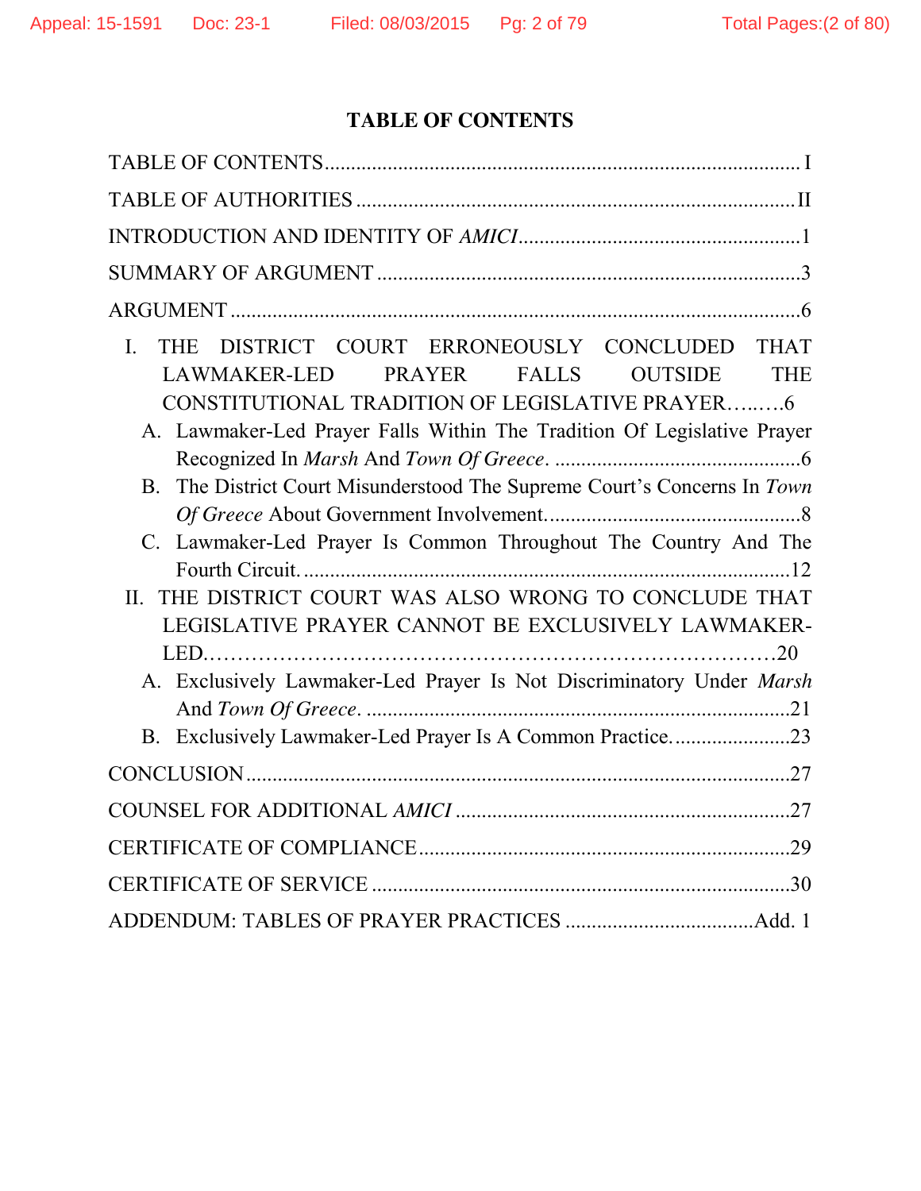# TABLE OF CONTENTS

TABLE OF CONTENTS .......... I

TABLE OF AUTHORITIES .......... II

INTRODUCTION AND IDENTITY OF *AMICI* .......... 1

SUMMARY OF ARGUMENT .......... 3

ARGUMENT .......... 6

- I. THE DISTRICT COURT ERRONEOUSLY CONCLUDED THAT LAWMAKER-LED PRAYER FALLS OUTSIDE THE CONSTITUTIONAL TRADITION OF LEGISLATIVE PRAYER .......... 6
  - A. Lawmaker-Led Prayer Falls Within The Tradition Of Legislative Prayer Recognized In *Marsh* And *Town Of Greece*. .......... 6
  - B. The District Court Misunderstood The Supreme Court's Concerns In *Town Of Greece* About Government Involvement. .......... 8
  - C. Lawmaker-Led Prayer Is Common Throughout The Country And The Fourth Circuit. .......... 12
- II. THE DISTRICT COURT WAS ALSO WRONG TO CONCLUDE THAT LEGISLATIVE PRAYER CANNOT BE EXCLUSIVELY LAWMAKER-LED. .......... 20
  - A. Exclusively Lawmaker-Led Prayer Is Not Discriminatory Under *Marsh* And *Town Of Greece*. .......... 21
  - B. Exclusively Lawmaker-Led Prayer Is A Common Practice. .......... 23

CONCLUSION .......... 27

COUNSEL FOR ADDITIONAL *AMICI* .......... 27

CERTIFICATE OF COMPLIANCE .......... 29

CERTIFICATE OF SERVICE .......... 30

ADDENDUM: TABLES OF PRAYER PRACTICES .......... Add. 1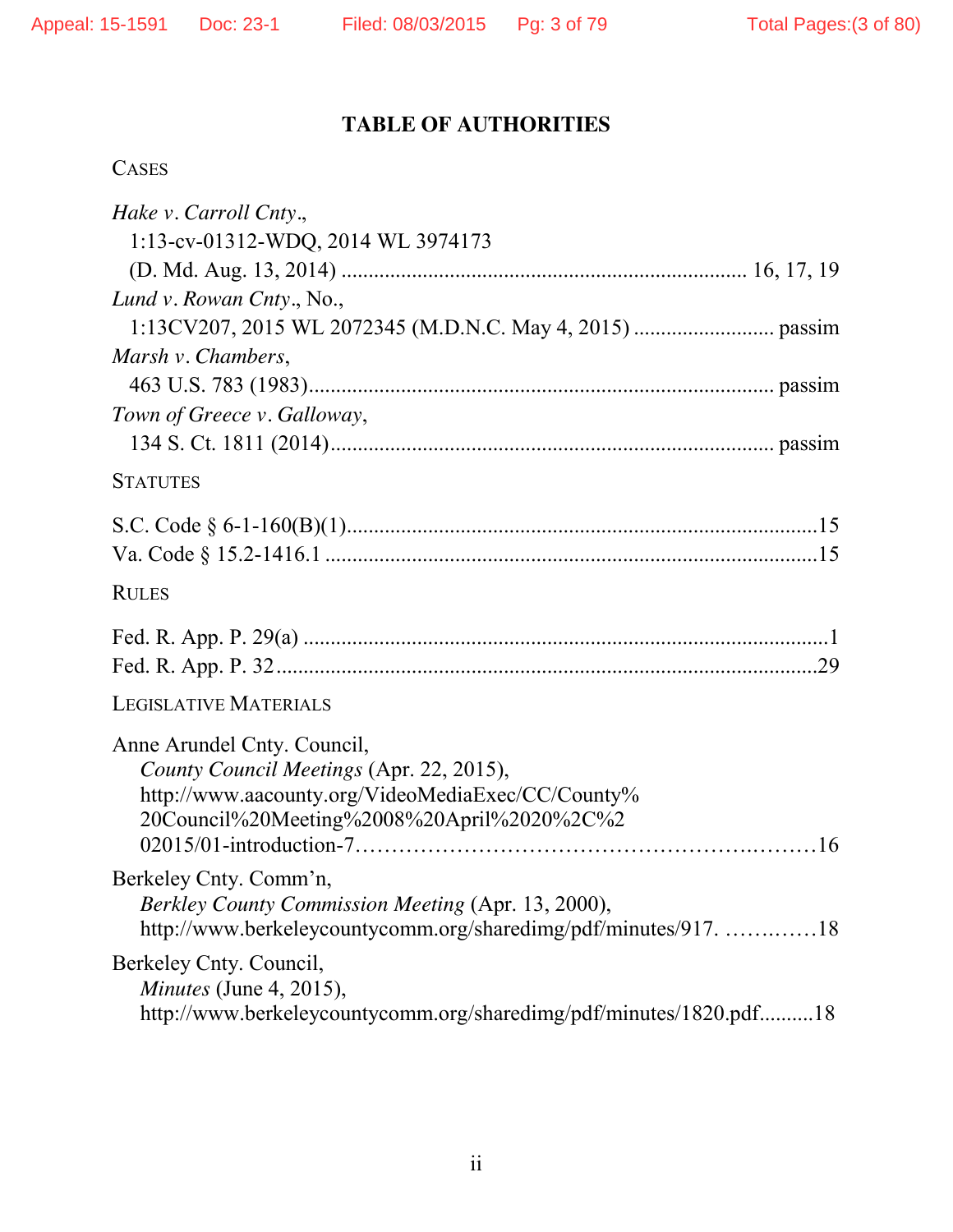## TABLE OF AUTHORITIES

CASES

*Hake v. Carroll Cnty.*,
1:13-cv-01312-WDQ, 2014 WL 3974173
(D. Md. Aug. 13, 2014) ........................................................................ 16, 17, 19

*Lund v. Rowan Cnty.*, No.,
1:13CV207, 2015 WL 2072345 (M.D.N.C. May 4, 2015) .......................... passim

*Marsh v. Chambers*,
463 U.S. 783 (1983)..................................................................................... passim

*Town of Greece v. Galloway*,
134 S. Ct. 1811 (2014)................................................................................ passim

STATUTES

S.C. Code § 6-1-160(B)(1).......................................................................................15

Va. Code § 15.2-1416.1 ...........................................................................................15

RULES

Fed. R. App. P. 29(a) .................................................................................................1

Fed. R. App. P. 32 ....................................................................................................29

LEGISLATIVE MATERIALS

Anne Arundel Cnty. Council,
*County Council Meetings* (Apr. 22, 2015),
http://www.aacounty.org/VideoMediaExec/CC/County%20Council%20Meeting%2008%20April%2020%2C%202015/01-introduction-7………………………………………………….……16

Berkeley Cnty. Comm'n,
*Berkley County Commission Meeting* (Apr. 13, 2000),
http://www.berkeleycountycomm.org/sharedimg/pdf/minutes/917. ……..……18

Berkeley Cnty. Council,
*Minutes* (June 4, 2015),
http://www.berkeleycountycomm.org/sharedimg/pdf/minutes/1820.pdf..........18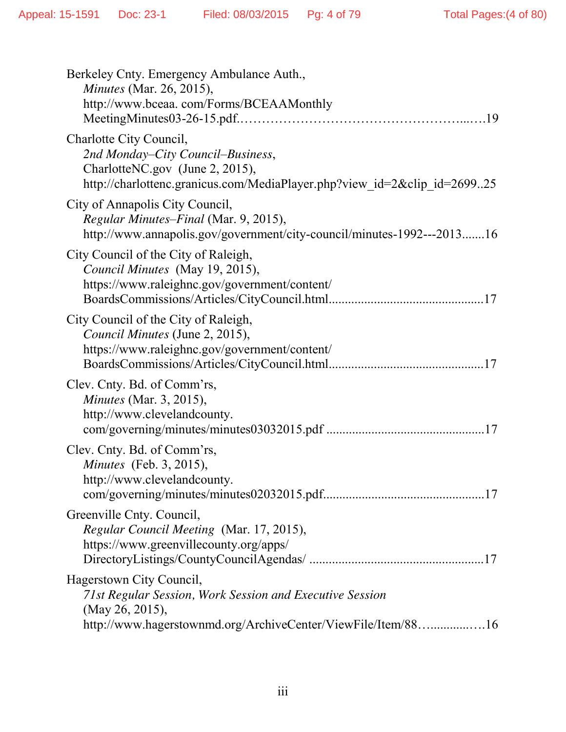Berkeley Cnty. Emergency Ambulance Auth.,
*Minutes* (Mar. 26, 2015),
http://www.bceaa. com/Forms/BCEAAMonthly
MeetingMinutes03-26-15.pdf.……………………………………………...….19

Charlotte City Council,
*2nd Monday–City Council–Business*,
CharlotteNC.gov (June 2, 2015),
http://charlottenc.granicus.com/MediaPlayer.php?view_id=2&clip_id=2699..25

City of Annapolis City Council,
*Regular Minutes–Final* (Mar. 9, 2015),
http://www.annapolis.gov/government/city-council/minutes-1992---2013.......16

City Council of the City of Raleigh,
*Council Minutes* (May 19, 2015),
https://www.raleighnc.gov/government/content/
BoardsCommissions/Articles/CityCouncil.html..............................................17

City Council of the City of Raleigh,
*Council Minutes* (June 2, 2015),
https://www.raleighnc.gov/government/content/
BoardsCommissions/Articles/CityCouncil.html..............................................17

Clev. Cnty. Bd. of Comm'rs,
*Minutes* (Mar. 3, 2015),
http://www.clevelandcounty.
com/governing/minutes/minutes03032015.pdf ...............................................17

Clev. Cnty. Bd. of Comm'rs,
*Minutes* (Feb. 3, 2015),
http://www.clevelandcounty.
com/governing/minutes/minutes02032015.pdf................................................17

Greenville Cnty. Council,
*Regular Council Meeting* (Mar. 17, 2015),
https://www.greenvillecounty.org/apps/
DirectoryListings/CountyCouncilAgendas/ ....................................................17

Hagerstown City Council,
*71st Regular Session, Work Session and Executive Session*
(May 26, 2015),
http://www.hagerstownmd.org/ArchiveCenter/ViewFile/Item/88…...........….16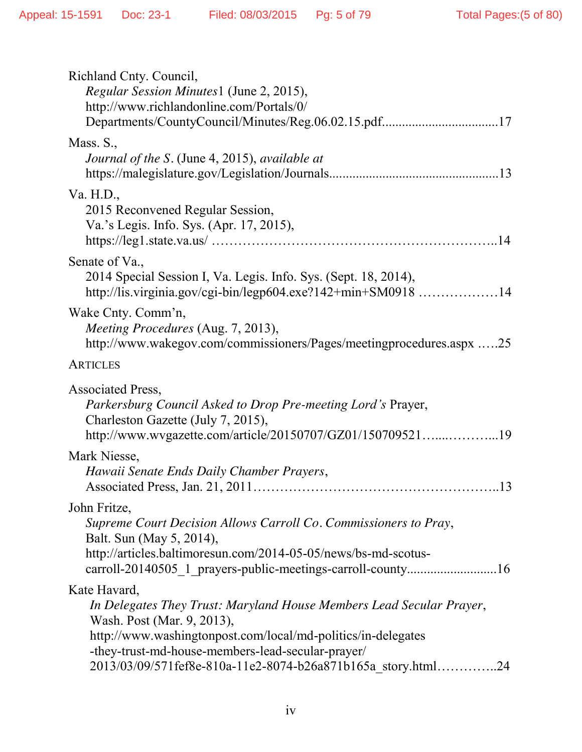Richland Cnty. Council,
*Regular Session Minutes*1 (June 2, 2015),
http://www.richlandonline.com/Portals/0/
Departments/CountyCouncil/Minutes/Reg.06.02.15.pdf..................................17

Mass. S.,
*Journal of the S*. (June 4, 2015), *available at*
https://malegislature.gov/Legislation/Journals..................................................13

Va. H.D.,
2015 Reconvened Regular Session,
Va.'s Legis. Info. Sys. (Apr. 17, 2015),
https://leg1.state.va.us/ ……………………………………………………..14

Senate of Va.,
2014 Special Session I, Va. Legis. Info. Sys. (Sept. 18, 2014),
http://lis.virginia.gov/cgi-bin/legp604.exe?142+min+SM0918 ………………14

Wake Cnty. Comm'n,
*Meeting Procedures* (Aug. 7, 2013),
http://www.wakegov.com/commissioners/Pages/meetingprocedures.aspx …..25

ARTICLES

Associated Press,
*Parkersburg Council Asked to Drop Pre-meeting Lord's* Prayer,
Charleston Gazette (July 7, 2015),
http://www.wvgazette.com/article/20150707/GZ01/150709521…....………...19

Mark Niesse,
*Hawaii Senate Ends Daily Chamber Prayers*,
Associated Press, Jan. 21, 2011………………………………………………..13

John Fritze,
*Supreme Court Decision Allows Carroll Co. Commissioners to Pray*,
Balt. Sun (May 5, 2014),
http://articles.baltimoresun.com/2014-05-05/news/bs-md-scotus-carroll-20140505_1_prayers-public-meetings-carroll-county...........................16

Kate Havard,
*In Delegates They Trust: Maryland House Members Lead Secular Prayer*,
Wash. Post (Mar. 9, 2013),
http://www.washingtonpost.com/local/md-politics/in-delegates-they-trust-md-house-members-lead-secular-prayer/
2013/03/09/571fef8e-810a-11e2-8074-b26a871b165a_story.html…………..24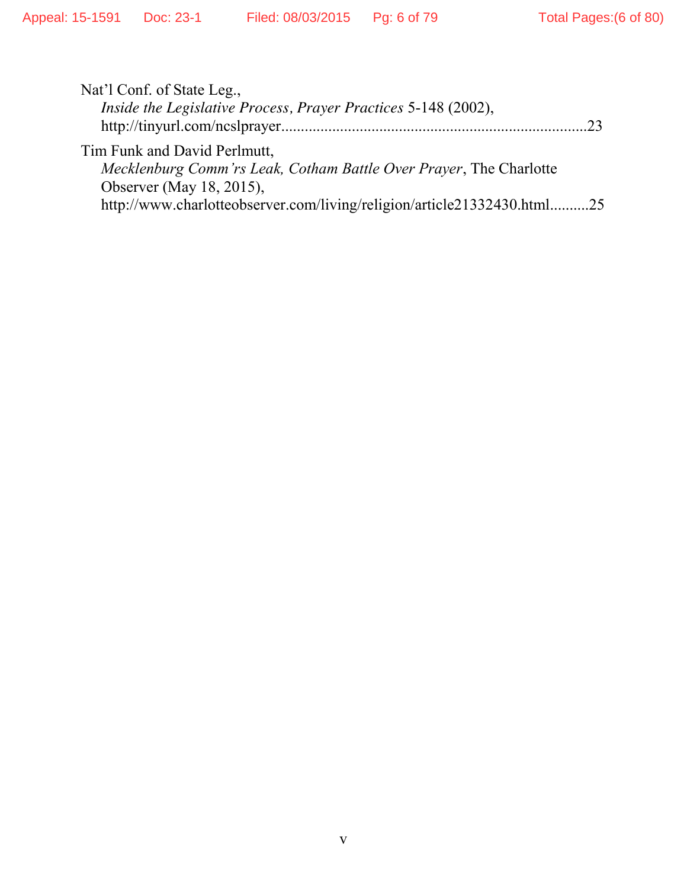Nat'l Conf. of State Leg.,
*Inside the Legislative Process, Prayer Practices* 5-148 (2002),
http://tinyurl.com/ncslprayer............................................................................23

Tim Funk and David Perlmutt,
*Mecklenburg Comm'rs Leak, Cotham Battle Over Prayer*, The Charlotte Observer (May 18, 2015),
http://www.charlotteobserver.com/living/religion/article21332430.html..........25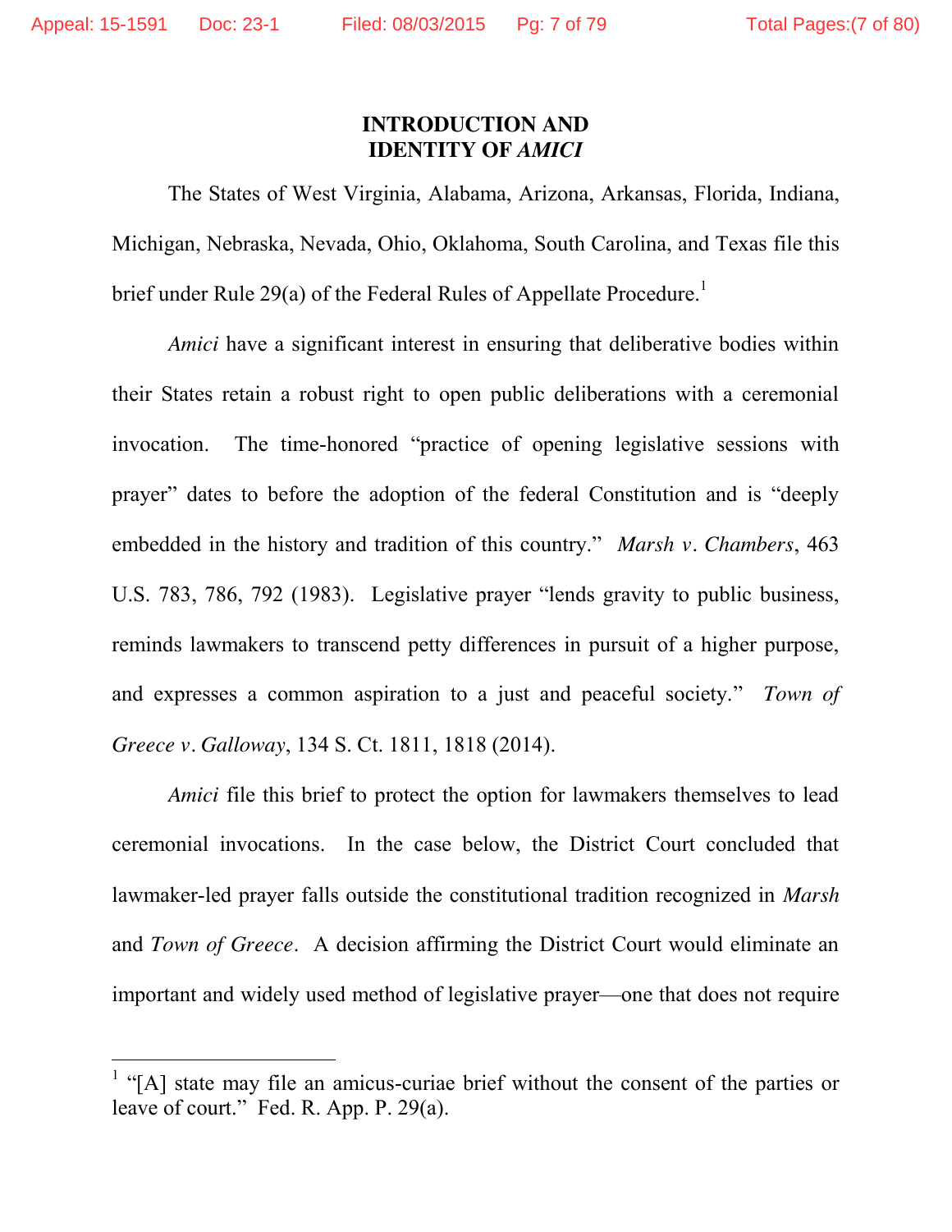# INTRODUCTION AND IDENTITY OF *AMICI*

The States of West Virginia, Alabama, Arizona, Arkansas, Florida, Indiana, Michigan, Nebraska, Nevada, Ohio, Oklahoma, South Carolina, and Texas file this brief under Rule 29(a) of the Federal Rules of Appellate Procedure.[1]

*Amici* have a significant interest in ensuring that deliberative bodies within their States retain a robust right to open public deliberations with a ceremonial invocation. The time-honored "practice of opening legislative sessions with prayer" dates to before the adoption of the federal Constitution and is "deeply embedded in the history and tradition of this country." *Marsh v. Chambers*, 463 U.S. 783, 786, 792 (1983). Legislative prayer "lends gravity to public business, reminds lawmakers to transcend petty differences in pursuit of a higher purpose, and expresses a common aspiration to a just and peaceful society." *Town of Greece v. Galloway*, 134 S. Ct. 1811, 1818 (2014).

*Amici* file this brief to protect the option for lawmakers themselves to lead ceremonial invocations. In the case below, the District Court concluded that lawmaker-led prayer falls outside the constitutional tradition recognized in *Marsh* and *Town of Greece*. A decision affirming the District Court would eliminate an important and widely used method of legislative prayer—one that does not require

---

[1] "[A] state may file an amicus-curiae brief without the consent of the parties or leave of court." Fed. R. App. P. 29(a).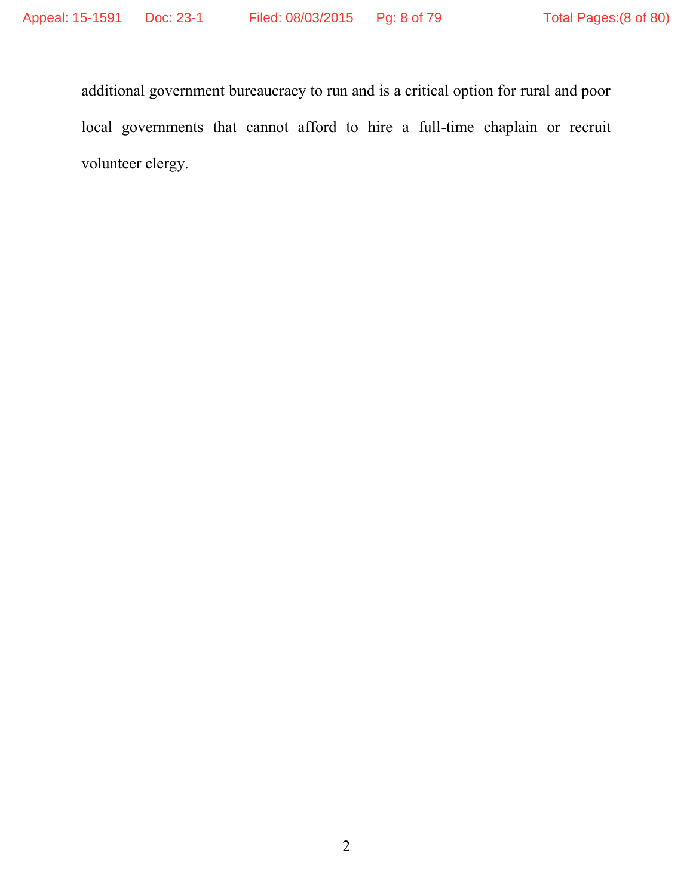additional government bureaucracy to run and is a critical option for rural and poor local governments that cannot afford to hire a full-time chaplain or recruit volunteer clergy.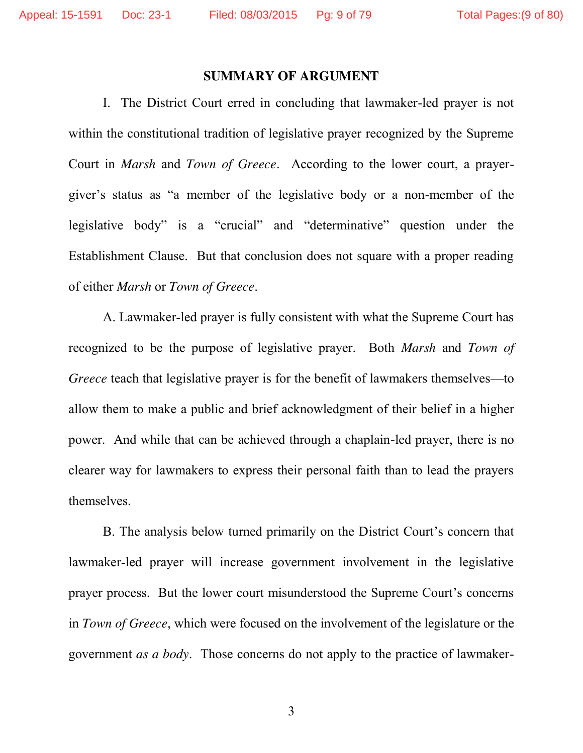## SUMMARY OF ARGUMENT

I. The District Court erred in concluding that lawmaker-led prayer is not within the constitutional tradition of legislative prayer recognized by the Supreme Court in *Marsh* and *Town of Greece*. According to the lower court, a prayer-giver's status as "a member of the legislative body or a non-member of the legislative body" is a "crucial" and "determinative" question under the Establishment Clause. But that conclusion does not square with a proper reading of either *Marsh* or *Town of Greece*.

A. Lawmaker-led prayer is fully consistent with what the Supreme Court has recognized to be the purpose of legislative prayer. Both *Marsh* and *Town of Greece* teach that legislative prayer is for the benefit of lawmakers themselves—to allow them to make a public and brief acknowledgment of their belief in a higher power. And while that can be achieved through a chaplain-led prayer, there is no clearer way for lawmakers to express their personal faith than to lead the prayers themselves.

B. The analysis below turned primarily on the District Court's concern that lawmaker-led prayer will increase government involvement in the legislative prayer process. But the lower court misunderstood the Supreme Court's concerns in *Town of Greece*, which were focused on the involvement of the legislature or the government *as a body*. Those concerns do not apply to the practice of lawmaker-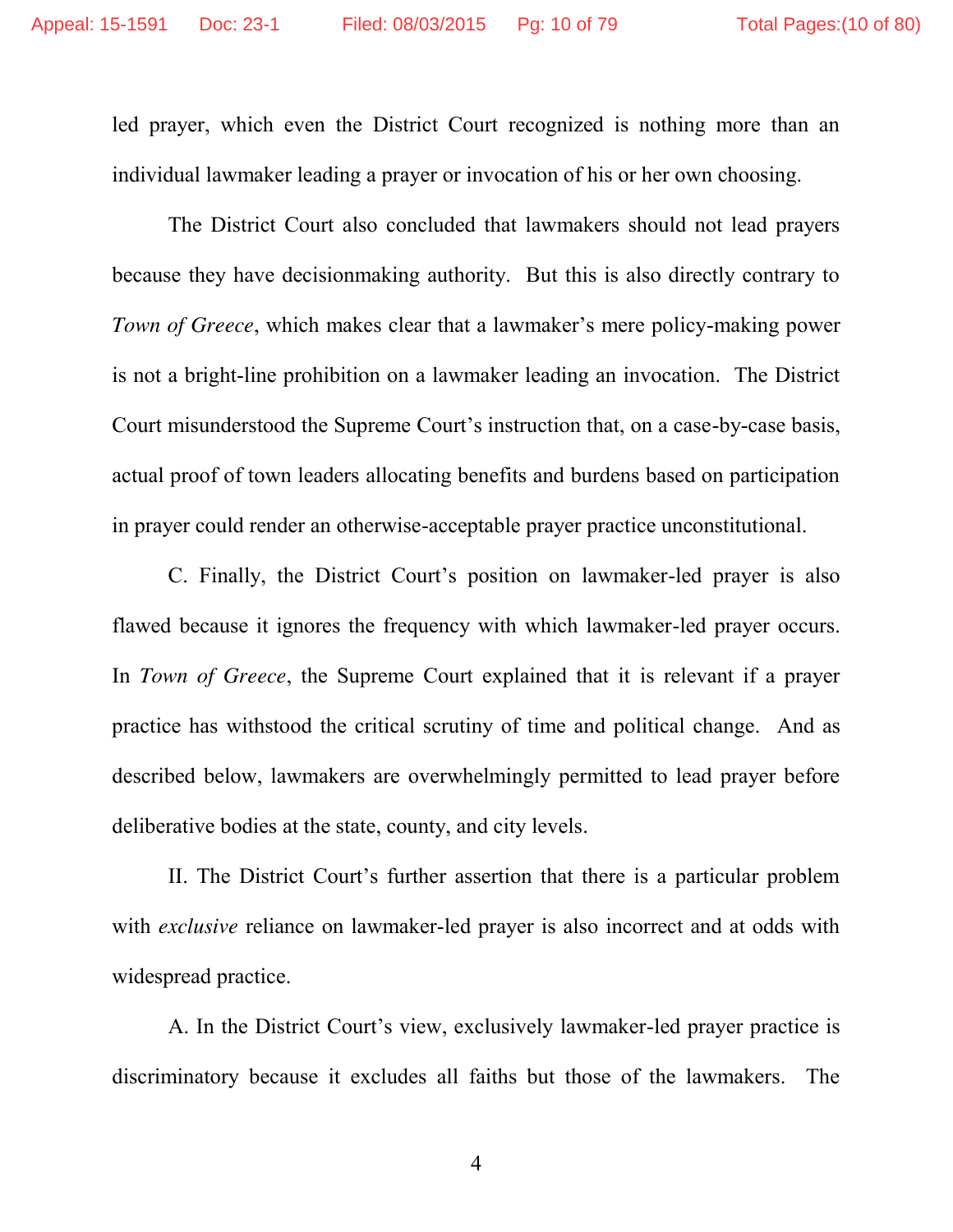led prayer, which even the District Court recognized is nothing more than an individual lawmaker leading a prayer or invocation of his or her own choosing.

The District Court also concluded that lawmakers should not lead prayers because they have decisionmaking authority. But this is also directly contrary to *Town of Greece*, which makes clear that a lawmaker's mere policy-making power is not a bright-line prohibition on a lawmaker leading an invocation. The District Court misunderstood the Supreme Court's instruction that, on a case-by-case basis, actual proof of town leaders allocating benefits and burdens based on participation in prayer could render an otherwise-acceptable prayer practice unconstitutional.

C. Finally, the District Court's position on lawmaker-led prayer is also flawed because it ignores the frequency with which lawmaker-led prayer occurs. In *Town of Greece*, the Supreme Court explained that it is relevant if a prayer practice has withstood the critical scrutiny of time and political change. And as described below, lawmakers are overwhelmingly permitted to lead prayer before deliberative bodies at the state, county, and city levels.

II. The District Court's further assertion that there is a particular problem with *exclusive* reliance on lawmaker-led prayer is also incorrect and at odds with widespread practice.

A. In the District Court's view, exclusively lawmaker-led prayer practice is discriminatory because it excludes all faiths but those of the lawmakers. The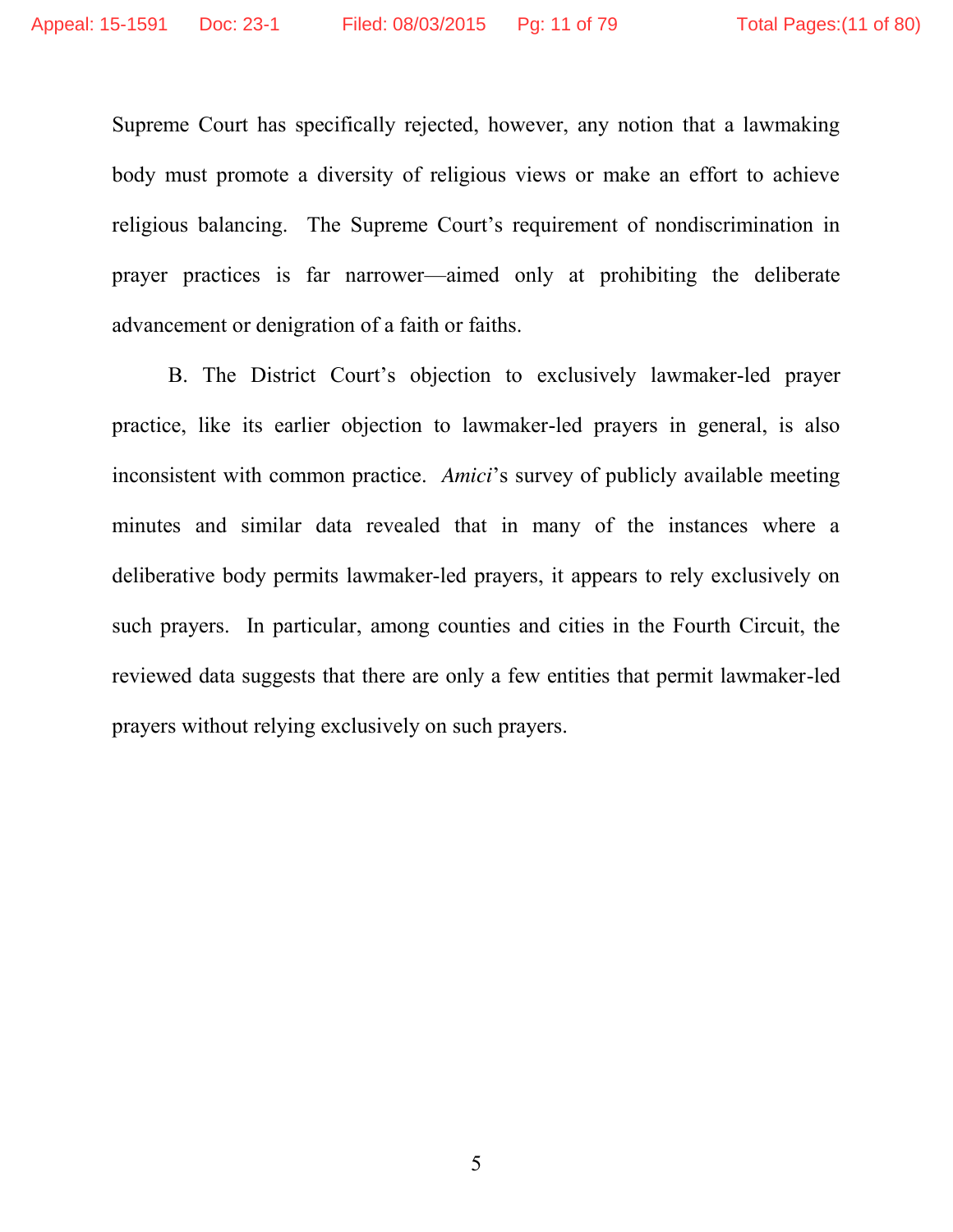Supreme Court has specifically rejected, however, any notion that a lawmaking body must promote a diversity of religious views or make an effort to achieve religious balancing. The Supreme Court's requirement of nondiscrimination in prayer practices is far narrower—aimed only at prohibiting the deliberate advancement or denigration of a faith or faiths.

B. The District Court's objection to exclusively lawmaker-led prayer practice, like its earlier objection to lawmaker-led prayers in general, is also inconsistent with common practice. *Amici*'s survey of publicly available meeting minutes and similar data revealed that in many of the instances where a deliberative body permits lawmaker-led prayers, it appears to rely exclusively on such prayers. In particular, among counties and cities in the Fourth Circuit, the reviewed data suggests that there are only a few entities that permit lawmaker-led prayers without relying exclusively on such prayers.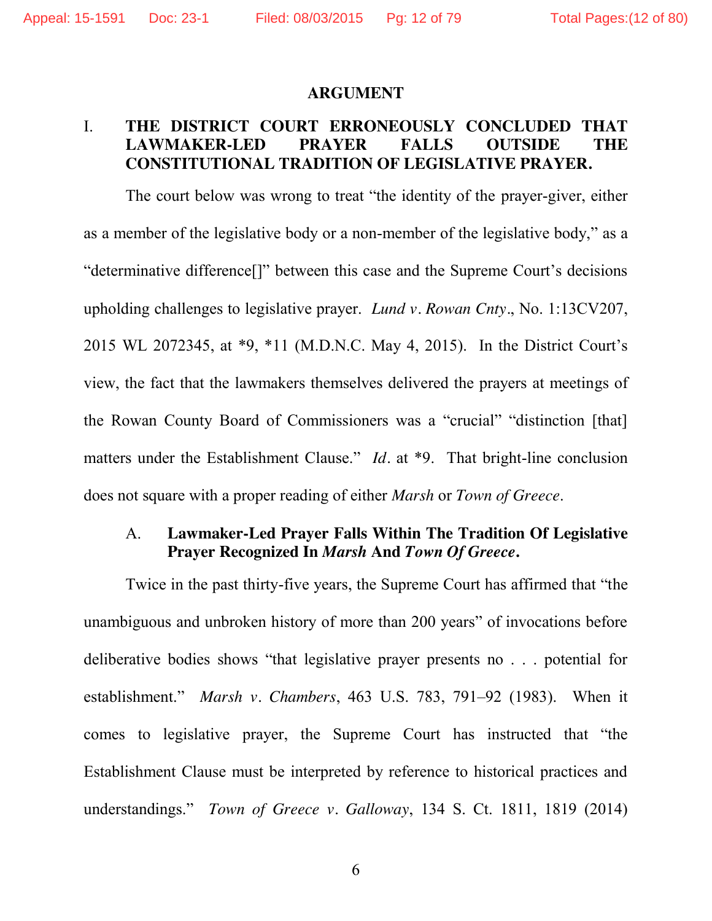## ARGUMENT

### I. THE DISTRICT COURT ERRONEOUSLY CONCLUDED THAT LAWMAKER-LED PRAYER FALLS OUTSIDE THE CONSTITUTIONAL TRADITION OF LEGISLATIVE PRAYER.

The court below was wrong to treat "the identity of the prayer-giver, either as a member of the legislative body or a non-member of the legislative body," as a "determinative difference[]" between this case and the Supreme Court's decisions upholding challenges to legislative prayer. *Lund v. Rowan Cnty.*, No. 1:13CV207, 2015 WL 2072345, at *9, *11 (M.D.N.C. May 4, 2015). In the District Court's view, the fact that the lawmakers themselves delivered the prayers at meetings of the Rowan County Board of Commissioners was a "crucial" "distinction [that] matters under the Establishment Clause." *Id.* at *9. That bright-line conclusion does not square with a proper reading of either *Marsh* or *Town of Greece*.

#### A. Lawmaker-Led Prayer Falls Within The Tradition Of Legislative Prayer Recognized In *Marsh* And *Town Of Greece*.

Twice in the past thirty-five years, the Supreme Court has affirmed that "the unambiguous and unbroken history of more than 200 years" of invocations before deliberative bodies shows "that legislative prayer presents no . . . potential for establishment." *Marsh v. Chambers*, 463 U.S. 783, 791–92 (1983). When it comes to legislative prayer, the Supreme Court has instructed that "the Establishment Clause must be interpreted by reference to historical practices and understandings." *Town of Greece v. Galloway*, 134 S. Ct. 1811, 1819 (2014)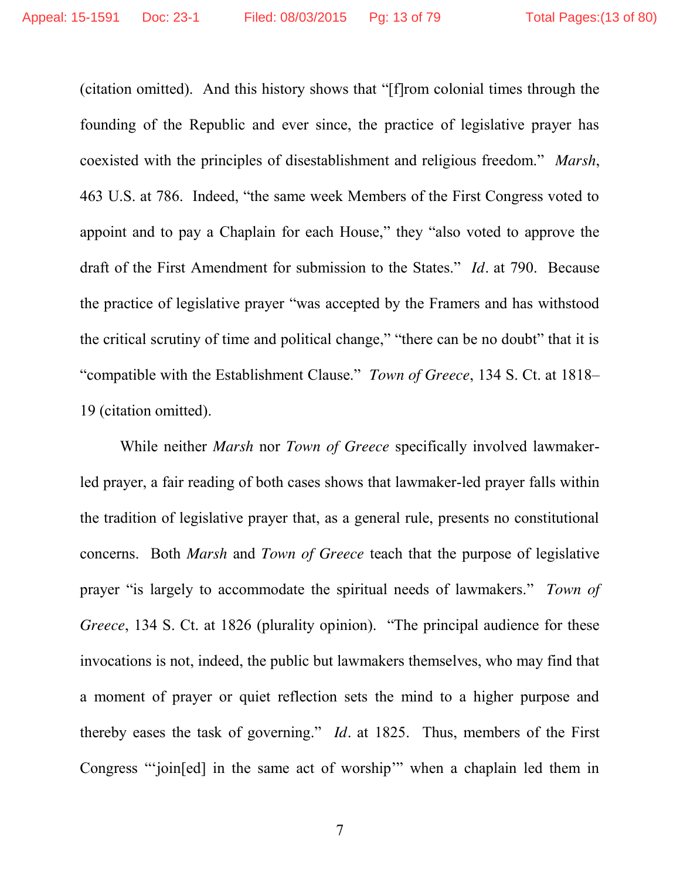(citation omitted). And this history shows that "[f]rom colonial times through the founding of the Republic and ever since, the practice of legislative prayer has coexisted with the principles of disestablishment and religious freedom." *Marsh*, 463 U.S. at 786. Indeed, "the same week Members of the First Congress voted to appoint and to pay a Chaplain for each House," they "also voted to approve the draft of the First Amendment for submission to the States." *Id*. at 790. Because the practice of legislative prayer "was accepted by the Framers and has withstood the critical scrutiny of time and political change," "there can be no doubt" that it is "compatible with the Establishment Clause." *Town of Greece*, 134 S. Ct. at 1818–19 (citation omitted).

While neither *Marsh* nor *Town of Greece* specifically involved lawmaker-led prayer, a fair reading of both cases shows that lawmaker-led prayer falls within the tradition of legislative prayer that, as a general rule, presents no constitutional concerns. Both *Marsh* and *Town of Greece* teach that the purpose of legislative prayer "is largely to accommodate the spiritual needs of lawmakers." *Town of Greece*, 134 S. Ct. at 1826 (plurality opinion). "The principal audience for these invocations is not, indeed, the public but lawmakers themselves, who may find that a moment of prayer or quiet reflection sets the mind to a higher purpose and thereby eases the task of governing." *Id*. at 1825. Thus, members of the First Congress "'join[ed] in the same act of worship'" when a chaplain led them in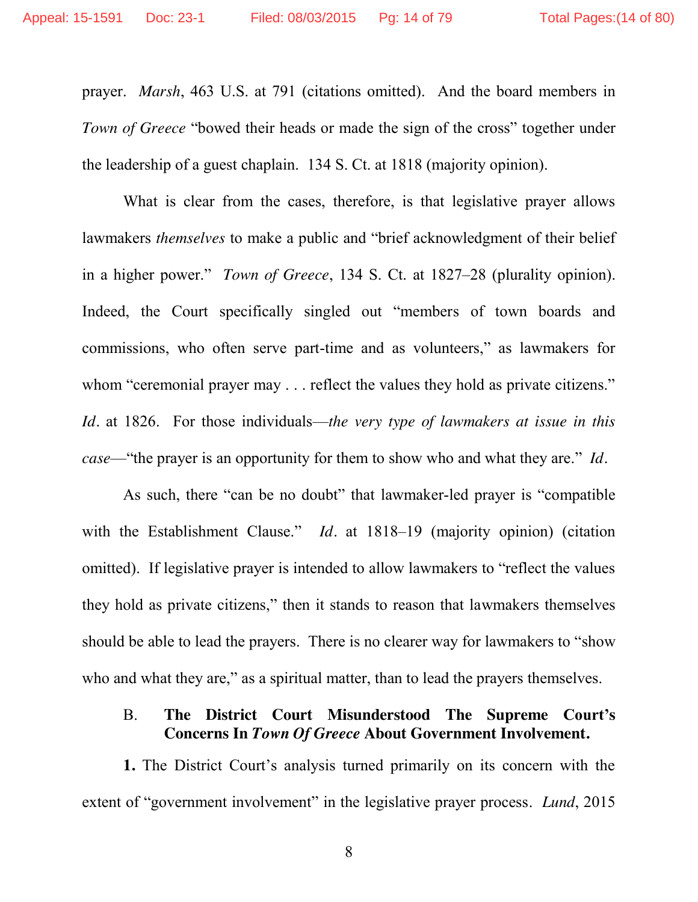prayer. *Marsh*, 463 U.S. at 791 (citations omitted). And the board members in *Town of Greece* "bowed their heads or made the sign of the cross" together under the leadership of a guest chaplain. 134 S. Ct. at 1818 (majority opinion).

What is clear from the cases, therefore, is that legislative prayer allows lawmakers *themselves* to make a public and "brief acknowledgment of their belief in a higher power." *Town of Greece*, 134 S. Ct. at 1827–28 (plurality opinion). Indeed, the Court specifically singled out "members of town boards and commissions, who often serve part-time and as volunteers," as lawmakers for whom "ceremonial prayer may . . . reflect the values they hold as private citizens." *Id*. at 1826. For those individuals—*the very type of lawmakers at issue in this case*—"the prayer is an opportunity for them to show who and what they are." *Id*.

As such, there "can be no doubt" that lawmaker-led prayer is "compatible with the Establishment Clause." *Id*. at 1818–19 (majority opinion) (citation omitted). If legislative prayer is intended to allow lawmakers to "reflect the values they hold as private citizens," then it stands to reason that lawmakers themselves should be able to lead the prayers. There is no clearer way for lawmakers to "show who and what they are," as a spiritual matter, than to lead the prayers themselves.

### B. The District Court Misunderstood The Supreme Court's Concerns In *Town Of Greece* About Government Involvement.

**1.** The District Court's analysis turned primarily on its concern with the extent of "government involvement" in the legislative prayer process. *Lund*, 2015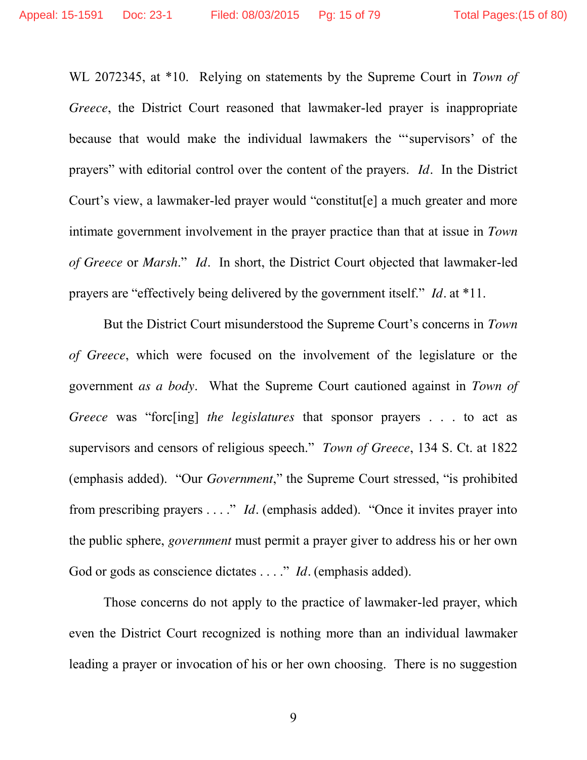WL 2072345, at *10. Relying on statements by the Supreme Court in *Town of Greece*, the District Court reasoned that lawmaker-led prayer is inappropriate because that would make the individual lawmakers the "'supervisors' of the prayers" with editorial control over the content of the prayers. *Id*. In the District Court's view, a lawmaker-led prayer would "constitut[e] a much greater and more intimate government involvement in the prayer practice than that at issue in *Town of Greece* or *Marsh*." *Id*. In short, the District Court objected that lawmaker-led prayers are "effectively being delivered by the government itself." *Id*. at *11.

But the District Court misunderstood the Supreme Court's concerns in *Town of Greece*, which were focused on the involvement of the legislature or the government *as a body*. What the Supreme Court cautioned against in *Town of Greece* was "forc[ing] *the legislatures* that sponsor prayers . . . to act as supervisors and censors of religious speech." *Town of Greece*, 134 S. Ct. at 1822 (emphasis added). "Our *Government*," the Supreme Court stressed, "is prohibited from prescribing prayers . . . ." *Id*. (emphasis added). "Once it invites prayer into the public sphere, *government* must permit a prayer giver to address his or her own God or gods as conscience dictates . . . ." *Id*. (emphasis added).

Those concerns do not apply to the practice of lawmaker-led prayer, which even the District Court recognized is nothing more than an individual lawmaker leading a prayer or invocation of his or her own choosing. There is no suggestion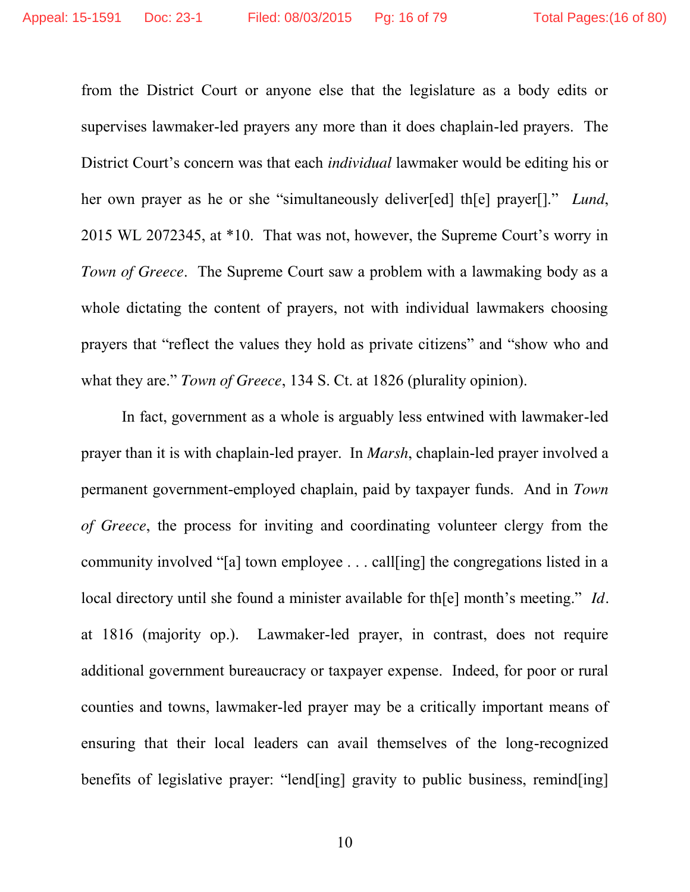from the District Court or anyone else that the legislature as a body edits or supervises lawmaker-led prayers any more than it does chaplain-led prayers. The District Court's concern was that each *individual* lawmaker would be editing his or her own prayer as he or she "simultaneously deliver[ed] th[e] prayer[]." *Lund*, 2015 WL 2072345, at *10. That was not, however, the Supreme Court's worry in *Town of Greece*. The Supreme Court saw a problem with a lawmaking body as a whole dictating the content of prayers, not with individual lawmakers choosing prayers that "reflect the values they hold as private citizens" and "show who and what they are." *Town of Greece*, 134 S. Ct. at 1826 (plurality opinion).

In fact, government as a whole is arguably less entwined with lawmaker-led prayer than it is with chaplain-led prayer. In *Marsh*, chaplain-led prayer involved a permanent government-employed chaplain, paid by taxpayer funds. And in *Town of Greece*, the process for inviting and coordinating volunteer clergy from the community involved "[a] town employee . . . call[ing] the congregations listed in a local directory until she found a minister available for th[e] month's meeting." *Id*. at 1816 (majority op.). Lawmaker-led prayer, in contrast, does not require additional government bureaucracy or taxpayer expense. Indeed, for poor or rural counties and towns, lawmaker-led prayer may be a critically important means of ensuring that their local leaders can avail themselves of the long-recognized benefits of legislative prayer: "lend[ing] gravity to public business, remind[ing]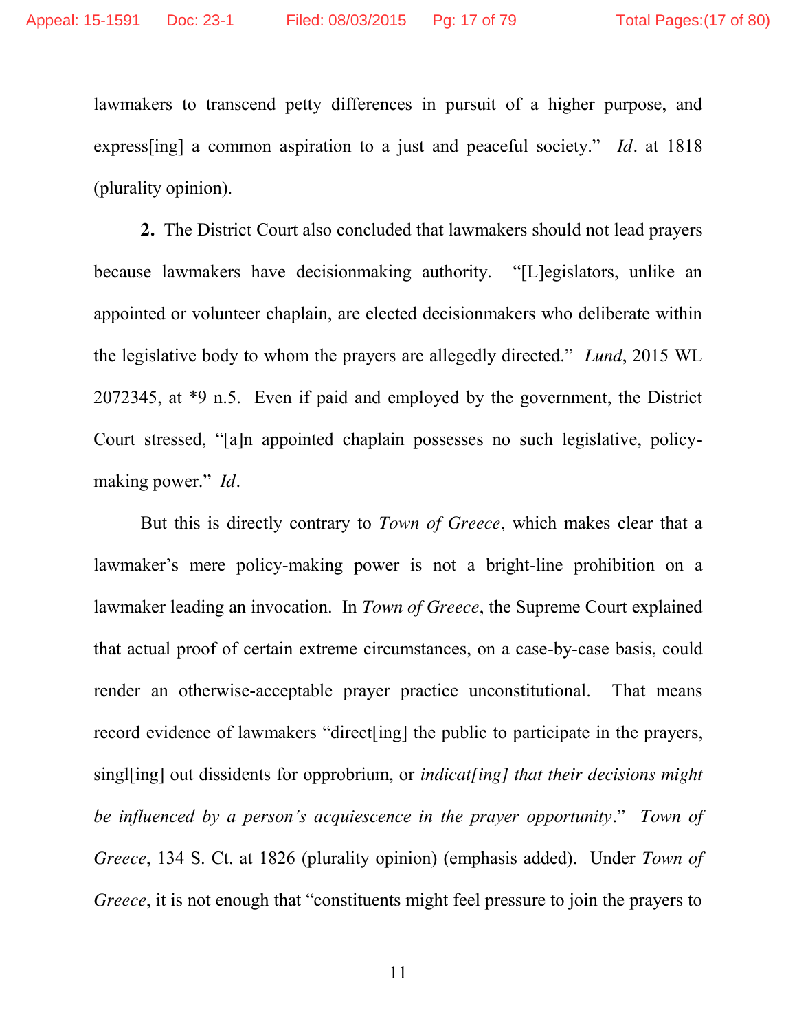lawmakers to transcend petty differences in pursuit of a higher purpose, and express[ing] a common aspiration to a just and peaceful society." *Id*. at 1818 (plurality opinion).

**2.** The District Court also concluded that lawmakers should not lead prayers because lawmakers have decisionmaking authority. "[L]egislators, unlike an appointed or volunteer chaplain, are elected decisionmakers who deliberate within the legislative body to whom the prayers are allegedly directed." *Lund*, 2015 WL 2072345, at *9 n.5. Even if paid and employed by the government, the District Court stressed, "[a]n appointed chaplain possesses no such legislative, policy-making power." *Id*.

But this is directly contrary to *Town of Greece*, which makes clear that a lawmaker's mere policy-making power is not a bright-line prohibition on a lawmaker leading an invocation. In *Town of Greece*, the Supreme Court explained that actual proof of certain extreme circumstances, on a case-by-case basis, could render an otherwise-acceptable prayer practice unconstitutional. That means record evidence of lawmakers "direct[ing] the public to participate in the prayers, singl[ing] out dissidents for opprobrium, or *indicat[ing] that their decisions might be influenced by a person's acquiescence in the prayer opportunity*." *Town of Greece*, 134 S. Ct. at 1826 (plurality opinion) (emphasis added). Under *Town of Greece*, it is not enough that "constituents might feel pressure to join the prayers to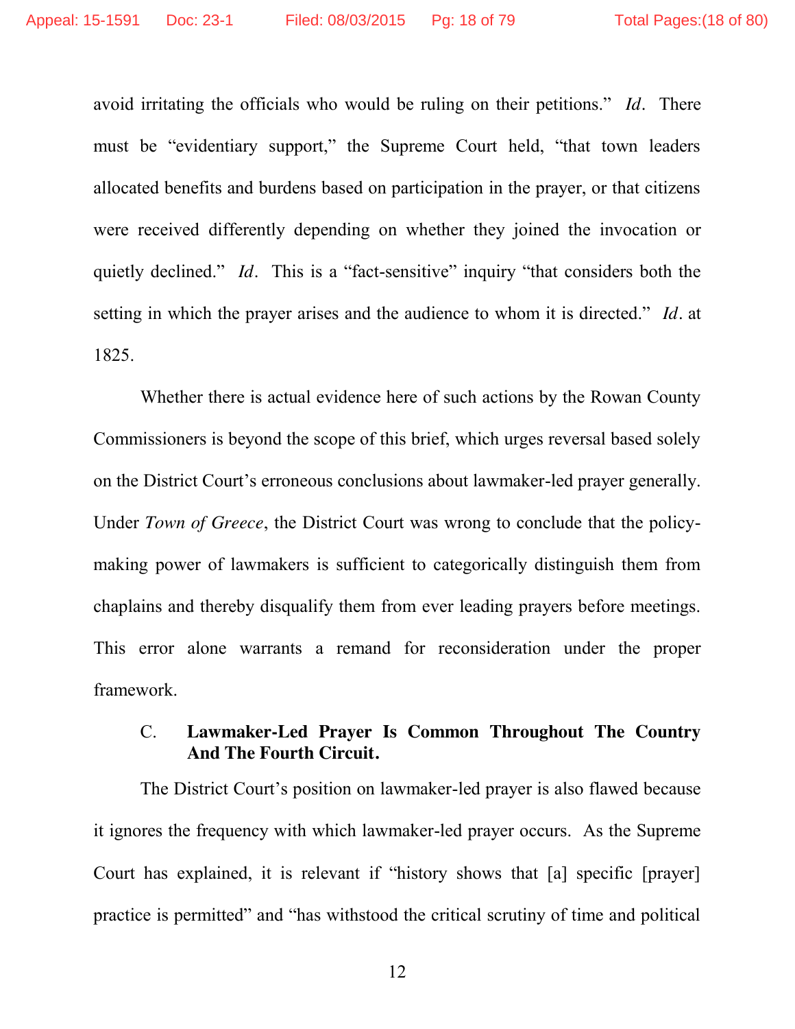avoid irritating the officials who would be ruling on their petitions." *Id*. There must be "evidentiary support," the Supreme Court held, "that town leaders allocated benefits and burdens based on participation in the prayer, or that citizens were received differently depending on whether they joined the invocation or quietly declined." *Id*. This is a "fact-sensitive" inquiry "that considers both the setting in which the prayer arises and the audience to whom it is directed." *Id*. at 1825.

Whether there is actual evidence here of such actions by the Rowan County Commissioners is beyond the scope of this brief, which urges reversal based solely on the District Court's erroneous conclusions about lawmaker-led prayer generally. Under *Town of Greece*, the District Court was wrong to conclude that the policy-making power of lawmakers is sufficient to categorically distinguish them from chaplains and thereby disqualify them from ever leading prayers before meetings. This error alone warrants a remand for reconsideration under the proper framework.

### C. **Lawmaker-Led Prayer Is Common Throughout The Country And The Fourth Circuit.**

The District Court's position on lawmaker-led prayer is also flawed because it ignores the frequency with which lawmaker-led prayer occurs. As the Supreme Court has explained, it is relevant if "history shows that [a] specific [prayer] practice is permitted" and "has withstood the critical scrutiny of time and political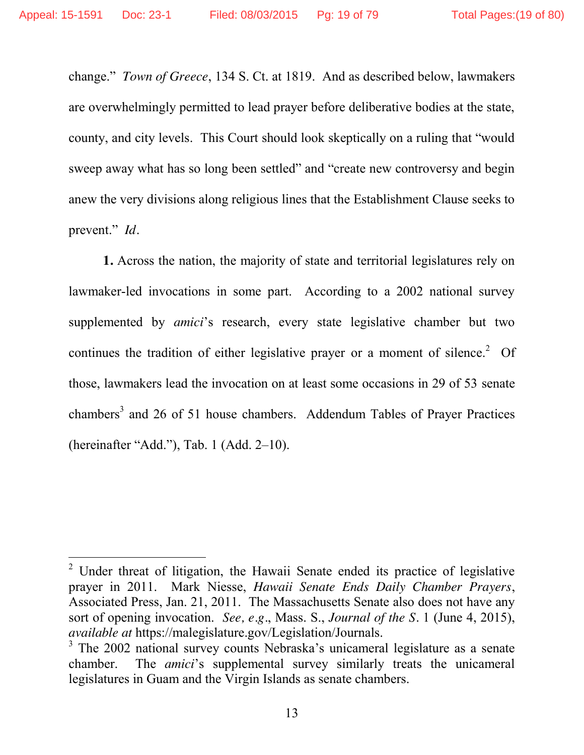change." *Town of Greece*, 134 S. Ct. at 1819. And as described below, lawmakers are overwhelmingly permitted to lead prayer before deliberative bodies at the state, county, and city levels. This Court should look skeptically on a ruling that "would sweep away what has so long been settled" and "create new controversy and begin anew the very divisions along religious lines that the Establishment Clause seeks to prevent." *Id*.

**1.** Across the nation, the majority of state and territorial legislatures rely on lawmaker-led invocations in some part. According to a 2002 national survey supplemented by *amici*'s research, every state legislative chamber but two continues the tradition of either legislative prayer or a moment of silence.[2] Of those, lawmakers lead the invocation on at least some occasions in 29 of 53 senate chambers[3] and 26 of 51 house chambers. Addendum Tables of Prayer Practices (hereinafter "Add."), Tab. 1 (Add. 2–10).

---

[2] Under threat of litigation, the Hawaii Senate ended its practice of legislative prayer in 2011. Mark Niesse, *Hawaii Senate Ends Daily Chamber Prayers*, Associated Press, Jan. 21, 2011. The Massachusetts Senate also does not have any sort of opening invocation. *See, e.g*., Mass. S., *Journal of the S*. 1 (June 4, 2015), *available at* https://malegislature.gov/Legislation/Journals.

[3] The 2002 national survey counts Nebraska's unicameral legislature as a senate chamber. The *amici*'s supplemental survey similarly treats the unicameral legislatures in Guam and the Virgin Islands as senate chambers.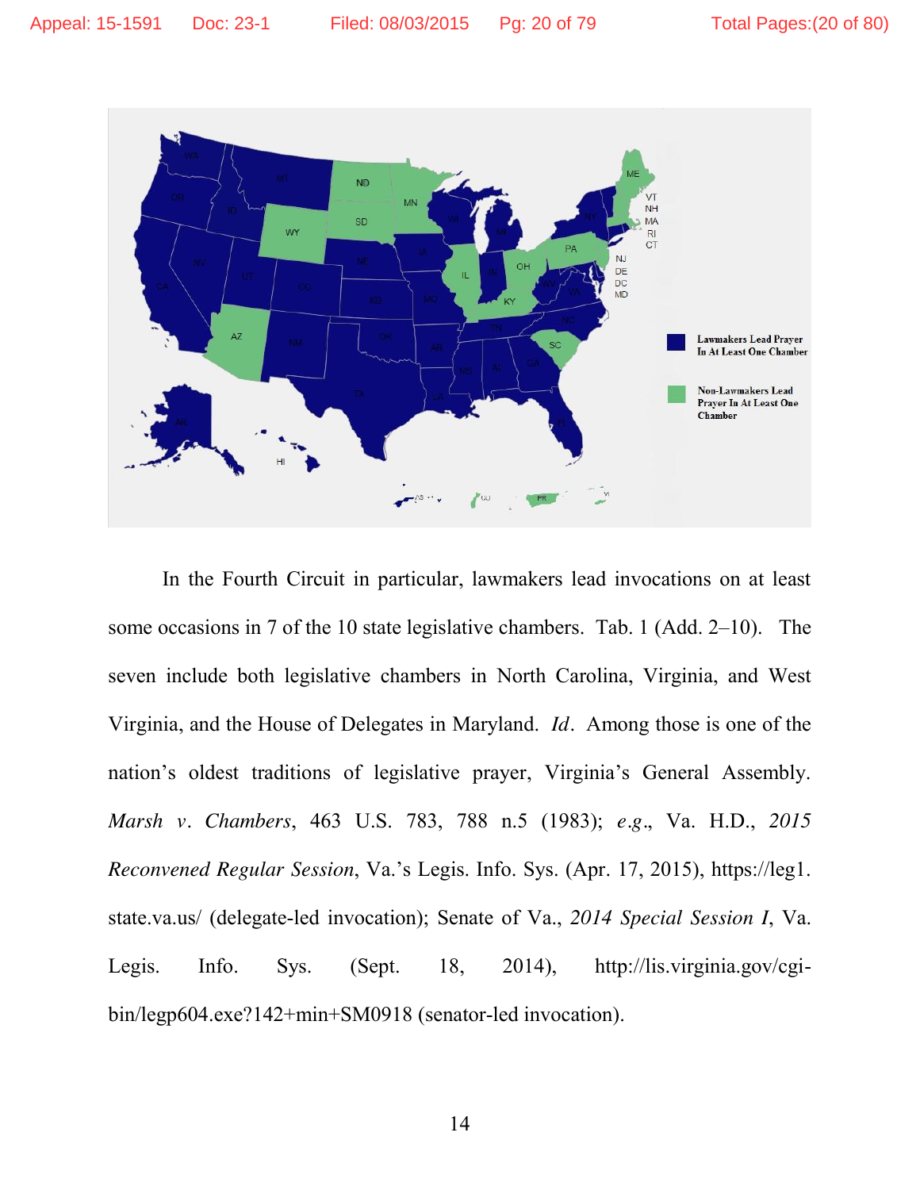In the Fourth Circuit in particular, lawmakers lead invocations on at least some occasions in 7 of the 10 state legislative chambers. Tab. 1 (Add. 2–10). The seven include both legislative chambers in North Carolina, Virginia, and West Virginia, and the House of Delegates in Maryland. *Id*. Among those is one of the nation's oldest traditions of legislative prayer, Virginia's General Assembly. *Marsh v. Chambers*, 463 U.S. 783, 788 n.5 (1983); *e.g.*, Va. H.D., *2015 Reconvened Regular Session*, Va.'s Legis. Info. Sys. (Apr. 17, 2015), https://leg1.state.va.us/ (delegate-led invocation); Senate of Va., *2014 Special Session I*, Va. Legis. Info. Sys. (Sept. 18, 2014), http://lis.virginia.gov/cgi-bin/legp604.exe?142+min+SM0918 (senator-led invocation).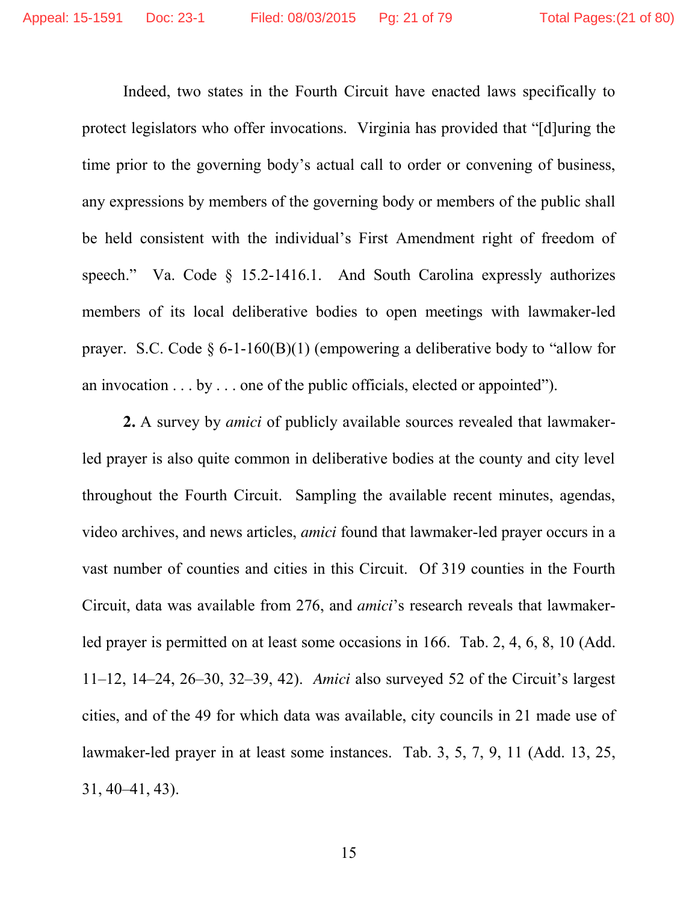Indeed, two states in the Fourth Circuit have enacted laws specifically to protect legislators who offer invocations. Virginia has provided that "[d]uring the time prior to the governing body's actual call to order or convening of business, any expressions by members of the governing body or members of the public shall be held consistent with the individual's First Amendment right of freedom of speech." Va. Code § 15.2-1416.1. And South Carolina expressly authorizes members of its local deliberative bodies to open meetings with lawmaker-led prayer. S.C. Code § 6-1-160(B)(1) (empowering a deliberative body to "allow for an invocation . . . by . . . one of the public officials, elected or appointed").

**2.** A survey by *amici* of publicly available sources revealed that lawmaker-led prayer is also quite common in deliberative bodies at the county and city level throughout the Fourth Circuit. Sampling the available recent minutes, agendas, video archives, and news articles, *amici* found that lawmaker-led prayer occurs in a vast number of counties and cities in this Circuit. Of 319 counties in the Fourth Circuit, data was available from 276, and *amici*'s research reveals that lawmaker-led prayer is permitted on at least some occasions in 166. Tab. 2, 4, 6, 8, 10 (Add. 11–12, 14–24, 26–30, 32–39, 42). *Amici* also surveyed 52 of the Circuit's largest cities, and of the 49 for which data was available, city councils in 21 made use of lawmaker-led prayer in at least some instances. Tab. 3, 5, 7, 9, 11 (Add. 13, 25, 31, 40–41, 43).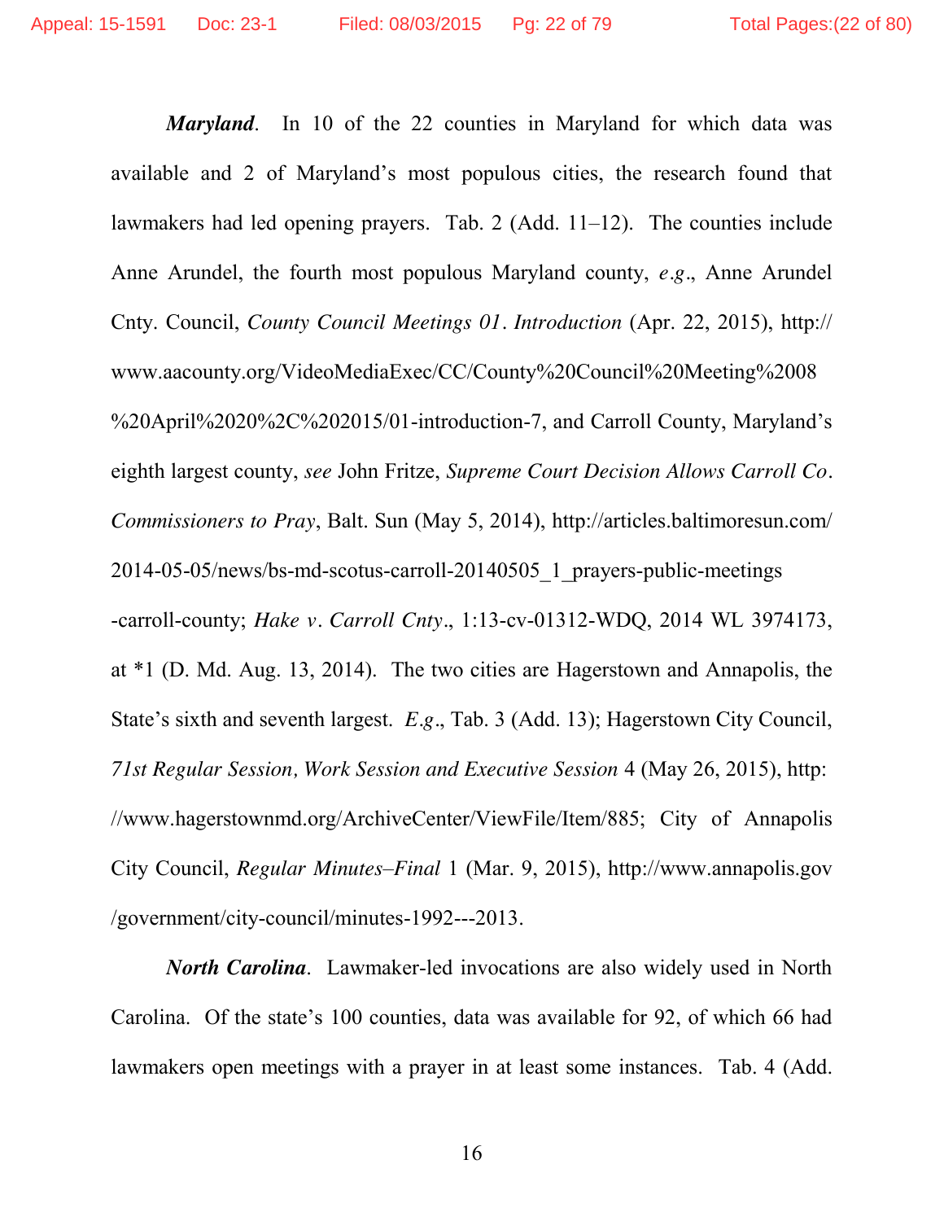***Maryland***. In 10 of the 22 counties in Maryland for which data was available and 2 of Maryland's most populous cities, the research found that lawmakers had led opening prayers. Tab. 2 (Add. 11–12). The counties include Anne Arundel, the fourth most populous Maryland county, *e.g.*, Anne Arundel Cnty. Council, *County Council Meetings 01. Introduction* (Apr. 22, 2015), http://www.aacounty.org/VideoMediaExec/CC/County%20Council%20Meeting%2008%20April%2020%2C%202015/01-introduction-7, and Carroll County, Maryland's eighth largest county, *see* John Fritze, *Supreme Court Decision Allows Carroll Co. Commissioners to Pray*, Balt. Sun (May 5, 2014), http://articles.baltimoresun.com/2014-05-05/news/bs-md-scotus-carroll-20140505_1_prayers-public-meetings-carroll-county; *Hake v. Carroll Cnty.*, 1:13-cv-01312-WDQ, 2014 WL 3974173, at *1 (D. Md. Aug. 13, 2014). The two cities are Hagerstown and Annapolis, the State's sixth and seventh largest. *E.g.*, Tab. 3 (Add. 13); Hagerstown City Council, *71st Regular Session, Work Session and Executive Session* 4 (May 26, 2015), http://www.hagerstownmd.org/ArchiveCenter/ViewFile/Item/885; City of Annapolis City Council, *Regular Minutes–Final* 1 (Mar. 9, 2015), http://www.annapolis.gov/government/city-council/minutes-1992---2013.

***North Carolina***. Lawmaker-led invocations are also widely used in North Carolina. Of the state's 100 counties, data was available for 92, of which 66 had lawmakers open meetings with a prayer in at least some instances. Tab. 4 (Add.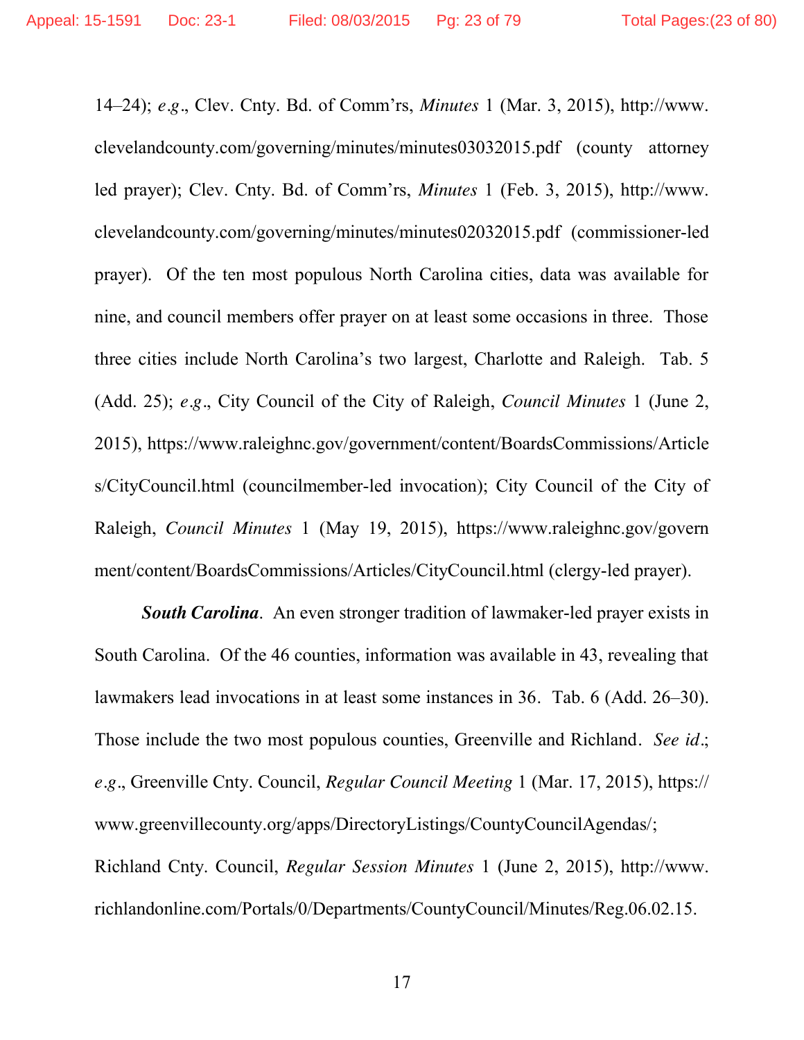14–24); *e.g.*, Clev. Cnty. Bd. of Comm'rs, *Minutes* 1 (Mar. 3, 2015), http://www.clevelandcounty.com/governing/minutes/minutes03032015.pdf (county attorney led prayer); Clev. Cnty. Bd. of Comm'rs, *Minutes* 1 (Feb. 3, 2015), http://www.clevelandcounty.com/governing/minutes/minutes02032015.pdf (commissioner-led prayer). Of the ten most populous North Carolina cities, data was available for nine, and council members offer prayer on at least some occasions in three. Those three cities include North Carolina's two largest, Charlotte and Raleigh. Tab. 5 (Add. 25); *e.g.*, City Council of the City of Raleigh, *Council Minutes* 1 (June 2, 2015), https://www.raleighnc.gov/government/content/BoardsCommissions/Articles/CityCouncil.html (councilmember-led invocation); City Council of the City of Raleigh, *Council Minutes* 1 (May 19, 2015), https://www.raleighnc.gov/government/content/BoardsCommissions/Articles/CityCouncil.html (clergy-led prayer).

***South Carolina***. An even stronger tradition of lawmaker-led prayer exists in South Carolina. Of the 46 counties, information was available in 43, revealing that lawmakers lead invocations in at least some instances in 36. Tab. 6 (Add. 26–30). Those include the two most populous counties, Greenville and Richland. *See id.*; *e.g.*, Greenville Cnty. Council, *Regular Council Meeting* 1 (Mar. 17, 2015), https://www.greenvillecounty.org/apps/DirectoryListings/CountyCouncilAgendas/; Richland Cnty. Council, *Regular Session Minutes* 1 (June 2, 2015), http://www.richlandonline.com/Portals/0/Departments/CountyCouncil/Minutes/Reg.06.02.15.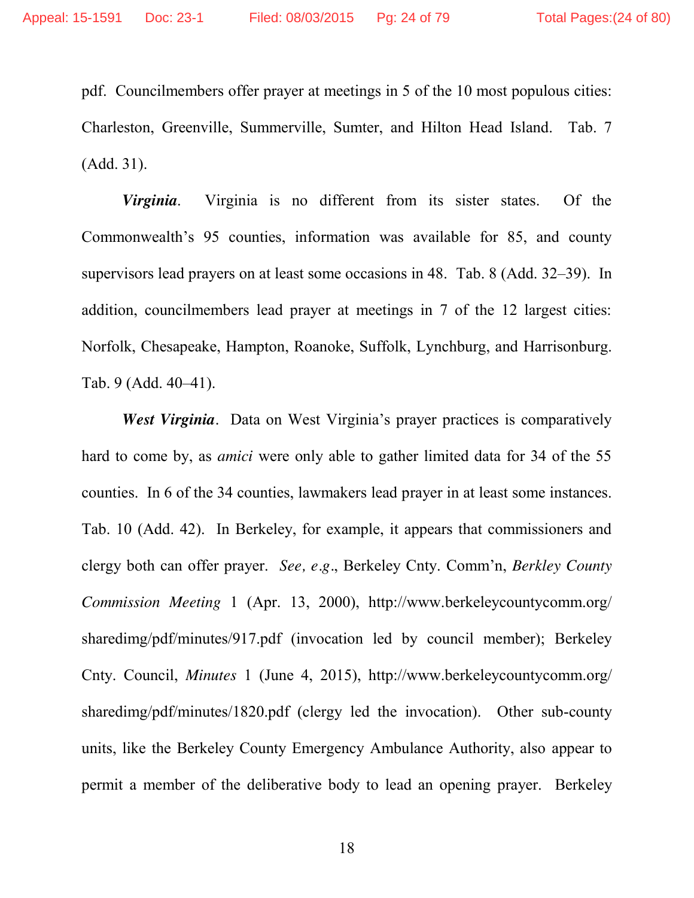pdf. Councilmembers offer prayer at meetings in 5 of the 10 most populous cities: Charleston, Greenville, Summerville, Sumter, and Hilton Head Island. Tab. 7 (Add. 31).

***Virginia***. Virginia is no different from its sister states. Of the Commonwealth's 95 counties, information was available for 85, and county supervisors lead prayers on at least some occasions in 48. Tab. 8 (Add. 32–39). In addition, councilmembers lead prayer at meetings in 7 of the 12 largest cities: Norfolk, Chesapeake, Hampton, Roanoke, Suffolk, Lynchburg, and Harrisonburg. Tab. 9 (Add. 40–41).

***West Virginia***. Data on West Virginia's prayer practices is comparatively hard to come by, as *amici* were only able to gather limited data for 34 of the 55 counties. In 6 of the 34 counties, lawmakers lead prayer in at least some instances. Tab. 10 (Add. 42). In Berkeley, for example, it appears that commissioners and clergy both can offer prayer. *See, e.g.*, Berkeley Cnty. Comm'n, *Berkley County Commission Meeting* 1 (Apr. 13, 2000), http://www.berkeleycountycomm.org/sharedimg/pdf/minutes/917.pdf (invocation led by council member); Berkeley Cnty. Council, *Minutes* 1 (June 4, 2015), http://www.berkeleycountycomm.org/sharedimg/pdf/minutes/1820.pdf (clergy led the invocation). Other sub-county units, like the Berkeley County Emergency Ambulance Authority, also appear to permit a member of the deliberative body to lead an opening prayer. Berkeley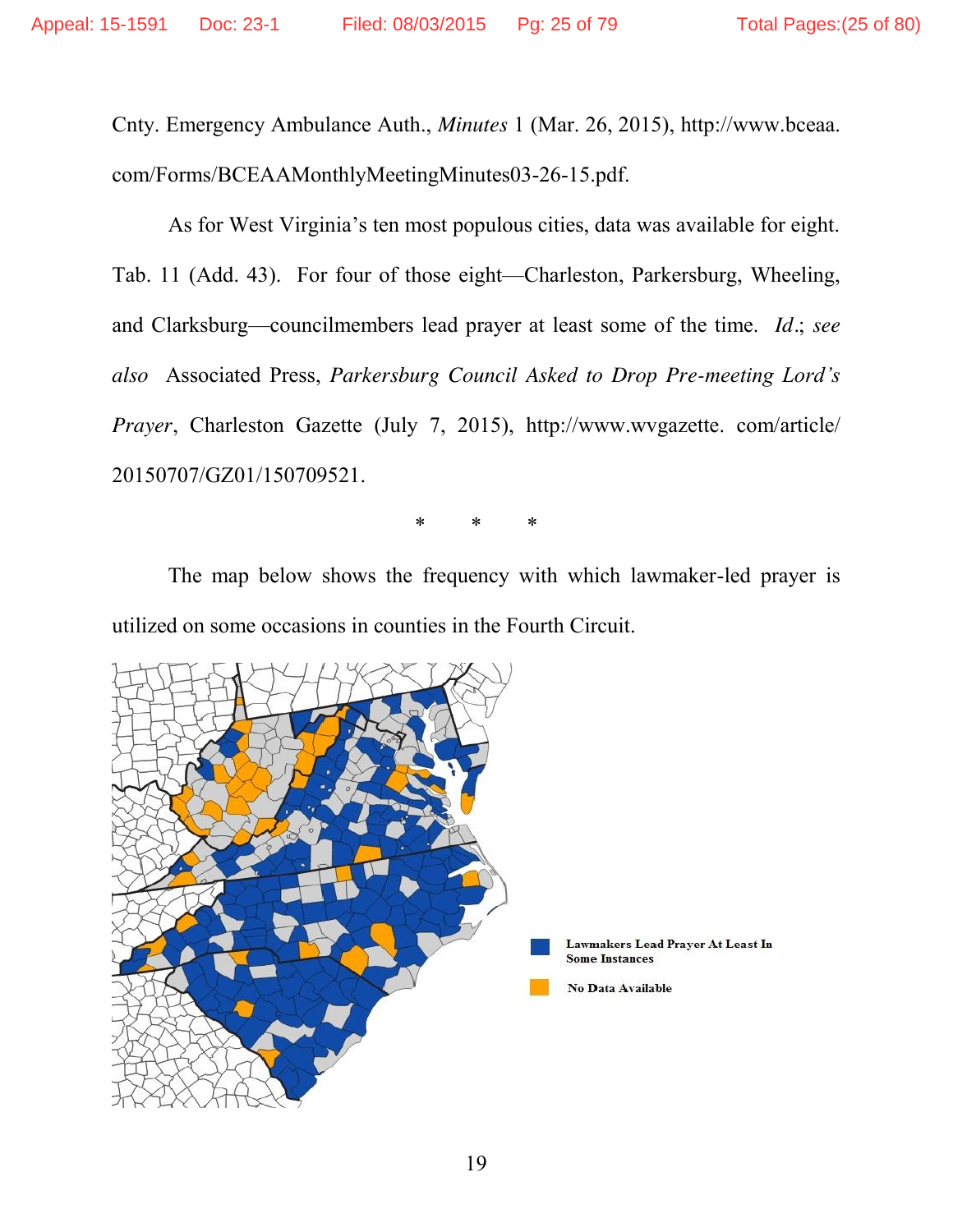Cnty. Emergency Ambulance Auth., *Minutes* 1 (Mar. 26, 2015), http://www.bceaa.com/Forms/BCEAAMonthlyMeetingMinutes03-26-15.pdf.

As for West Virginia's ten most populous cities, data was available for eight. Tab. 11 (Add. 43). For four of those eight—Charleston, Parkersburg, Wheeling, and Clarksburg—councilmembers lead prayer at least some of the time. *Id.*; *see also* Associated Press, *Parkersburg Council Asked to Drop Pre-meeting Lord's Prayer*, Charleston Gazette (July 7, 2015), http://www.wvgazette.com/article/20150707/GZ01/150709521.

\* \* \*

The map below shows the frequency with which lawmaker-led prayer is utilized on some occasions in counties in the Fourth Circuit.

Lawmakers Lead Prayer At Least In Some Instances

No Data Available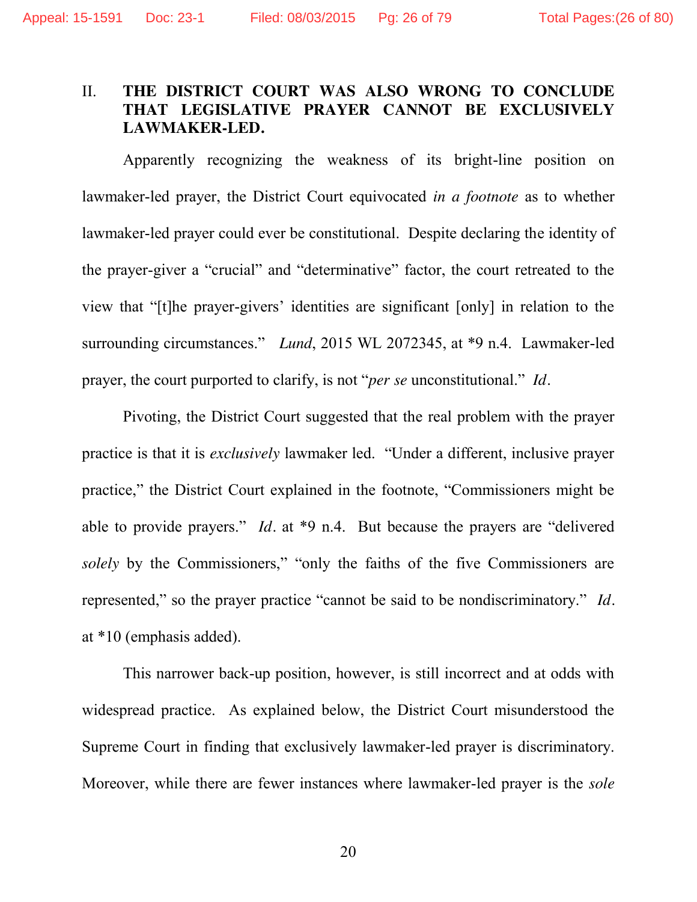## II. THE DISTRICT COURT WAS ALSO WRONG TO CONCLUDE THAT LEGISLATIVE PRAYER CANNOT BE EXCLUSIVELY LAWMAKER-LED.

Apparently recognizing the weakness of its bright-line position on lawmaker-led prayer, the District Court equivocated *in a footnote* as to whether lawmaker-led prayer could ever be constitutional. Despite declaring the identity of the prayer-giver a "crucial" and "determinative" factor, the court retreated to the view that "[t]he prayer-givers' identities are significant [only] in relation to the surrounding circumstances." *Lund*, 2015 WL 2072345, at *9 n.4. Lawmaker-led prayer, the court purported to clarify, is not "*per se* unconstitutional." *Id*.

Pivoting, the District Court suggested that the real problem with the prayer practice is that it is *exclusively* lawmaker led. "Under a different, inclusive prayer practice," the District Court explained in the footnote, "Commissioners might be able to provide prayers." *Id*. at *9 n.4. But because the prayers are "delivered *solely* by the Commissioners," "only the faiths of the five Commissioners are represented," so the prayer practice "cannot be said to be nondiscriminatory." *Id*. at *10 (emphasis added).

This narrower back-up position, however, is still incorrect and at odds with widespread practice. As explained below, the District Court misunderstood the Supreme Court in finding that exclusively lawmaker-led prayer is discriminatory. Moreover, while there are fewer instances where lawmaker-led prayer is the *sole*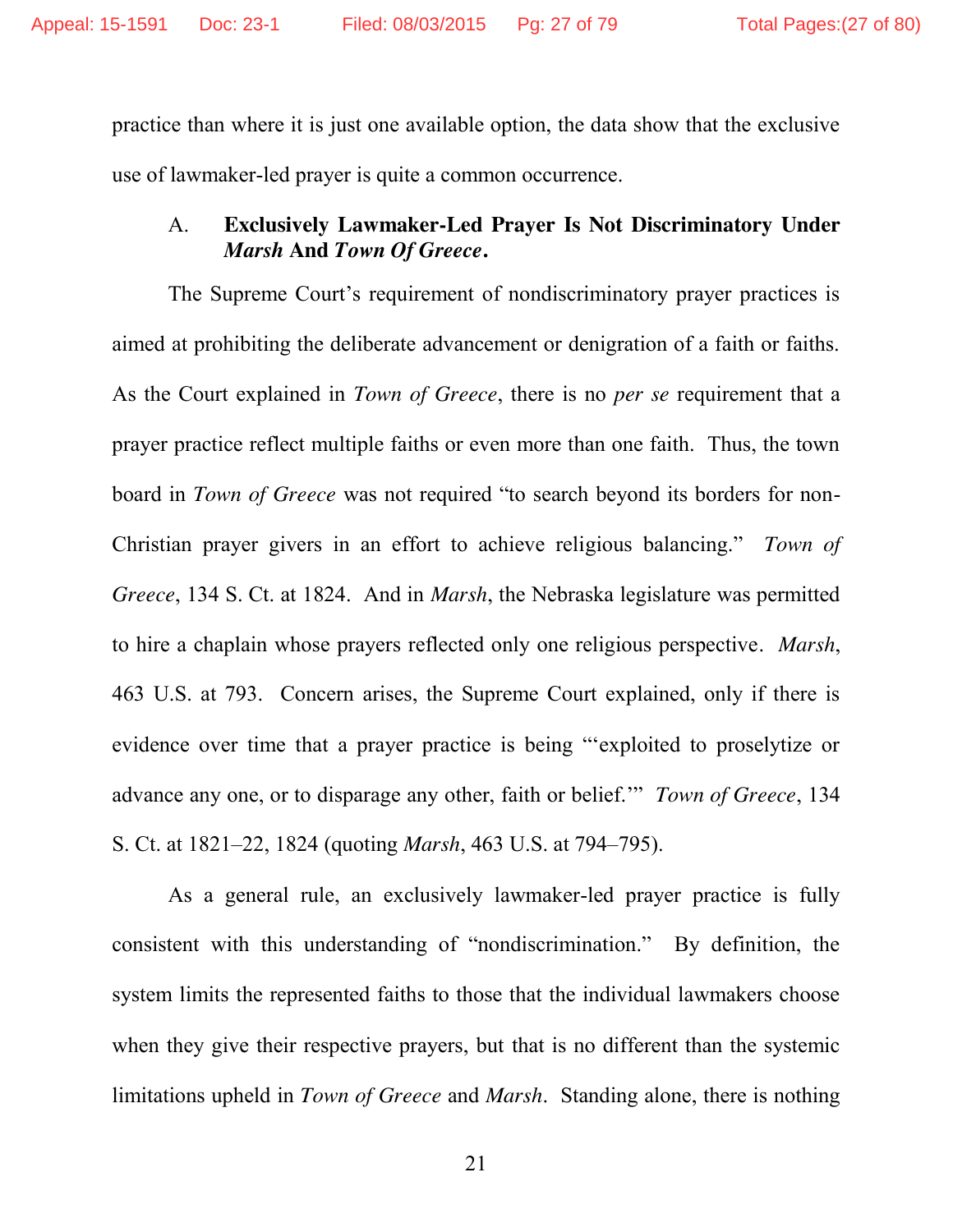practice than where it is just one available option, the data show that the exclusive use of lawmaker-led prayer is quite a common occurrence.

### A. Exclusively Lawmaker-Led Prayer Is Not Discriminatory Under *Marsh* And *Town Of Greece*.

The Supreme Court's requirement of nondiscriminatory prayer practices is aimed at prohibiting the deliberate advancement or denigration of a faith or faiths. As the Court explained in *Town of Greece*, there is no *per se* requirement that a prayer practice reflect multiple faiths or even more than one faith. Thus, the town board in *Town of Greece* was not required "to search beyond its borders for non-Christian prayer givers in an effort to achieve religious balancing." *Town of Greece*, 134 S. Ct. at 1824. And in *Marsh*, the Nebraska legislature was permitted to hire a chaplain whose prayers reflected only one religious perspective. *Marsh*, 463 U.S. at 793. Concern arises, the Supreme Court explained, only if there is evidence over time that a prayer practice is being "'exploited to proselytize or advance any one, or to disparage any other, faith or belief.'" *Town of Greece*, 134 S. Ct. at 1821–22, 1824 (quoting *Marsh*, 463 U.S. at 794–795).

As a general rule, an exclusively lawmaker-led prayer practice is fully consistent with this understanding of "nondiscrimination." By definition, the system limits the represented faiths to those that the individual lawmakers choose when they give their respective prayers, but that is no different than the systemic limitations upheld in *Town of Greece* and *Marsh*. Standing alone, there is nothing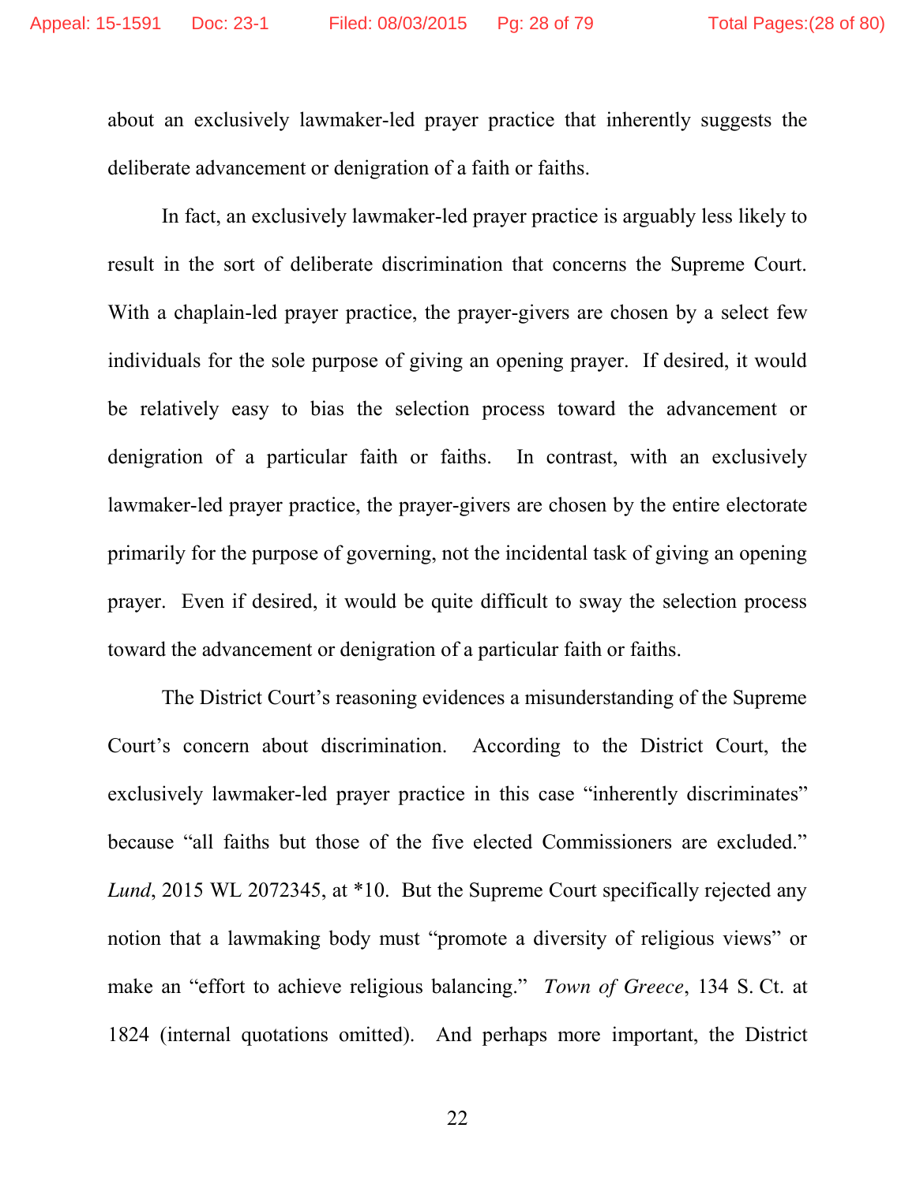about an exclusively lawmaker-led prayer practice that inherently suggests the deliberate advancement or denigration of a faith or faiths.

In fact, an exclusively lawmaker-led prayer practice is arguably less likely to result in the sort of deliberate discrimination that concerns the Supreme Court. With a chaplain-led prayer practice, the prayer-givers are chosen by a select few individuals for the sole purpose of giving an opening prayer. If desired, it would be relatively easy to bias the selection process toward the advancement or denigration of a particular faith or faiths. In contrast, with an exclusively lawmaker-led prayer practice, the prayer-givers are chosen by the entire electorate primarily for the purpose of governing, not the incidental task of giving an opening prayer. Even if desired, it would be quite difficult to sway the selection process toward the advancement or denigration of a particular faith or faiths.

The District Court's reasoning evidences a misunderstanding of the Supreme Court's concern about discrimination. According to the District Court, the exclusively lawmaker-led prayer practice in this case "inherently discriminates" because "all faiths but those of the five elected Commissioners are excluded." *Lund*, 2015 WL 2072345, at *10. But the Supreme Court specifically rejected any notion that a lawmaking body must "promote a diversity of religious views" or make an "effort to achieve religious balancing." *Town of Greece*, 134 S. Ct. at 1824 (internal quotations omitted). And perhaps more important, the District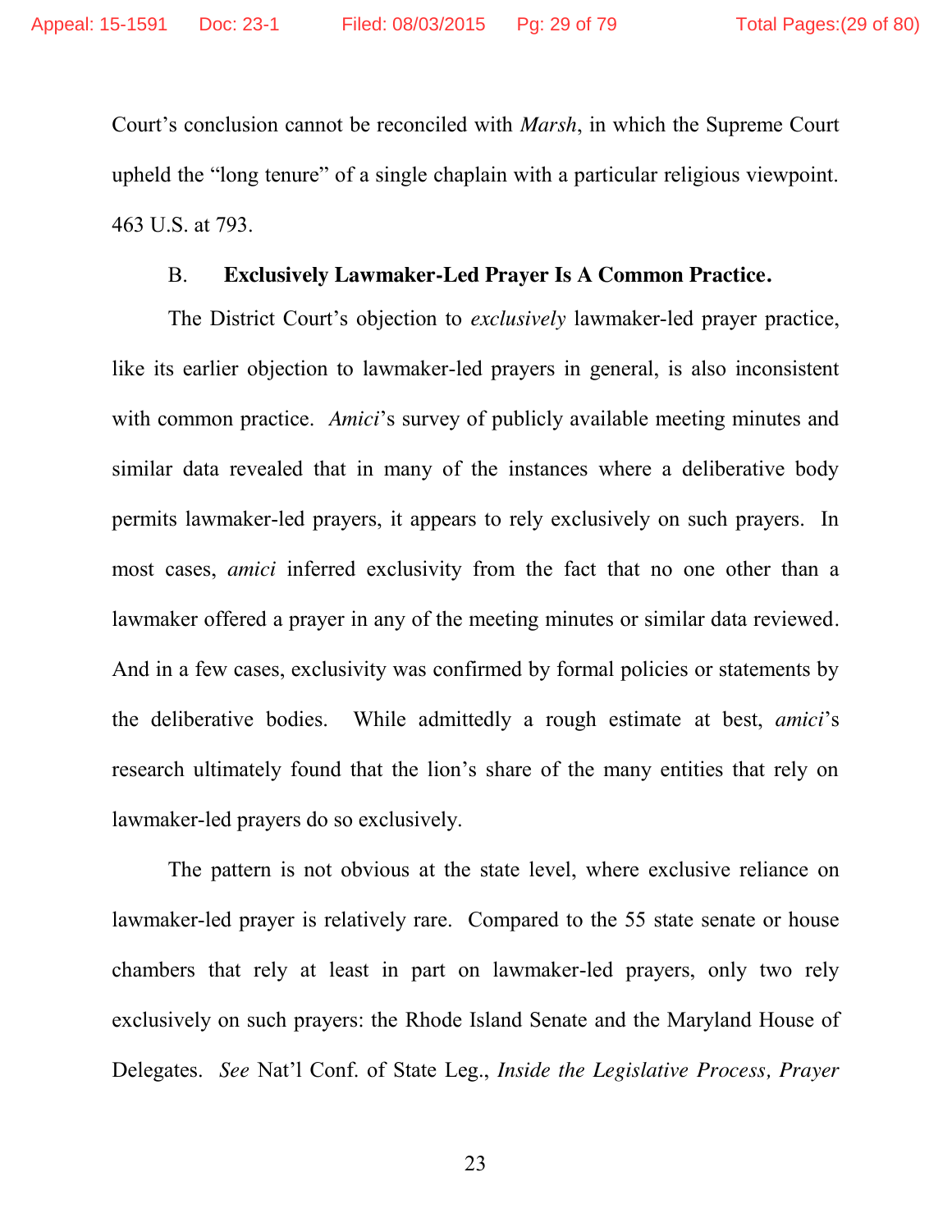Court's conclusion cannot be reconciled with *Marsh*, in which the Supreme Court upheld the "long tenure" of a single chaplain with a particular religious viewpoint. 463 U.S. at 793.

### B. Exclusively Lawmaker-Led Prayer Is A Common Practice.

The District Court's objection to *exclusively* lawmaker-led prayer practice, like its earlier objection to lawmaker-led prayers in general, is also inconsistent with common practice. *Amici*'s survey of publicly available meeting minutes and similar data revealed that in many of the instances where a deliberative body permits lawmaker-led prayers, it appears to rely exclusively on such prayers. In most cases, *amici* inferred exclusivity from the fact that no one other than a lawmaker offered a prayer in any of the meeting minutes or similar data reviewed. And in a few cases, exclusivity was confirmed by formal policies or statements by the deliberative bodies. While admittedly a rough estimate at best, *amici*'s research ultimately found that the lion's share of the many entities that rely on lawmaker-led prayers do so exclusively.

The pattern is not obvious at the state level, where exclusive reliance on lawmaker-led prayer is relatively rare. Compared to the 55 state senate or house chambers that rely at least in part on lawmaker-led prayers, only two rely exclusively on such prayers: the Rhode Island Senate and the Maryland House of Delegates. *See* Nat'l Conf. of State Leg., *Inside the Legislative Process, Prayer*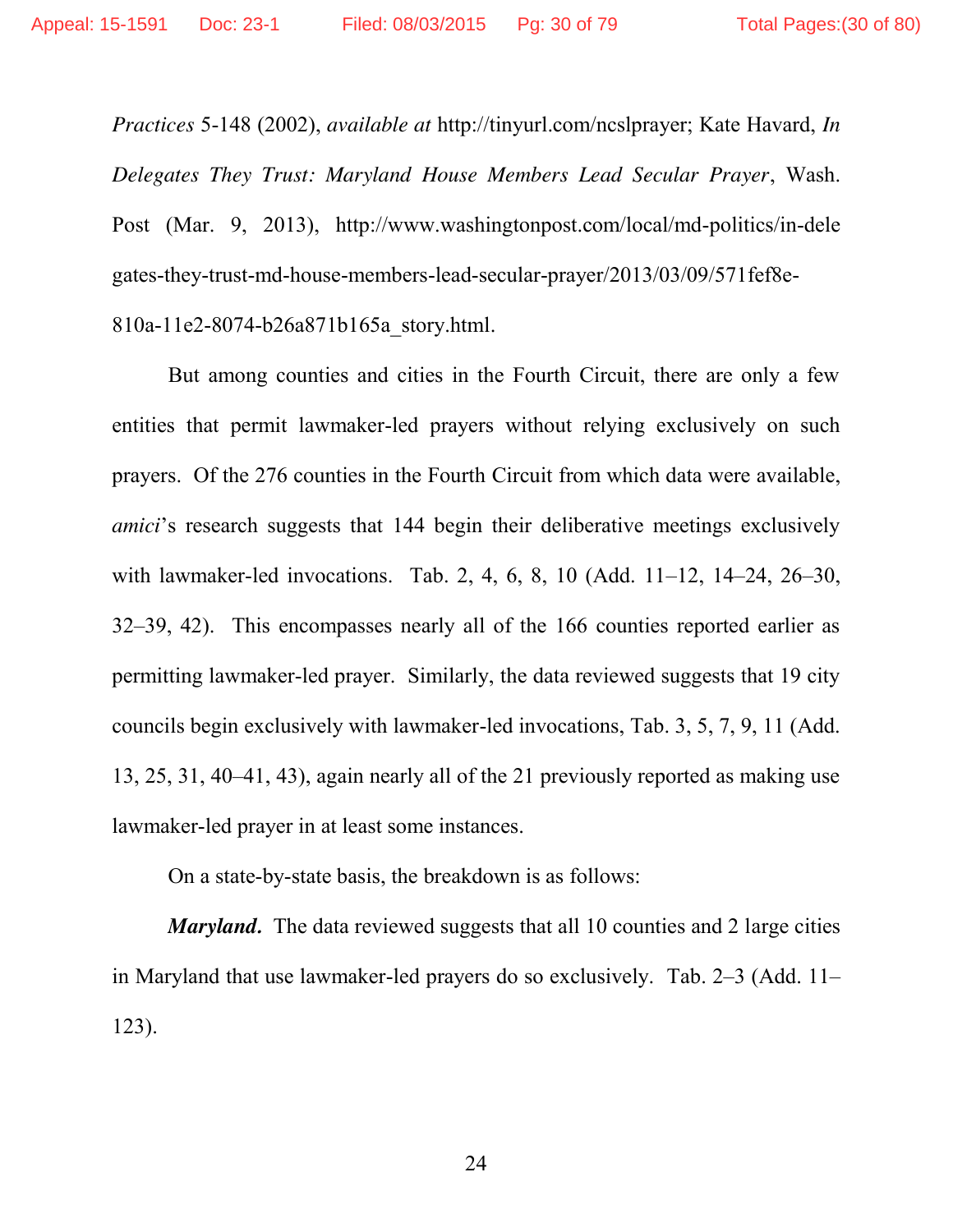*Practices* 5-148 (2002), *available at* http://tinyurl.com/ncslprayer; Kate Havard, *In Delegates They Trust: Maryland House Members Lead Secular Prayer*, Wash. Post (Mar. 9, 2013), http://www.washingtonpost.com/local/md-politics/in-delegates-they-trust-md-house-members-lead-secular-prayer/2013/03/09/571fef8e-810a-11e2-8074-b26a871b165a_story.html.

But among counties and cities in the Fourth Circuit, there are only a few entities that permit lawmaker-led prayers without relying exclusively on such prayers. Of the 276 counties in the Fourth Circuit from which data were available, *amici*'s research suggests that 144 begin their deliberative meetings exclusively with lawmaker-led invocations. Tab. 2, 4, 6, 8, 10 (Add. 11–12, 14–24, 26–30, 32–39, 42). This encompasses nearly all of the 166 counties reported earlier as permitting lawmaker-led prayer. Similarly, the data reviewed suggests that 19 city councils begin exclusively with lawmaker-led invocations, Tab. 3, 5, 7, 9, 11 (Add. 13, 25, 31, 40–41, 43), again nearly all of the 21 previously reported as making use lawmaker-led prayer in at least some instances.

On a state-by-state basis, the breakdown is as follows:

***Maryland.*** The data reviewed suggests that all 10 counties and 2 large cities in Maryland that use lawmaker-led prayers do so exclusively. Tab. 2–3 (Add. 11–123).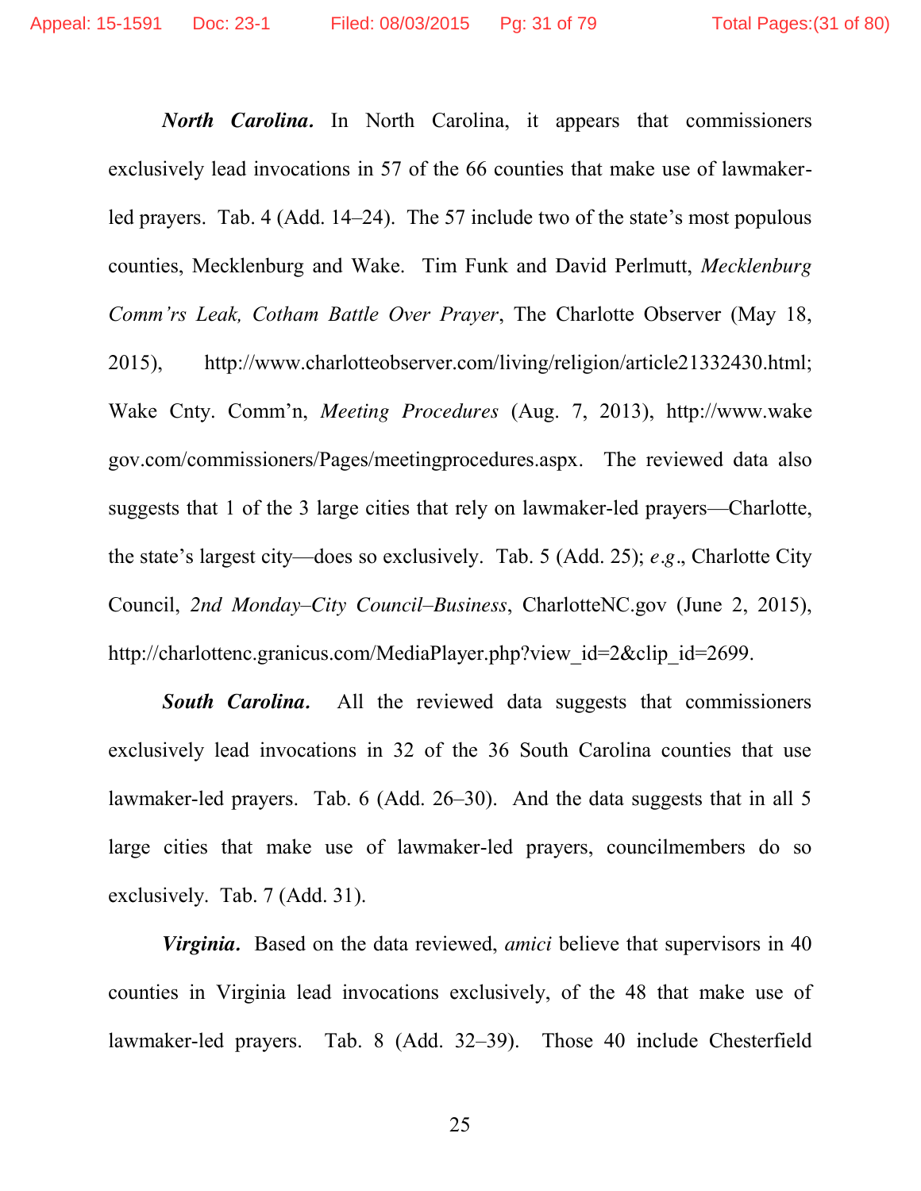***North Carolina.*** In North Carolina, it appears that commissioners exclusively lead invocations in 57 of the 66 counties that make use of lawmaker-led prayers. Tab. 4 (Add. 14–24). The 57 include two of the state's most populous counties, Mecklenburg and Wake. Tim Funk and David Perlmutt, *Mecklenburg Comm'rs Leak, Cotham Battle Over Prayer*, The Charlotte Observer (May 18, 2015), http://www.charlotteobserver.com/living/religion/article21332430.html; Wake Cnty. Comm'n, *Meeting Procedures* (Aug. 7, 2013), http://www.wakegov.com/commissioners/Pages/meetingprocedures.aspx. The reviewed data also suggests that 1 of the 3 large cities that rely on lawmaker-led prayers—Charlotte, the state's largest city—does so exclusively. Tab. 5 (Add. 25); *e.g.*, Charlotte City Council, *2nd Monday–City Council–Business*, CharlotteNC.gov (June 2, 2015), http://charlottenc.granicus.com/MediaPlayer.php?view_id=2&clip_id=2699.

***South Carolina.*** All the reviewed data suggests that commissioners exclusively lead invocations in 32 of the 36 South Carolina counties that use lawmaker-led prayers. Tab. 6 (Add. 26–30). And the data suggests that in all 5 large cities that make use of lawmaker-led prayers, councilmembers do so exclusively. Tab. 7 (Add. 31).

***Virginia.*** Based on the data reviewed, *amici* believe that supervisors in 40 counties in Virginia lead invocations exclusively, of the 48 that make use of lawmaker-led prayers. Tab. 8 (Add. 32–39). Those 40 include Chesterfield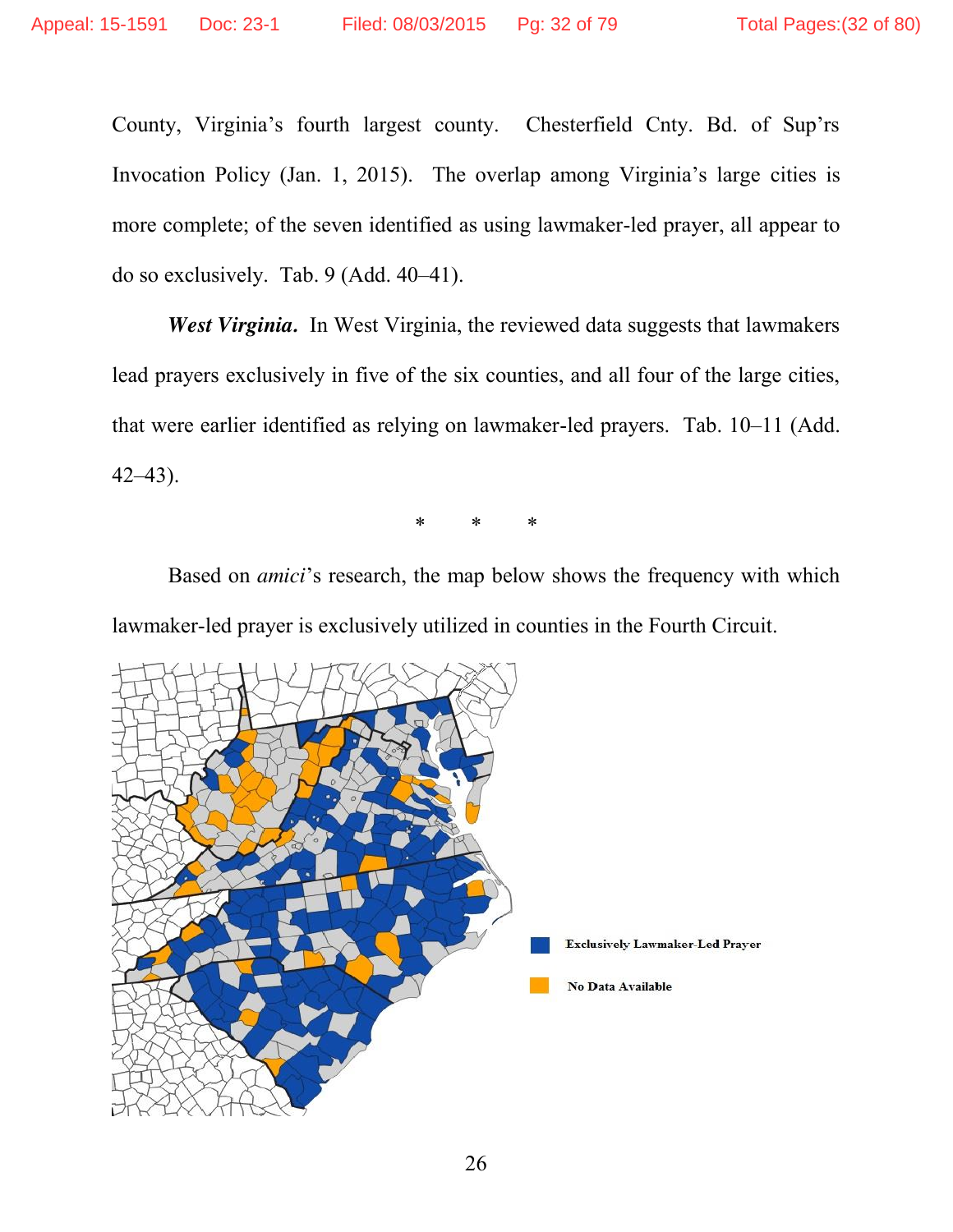County, Virginia's fourth largest county. Chesterfield Cnty. Bd. of Sup'rs Invocation Policy (Jan. 1, 2015). The overlap among Virginia's large cities is more complete; of the seven identified as using lawmaker-led prayer, all appear to do so exclusively. Tab. 9 (Add. 40–41).

***West Virginia.*** In West Virginia, the reviewed data suggests that lawmakers lead prayers exclusively in five of the six counties, and all four of the large cities, that were earlier identified as relying on lawmaker-led prayers. Tab. 10–11 (Add. 42–43).

\* \* \*

Based on *amici*'s research, the map below shows the frequency with which lawmaker-led prayer is exclusively utilized in counties in the Fourth Circuit.

Exclusively Lawmaker-Led Prayer

No Data Available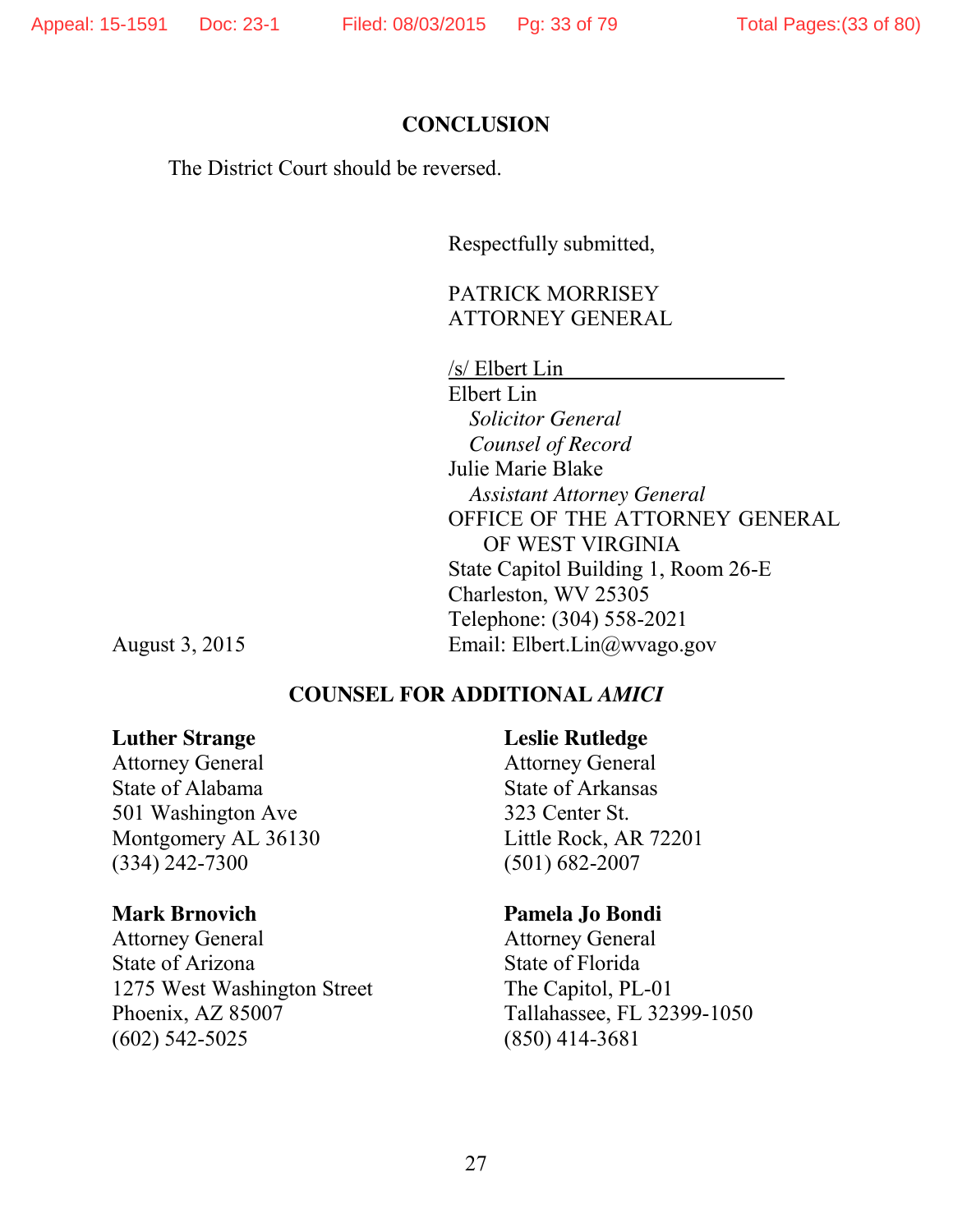## CONCLUSION

The District Court should be reversed.

Respectfully submitted,

PATRICK MORRISEY
ATTORNEY GENERAL

/s/ Elbert Lin
Elbert Lin
*Solicitor General*
*Counsel of Record*
Julie Marie Blake
*Assistant Attorney General*
OFFICE OF THE ATTORNEY GENERAL
OF WEST VIRGINIA
State Capitol Building 1, Room 26-E
Charleston, WV 25305
Telephone: (304) 558-2021
Email: Elbert.Lin@wvago.gov

August 3, 2015

## COUNSEL FOR ADDITIONAL *AMICI*

**Luther Strange**
Attorney General
State of Alabama
501 Washington Ave
Montgomery AL 36130
(334) 242-7300

**Mark Brnovich**
Attorney General
State of Arizona
1275 West Washington Street
Phoenix, AZ 85007
(602) 542-5025

**Leslie Rutledge**
Attorney General
State of Arkansas
323 Center St.
Little Rock, AR 72201
(501) 682-2007

**Pamela Jo Bondi**
Attorney General
State of Florida
The Capitol, PL-01
Tallahassee, FL 32399-1050
(850) 414-3681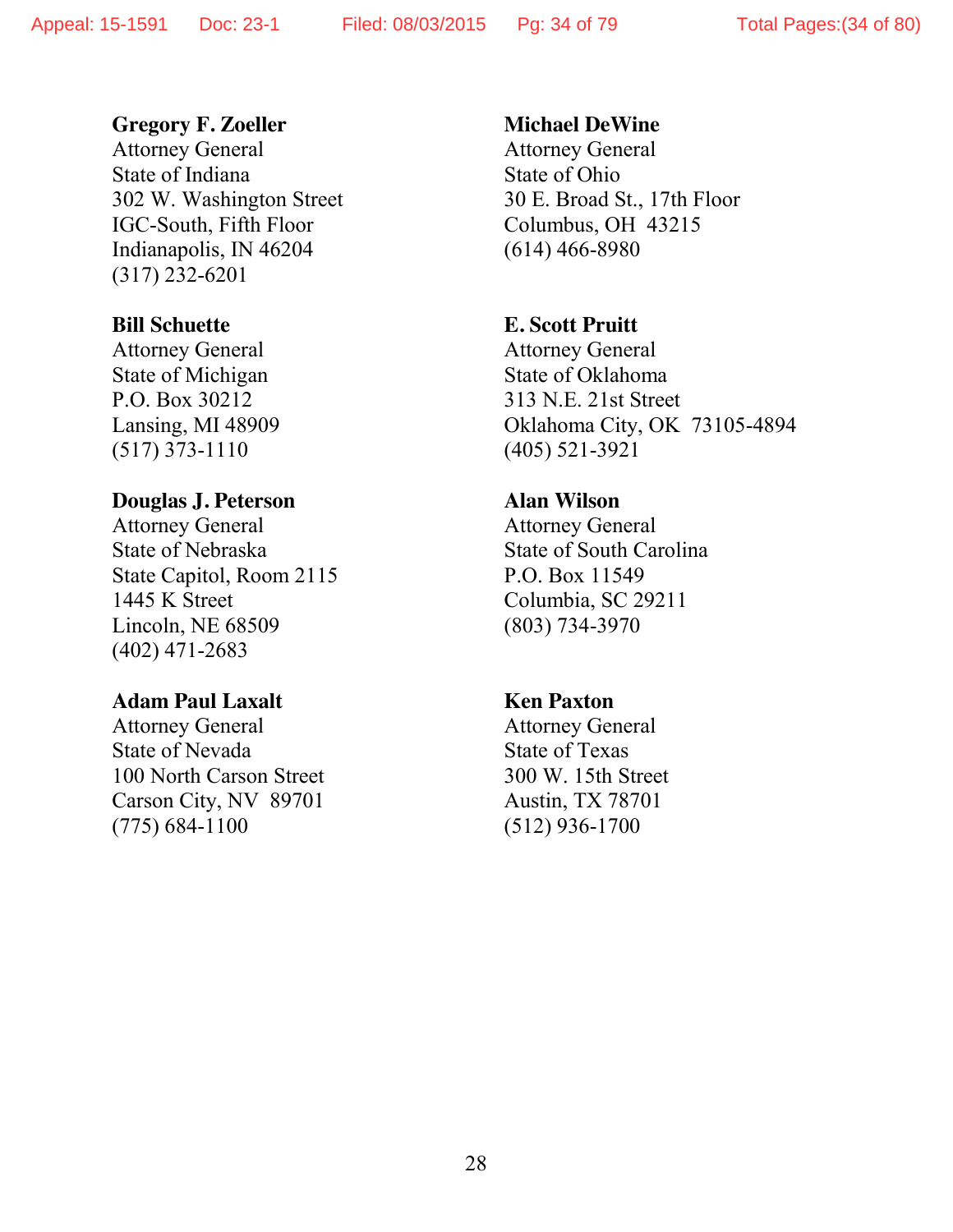**Gregory F. Zoeller**
Attorney General
State of Indiana
302 W. Washington Street
IGC-South, Fifth Floor
Indianapolis, IN 46204
(317) 232-6201

**Bill Schuette**
Attorney General
State of Michigan
P.O. Box 30212
Lansing, MI 48909
(517) 373-1110

**Douglas J. Peterson**
Attorney General
State of Nebraska
State Capitol, Room 2115
1445 K Street
Lincoln, NE 68509
(402) 471-2683

**Adam Paul Laxalt**
Attorney General
State of Nevada
100 North Carson Street
Carson City, NV 89701
(775) 684-1100

**Michael DeWine**
Attorney General
State of Ohio
30 E. Broad St., 17th Floor
Columbus, OH 43215
(614) 466-8980

**E. Scott Pruitt**
Attorney General
State of Oklahoma
313 N.E. 21st Street
Oklahoma City, OK 73105-4894
(405) 521-3921

**Alan Wilson**
Attorney General
State of South Carolina
P.O. Box 11549
Columbia, SC 29211
(803) 734-3970

**Ken Paxton**
Attorney General
State of Texas
300 W. 15th Street
Austin, TX 78701
(512) 936-1700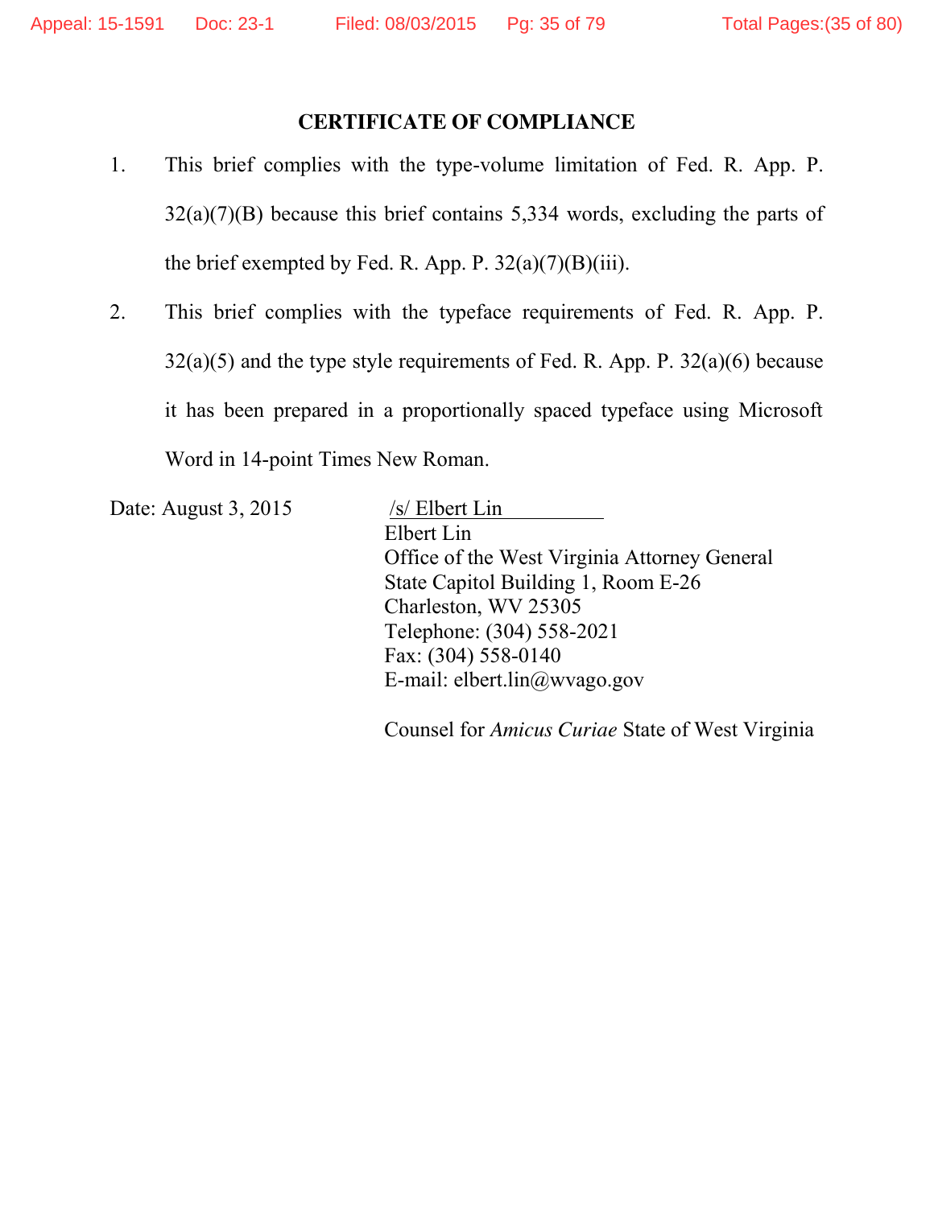## CERTIFICATE OF COMPLIANCE

1. This brief complies with the type-volume limitation of Fed. R. App. P. 32(a)(7)(B) because this brief contains 5,334 words, excluding the parts of the brief exempted by Fed. R. App. P. 32(a)(7)(B)(iii).

2. This brief complies with the typeface requirements of Fed. R. App. P. 32(a)(5) and the type style requirements of Fed. R. App. P. 32(a)(6) because it has been prepared in a proportionally spaced typeface using Microsoft Word in 14-point Times New Roman.

Date: August 3, 2015

/s/ Elbert Lin
Elbert Lin
Office of the West Virginia Attorney General
State Capitol Building 1, Room E-26
Charleston, WV 25305
Telephone: (304) 558-2021
Fax: (304) 558-0140
E-mail: elbert.lin@wvago.gov

Counsel for *Amicus Curiae* State of West Virginia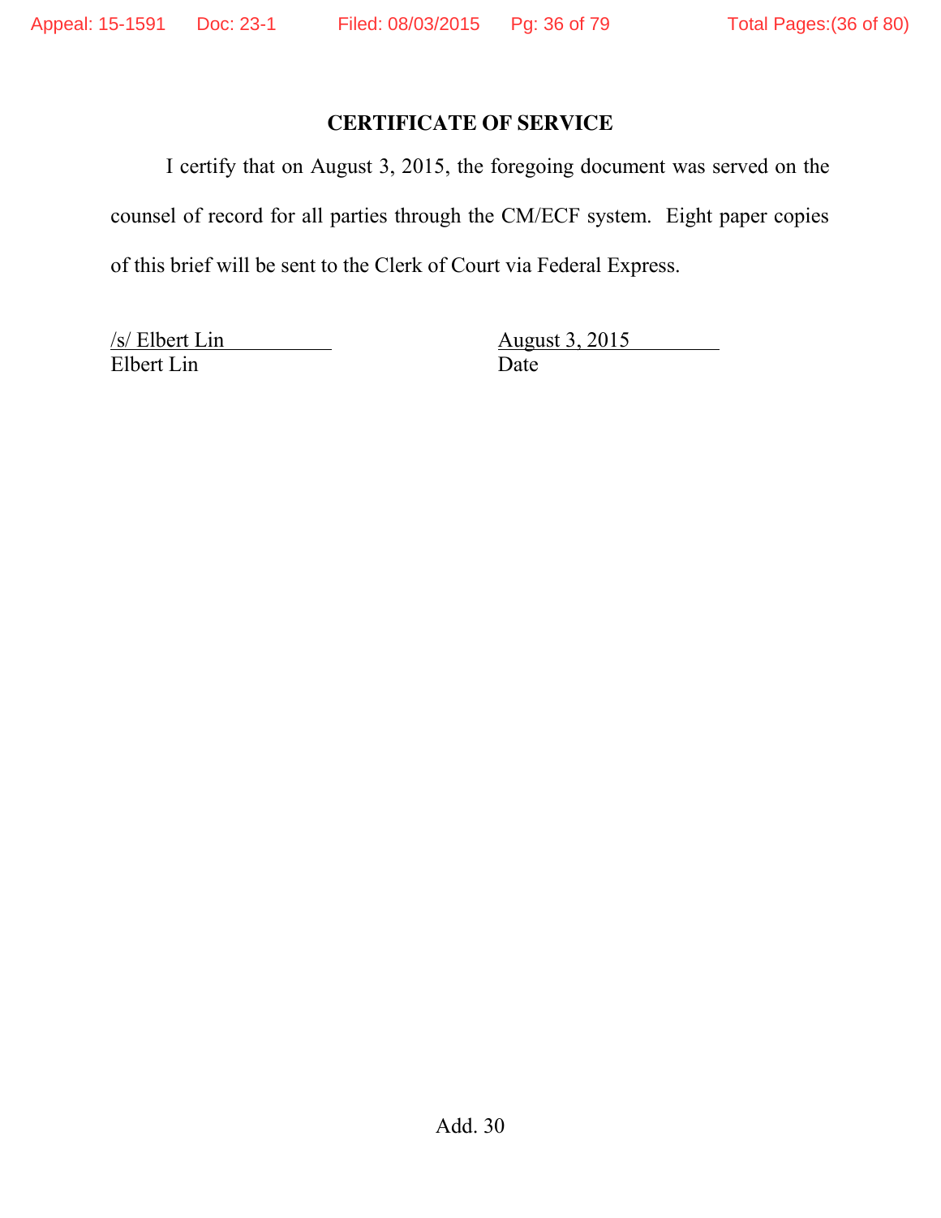## CERTIFICATE OF SERVICE

I certify that on August 3, 2015, the foregoing document was served on the counsel of record for all parties through the CM/ECF system. Eight paper copies of this brief will be sent to the Clerk of Court via Federal Express.

| /s/ Elbert Lin | August 3, 2015 |
|---|---|
| Elbert Lin | Date |

Add. 30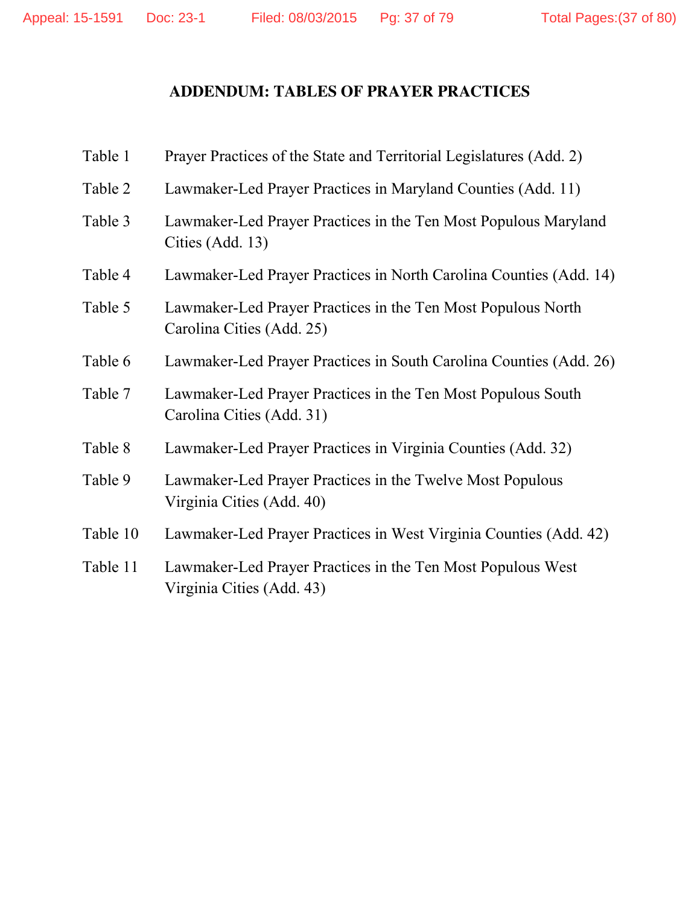## ADDENDUM: TABLES OF PRAYER PRACTICES

| | |
|---|---|
| Table 1 | Prayer Practices of the State and Territorial Legislatures (Add. 2) |
| Table 2 | Lawmaker-Led Prayer Practices in Maryland Counties (Add. 11) |
| Table 3 | Lawmaker-Led Prayer Practices in the Ten Most Populous Maryland Cities (Add. 13) |
| Table 4 | Lawmaker-Led Prayer Practices in North Carolina Counties (Add. 14) |
| Table 5 | Lawmaker-Led Prayer Practices in the Ten Most Populous North Carolina Cities (Add. 25) |
| Table 6 | Lawmaker-Led Prayer Practices in South Carolina Counties (Add. 26) |
| Table 7 | Lawmaker-Led Prayer Practices in the Ten Most Populous South Carolina Cities (Add. 31) |
| Table 8 | Lawmaker-Led Prayer Practices in Virginia Counties (Add. 32) |
| Table 9 | Lawmaker-Led Prayer Practices in the Twelve Most Populous Virginia Cities (Add. 40) |
| Table 10 | Lawmaker-Led Prayer Practices in West Virginia Counties (Add. 42) |
| Table 11 | Lawmaker-Led Prayer Practices in the Ten Most Populous West Virginia Cities (Add. 43) |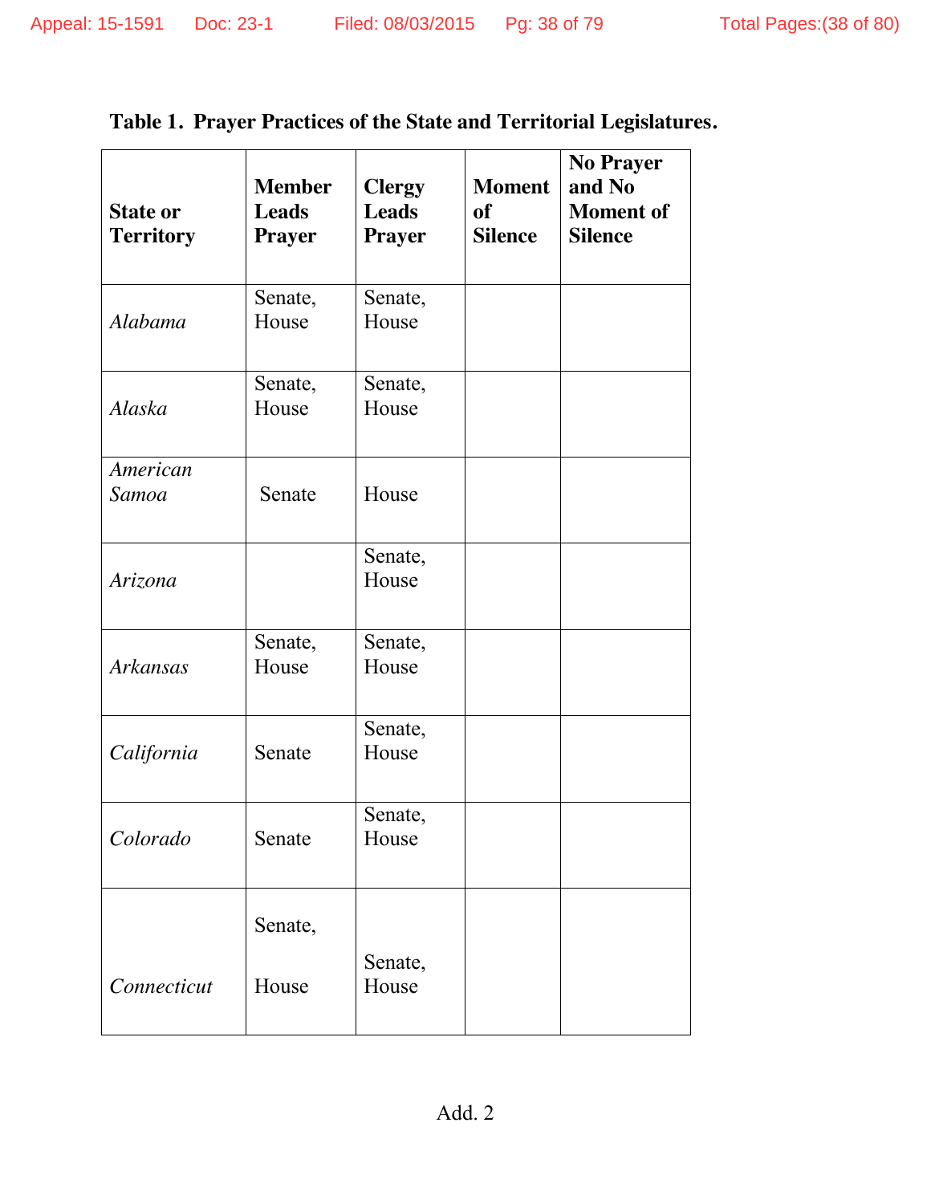**Table 1. Prayer Practices of the State and Territorial Legislatures.**

| State or Territory | Member Leads Prayer | Clergy Leads Prayer | Moment of Silence | No Prayer and No Moment of Silence |
|---|---|---|---|---|
| *Alabama* | Senate, House | Senate, House | | |
| *Alaska* | Senate, House | Senate, House | | |
| *American Samoa* | Senate | House | | |
| *Arizona* | | Senate, House | | |
| *Arkansas* | Senate, House | Senate, House | | |
| *California* | Senate | Senate, House | | |
| *Colorado* | Senate | Senate, House | | |
| *Connecticut* | Senate, House | Senate, House | | |

Add. 2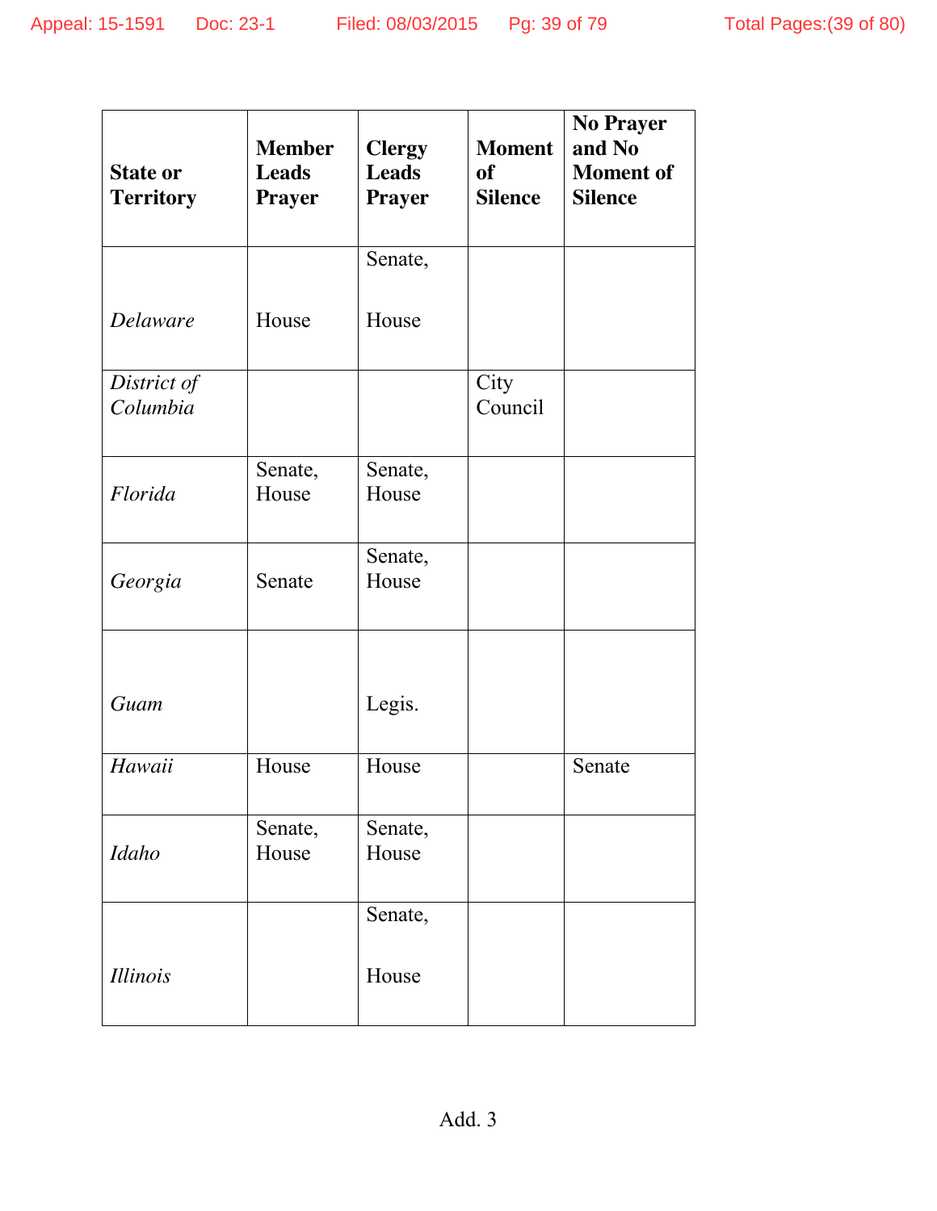| State or Territory | Member Leads Prayer | Clergy Leads Prayer | Moment of Silence | No Prayer and No Moment of Silence |
|---|---|---|---|---|
| *Delaware* | House | Senate, House | | |
| *District of Columbia* | | | City Council | |
| *Florida* | Senate, House | Senate, House | | |
| *Georgia* | Senate | Senate, House | | |
| *Guam* | | Legis. | | |
| *Hawaii* | House | House | | Senate |
| *Idaho* | Senate, House | Senate, House | | |
| *Illinois* | | Senate, House | | |

Add. 3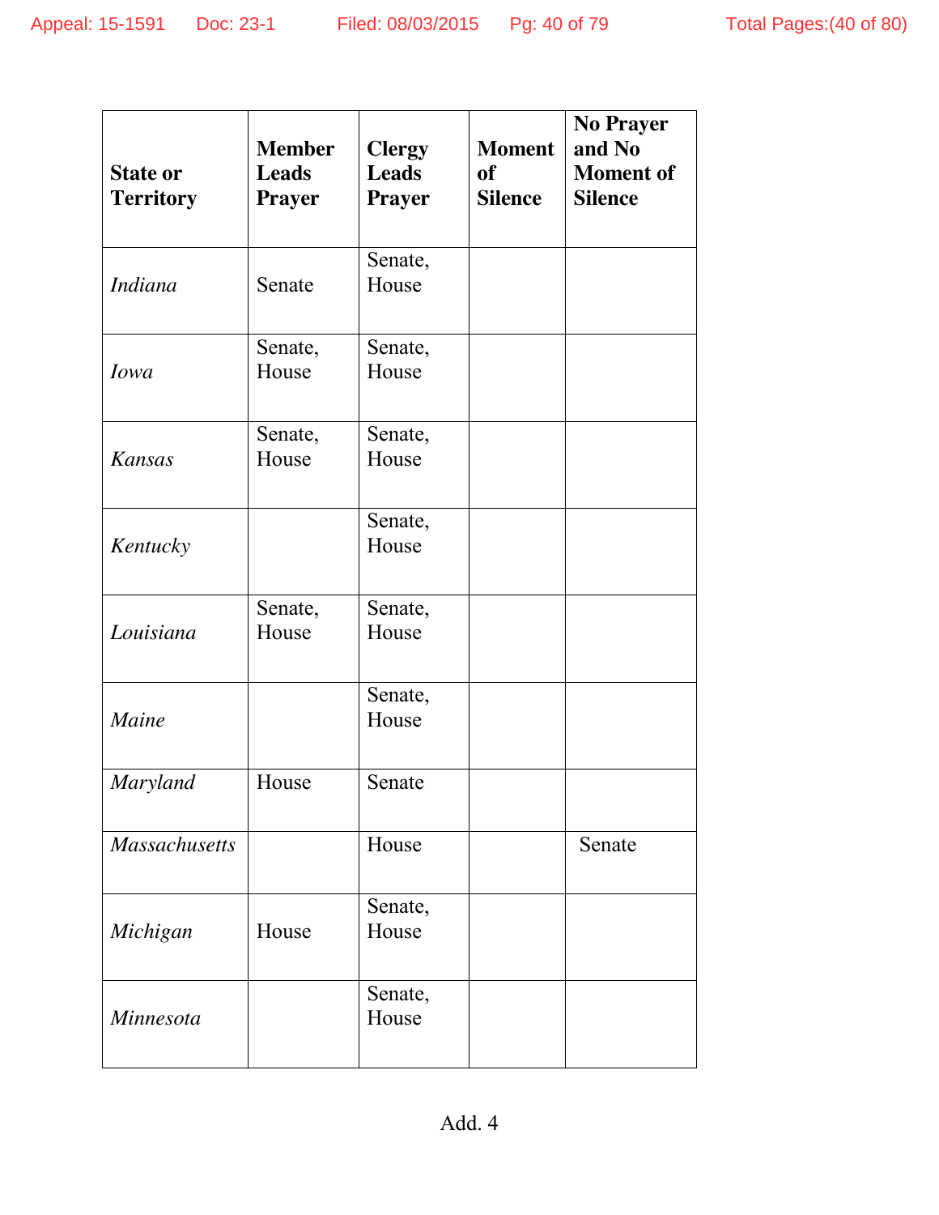| State or Territory | Member Leads Prayer | Clergy Leads Prayer | Moment of Silence | No Prayer and No Moment of Silence |
|---|---|---|---|---|
| *Indiana* | Senate | Senate, House | | |
| *Iowa* | Senate, House | Senate, House | | |
| *Kansas* | Senate, House | Senate, House | | |
| *Kentucky* | | Senate, House | | |
| *Louisiana* | Senate, House | Senate, House | | |
| *Maine* | | Senate, House | | |
| *Maryland* | House | Senate | | |
| *Massachusetts* | | House | | Senate |
| *Michigan* | House | Senate, House | | |
| *Minnesota* | | Senate, House | | |

Add. 4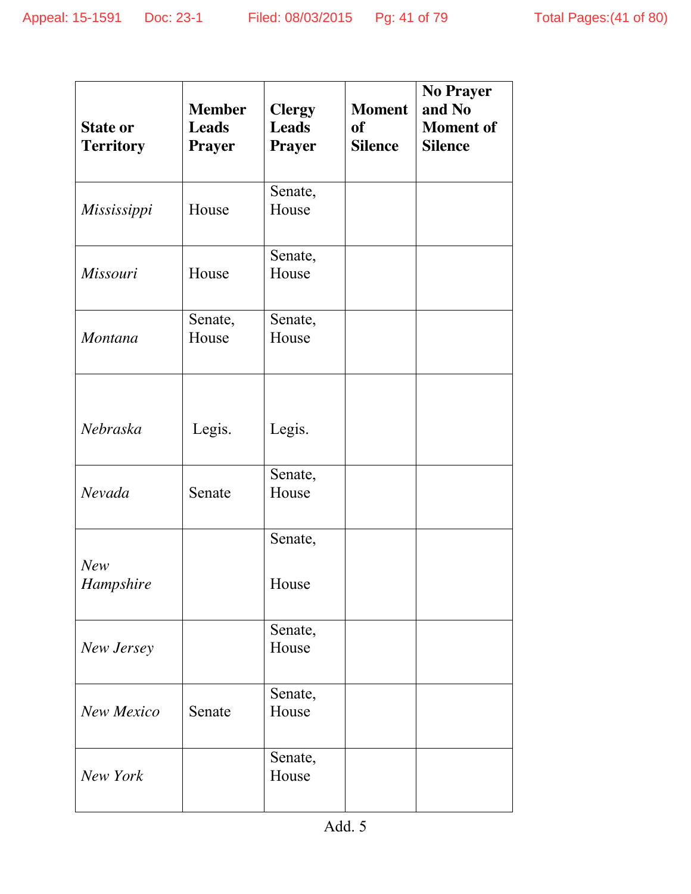| State or Territory | Member Leads Prayer | Clergy Leads Prayer | Moment of Silence | No Prayer and No Moment of Silence |
|---|---|---|---|---|
| *Mississippi* | House | Senate, House | | |
| *Missouri* | House | Senate, House | | |
| *Montana* | Senate, House | Senate, House | | |
| *Nebraska* | Legis. | Legis. | | |
| *Nevada* | Senate | Senate, House | | |
| *New Hampshire* | | Senate, House | | |
| *New Jersey* | | Senate, House | | |
| *New Mexico* | Senate | Senate, House | | |
| *New York* | | Senate, House | | |

Add. 5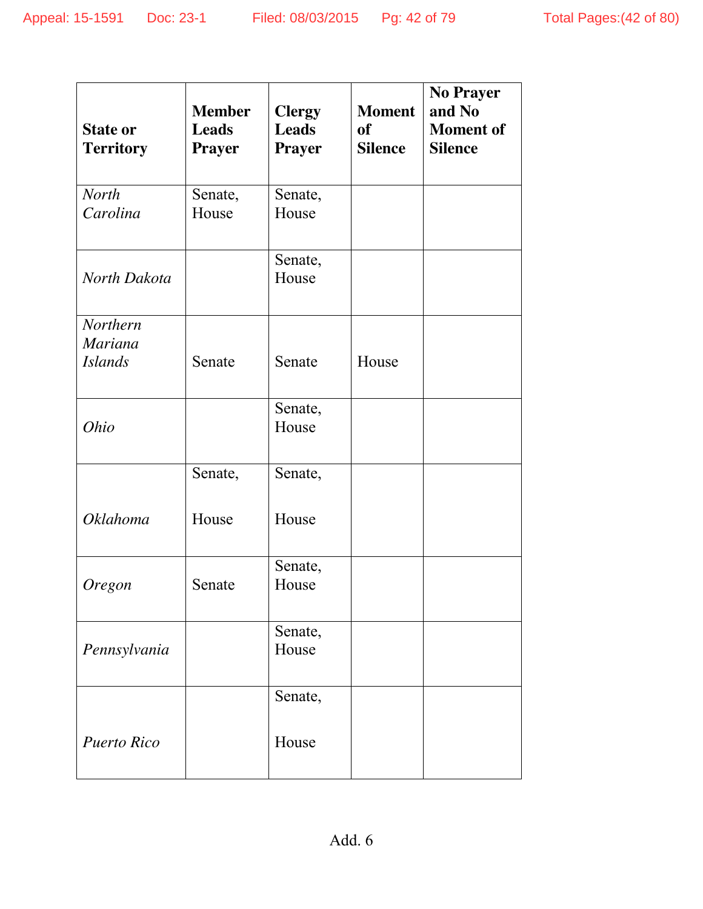| State or Territory | Member Leads Prayer | Clergy Leads Prayer | Moment of Silence | No Prayer and No Moment of Silence |
|---|---|---|---|---|
| *North Carolina* | Senate, House | Senate, House | | |
| *North Dakota* | | Senate, House | | |
| *Northern Mariana Islands* | Senate | Senate | House | |
| *Ohio* | | Senate, House | | |
| *Oklahoma* | Senate, House | Senate, House | | |
| *Oregon* | Senate | Senate, House | | |
| *Pennsylvania* | | Senate, House | | |
| *Puerto Rico* | | Senate, House | | |

Add. 6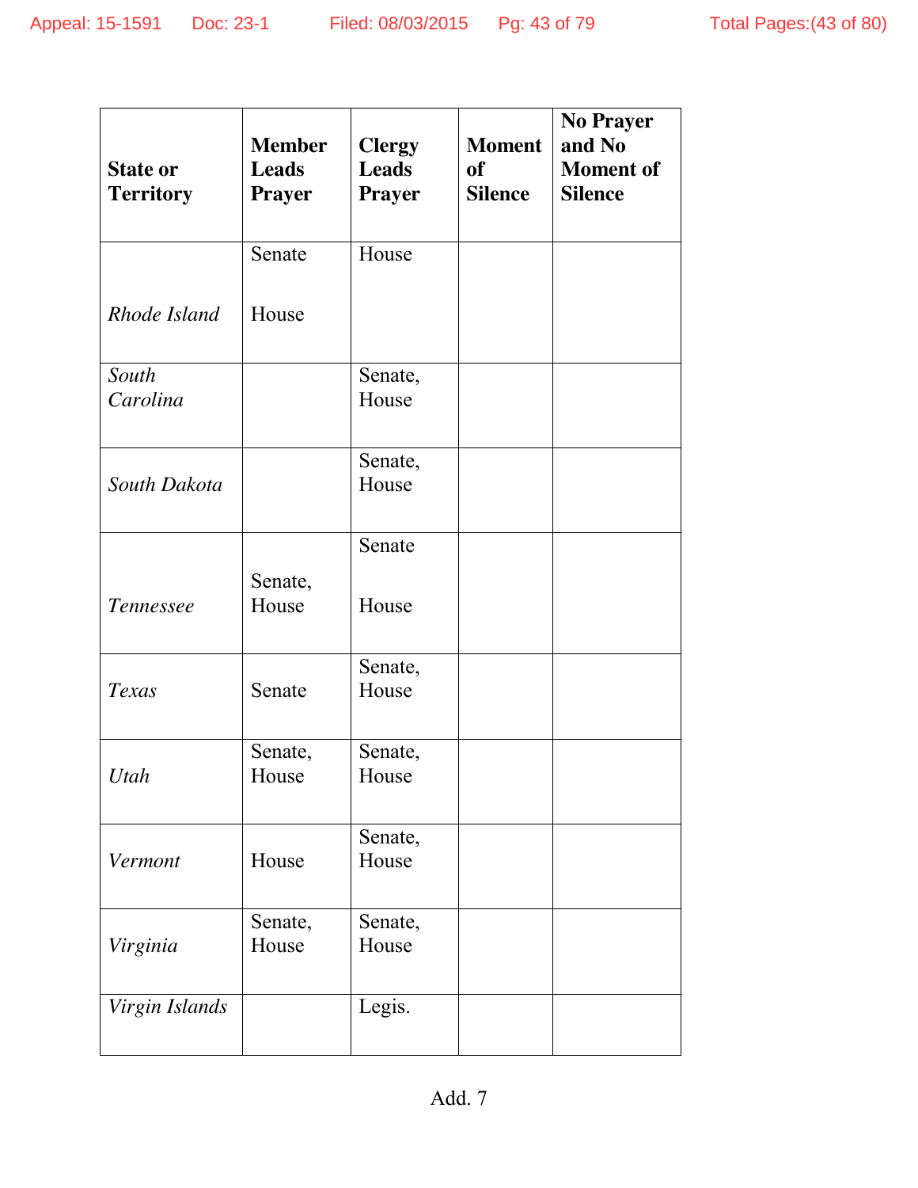| State or Territory | Member Leads Prayer | Clergy Leads Prayer | Moment of Silence | No Prayer and No Moment of Silence |
|---|---|---|---|---|
| *Rhode Island* | Senate<br><br>House | House | | |
| *South Carolina* | | Senate, House | | |
| *South Dakota* | | Senate, House | | |
| *Tennessee* | Senate, House | Senate<br><br>House | | |
| *Texas* | Senate | Senate, House | | |
| *Utah* | Senate, House | Senate, House | | |
| *Vermont* | House | Senate, House | | |
| *Virginia* | Senate, House | Senate, House | | |
| *Virgin Islands* | | Legis. | | |

Add. 7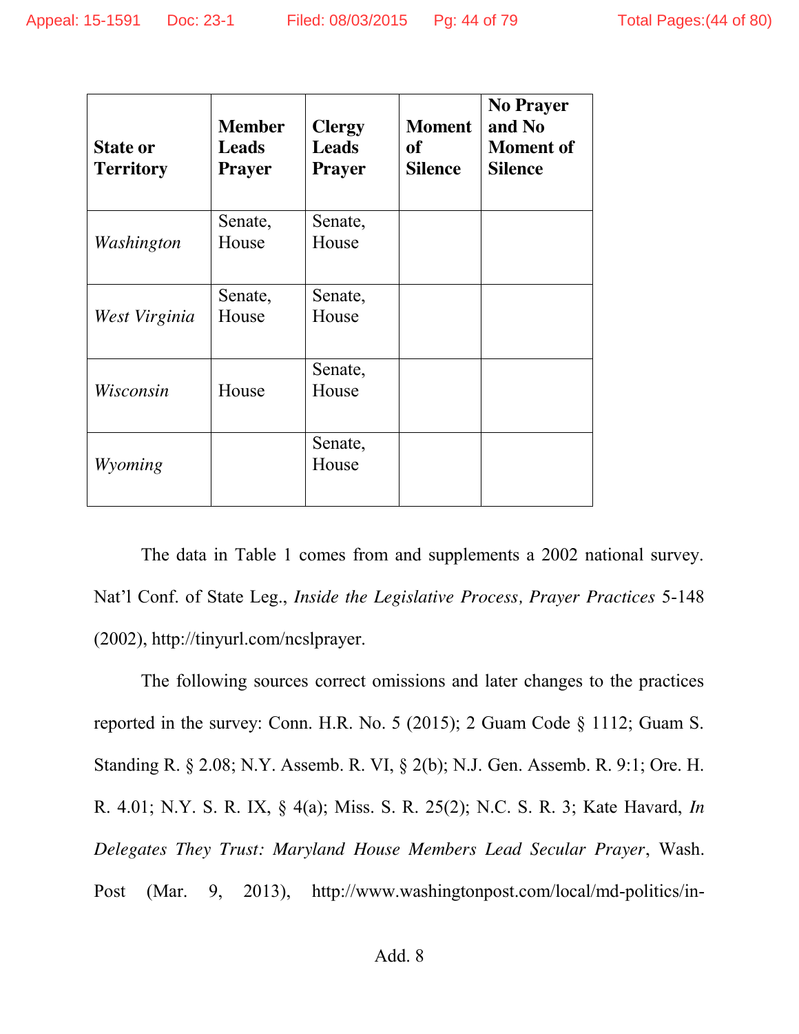| State or Territory | Member Leads Prayer | Clergy Leads Prayer | Moment of Silence | No Prayer and No Moment of Silence |
|---|---|---|---|---|
| *Washington* | Senate, House | Senate, House | | |
| *West Virginia* | Senate, House | Senate, House | | |
| *Wisconsin* | House | Senate, House | | |
| *Wyoming* | | Senate, House | | |

The data in Table 1 comes from and supplements a 2002 national survey. Nat'l Conf. of State Leg., *Inside the Legislative Process, Prayer Practices* 5-148 (2002), http://tinyurl.com/ncslprayer.

The following sources correct omissions and later changes to the practices reported in the survey: Conn. H.R. No. 5 (2015); 2 Guam Code § 1112; Guam S. Standing R. § 2.08; N.Y. Assemb. R. VI, § 2(b); N.J. Gen. Assemb. R. 9:1; Ore. H. R. 4.01; N.Y. S. R. IX, § 4(a); Miss. S. R. 25(2); N.C. S. R. 3; Kate Havard, *In Delegates They Trust: Maryland House Members Lead Secular Prayer*, Wash. Post (Mar. 9, 2013), http://www.washingtonpost.com/local/md-politics/in-

Add. 8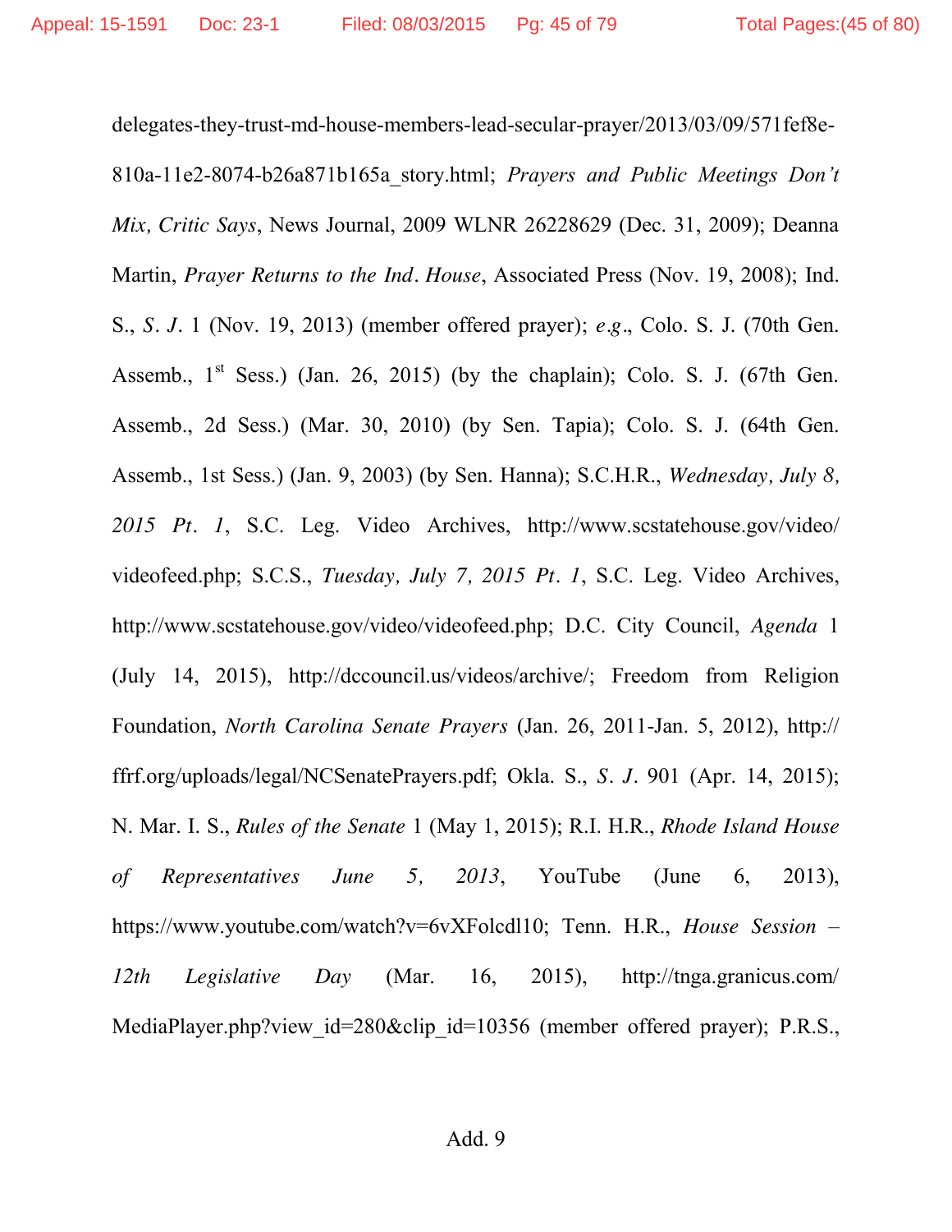delegates-they-trust-md-house-members-lead-secular-prayer/2013/03/09/571fef8e-810a-11e2-8074-b26a871b165a_story.html; *Prayers and Public Meetings Don't Mix, Critic Says*, News Journal, 2009 WLNR 26228629 (Dec. 31, 2009); Deanna Martin, *Prayer Returns to the Ind. House*, Associated Press (Nov. 19, 2008); Ind. S., *S. J.* 1 (Nov. 19, 2013) (member offered prayer); *e.g.*, Colo. S. J. (70th Gen. Assemb., 1st Sess.) (Jan. 26, 2015) (by the chaplain); Colo. S. J. (67th Gen. Assemb., 2d Sess.) (Mar. 30, 2010) (by Sen. Tapia); Colo. S. J. (64th Gen. Assemb., 1st Sess.) (Jan. 9, 2003) (by Sen. Hanna); S.C.H.R., *Wednesday, July 8, 2015 Pt. 1*, S.C. Leg. Video Archives, http://www.scstatehouse.gov/video/videofeed.php; S.C.S., *Tuesday, July 7, 2015 Pt. 1*, S.C. Leg. Video Archives, http://www.scstatehouse.gov/video/videofeed.php; D.C. City Council, *Agenda* 1 (July 14, 2015), http://dccouncil.us/videos/archive/; Freedom from Religion Foundation, *North Carolina Senate Prayers* (Jan. 26, 2011-Jan. 5, 2012), http://ffrf.org/uploads/legal/NCSenatePrayers.pdf; Okla. S., *S. J.* 901 (Apr. 14, 2015); N. Mar. I. S., *Rules of the Senate* 1 (May 1, 2015); R.I. H.R., *Rhode Island House of Representatives June 5, 2013*, YouTube (June 6, 2013), https://www.youtube.com/watch?v=6vXFolcdl10; Tenn. H.R., *House Session – 12th Legislative Day* (Mar. 16, 2015), http://tnga.granicus.com/MediaPlayer.php?view_id=280&clip_id=10356 (member offered prayer); P.R.S.,

Add. 9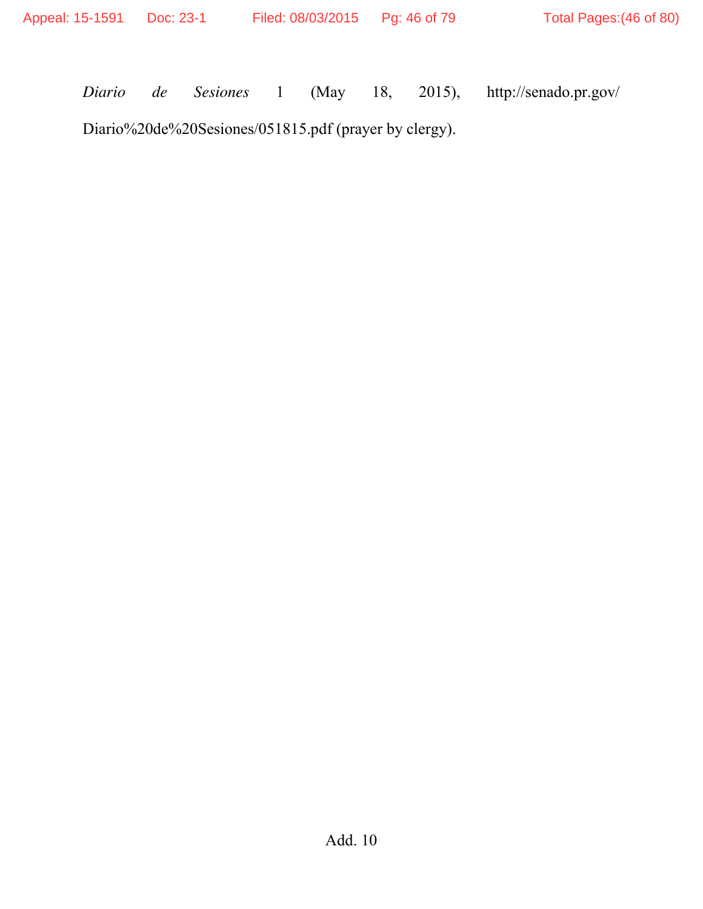*Diario de Sesiones* 1 (May 18, 2015), http://senado.pr.gov/Diario%20de%20Sesiones/051815.pdf (prayer by clergy).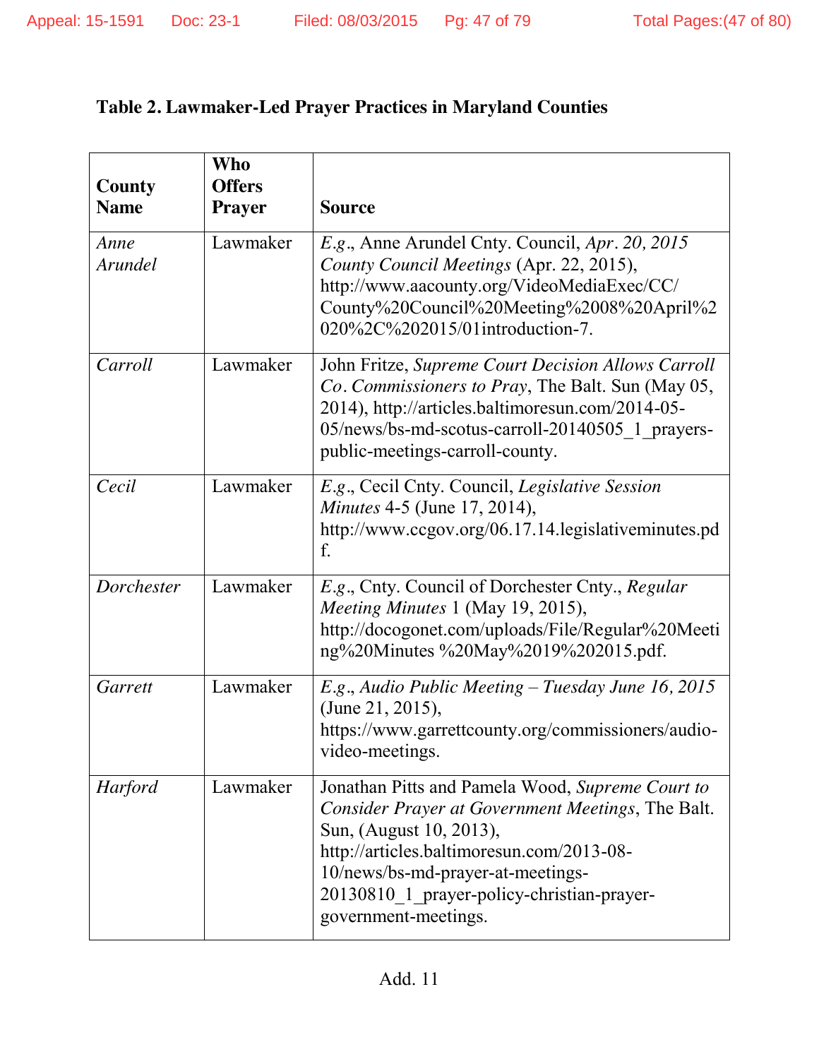**Table 2. Lawmaker-Led Prayer Practices in Maryland Counties**

| County Name | Who Offers Prayer | Source |
|---|---|---|
| *Anne Arundel* | Lawmaker | *E.g.*, Anne Arundel Cnty. Council, *Apr. 20, 2015 County Council Meetings* (Apr. 22, 2015), http://www.aacounty.org/VideoMediaExec/CC/County%20Council%20Meeting%2008%20April%2020%2C%202015/01introduction-7. |
| *Carroll* | Lawmaker | John Fritze, *Supreme Court Decision Allows Carroll Co. Commissioners to Pray*, The Balt. Sun (May 05, 2014), http://articles.baltimoresun.com/2014-05-05/news/bs-md-scotus-carroll-20140505_1_prayers-public-meetings-carroll-county. |
| *Cecil* | Lawmaker | *E.g.*, Cecil Cnty. Council, *Legislative Session Minutes* 4-5 (June 17, 2014), http://www.ccgov.org/06.17.14.legislativeminutes.pdf. |
| *Dorchester* | Lawmaker | *E.g.*, Cnty. Council of Dorchester Cnty., *Regular Meeting Minutes* 1 (May 19, 2015), http://docogonet.com/uploads/File/Regular%20Meeting%20Minutes %20May%2019%202015.pdf. |
| *Garrett* | Lawmaker | *E.g.*, *Audio Public Meeting – Tuesday June 16, 2015* (June 21, 2015), https://www.garrettcounty.org/commissioners/audio-video-meetings. |
| *Harford* | Lawmaker | Jonathan Pitts and Pamela Wood, *Supreme Court to Consider Prayer at Government Meetings*, The Balt. Sun, (August 10, 2013), http://articles.baltimoresun.com/2013-08-10/news/bs-md-prayer-at-meetings-20130810_1_prayer-policy-christian-prayer-government-meetings. |

Add. 11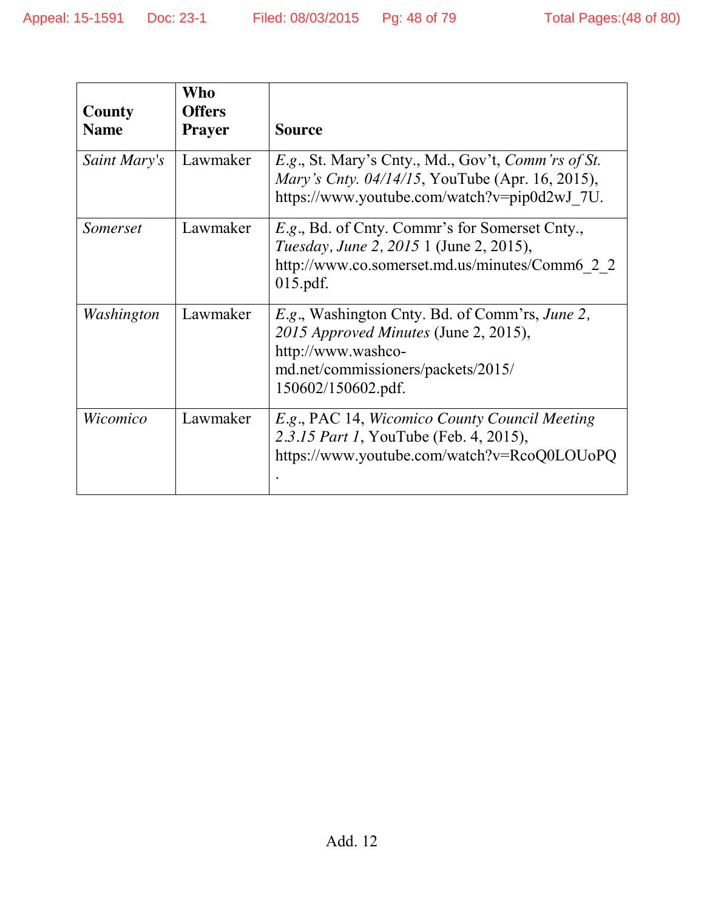| County Name | Who Offers Prayer | Source |
|---|---|---|
| *Saint Mary's* | Lawmaker | *E.g.*, St. Mary’s Cnty., Md., Gov’t, *Comm’rs of St. Mary’s Cnty. 04/14/15*, YouTube (Apr. 16, 2015), https://www.youtube.com/watch?v=pip0d2wJ_7U. |
| *Somerset* | Lawmaker | *E.g.*, Bd. of Cnty. Commr’s for Somerset Cnty., *Tuesday, June 2, 2015* 1 (June 2, 2015), http://www.co.somerset.md.us/minutes/Comm6_2_2015.pdf. |
| *Washington* | Lawmaker | *E.g.*, Washington Cnty. Bd. of Comm’rs, *June 2, 2015 Approved Minutes* (June 2, 2015), http://www.washco-md.net/commissioners/packets/2015/150602/150602.pdf. |
| *Wicomico* | Lawmaker | *E.g.*, PAC 14, *Wicomico County Council Meeting 2.3.15 Part 1*, YouTube (Feb. 4, 2015), https://www.youtube.com/watch?v=RcoQ0LOUoPQ. |

Add. 12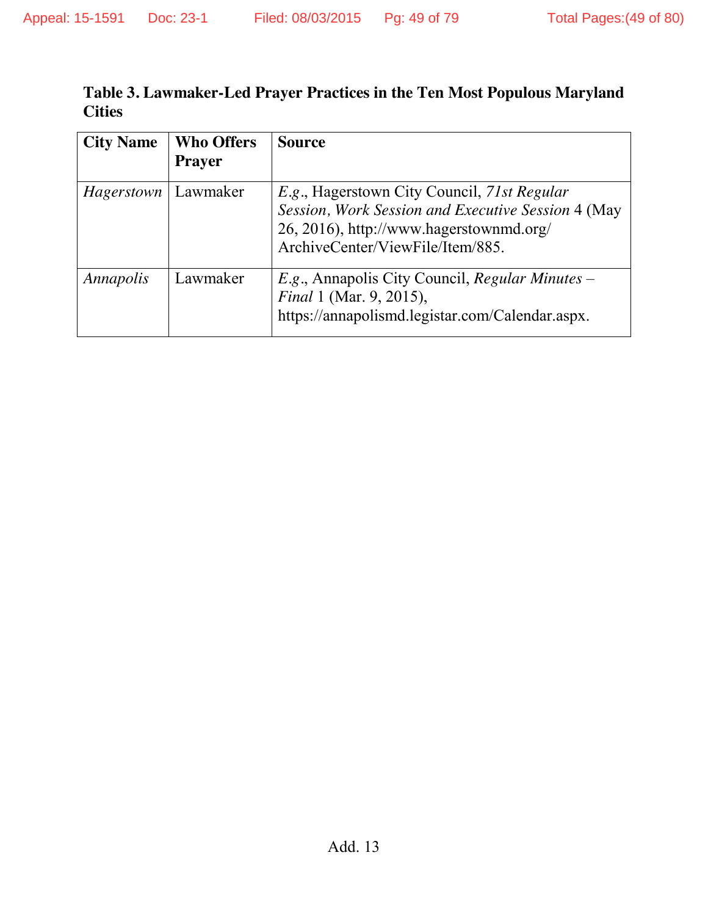**Table 3. Lawmaker-Led Prayer Practices in the Ten Most Populous Maryland Cities**

| City Name | Who Offers Prayer | Source |
|---|---|---|
| *Hagerstown* | Lawmaker | *E.g.*, Hagerstown City Council, *71st Regular Session, Work Session and Executive Session* 4 (May 26, 2016), http://www.hagerstownmd.org/ArchiveCenter/ViewFile/Item/885. |
| *Annapolis* | Lawmaker | *E.g.*, Annapolis City Council, *Regular Minutes – Final* 1 (Mar. 9, 2015), https://annapolismd.legistar.com/Calendar.aspx. |

Add. 13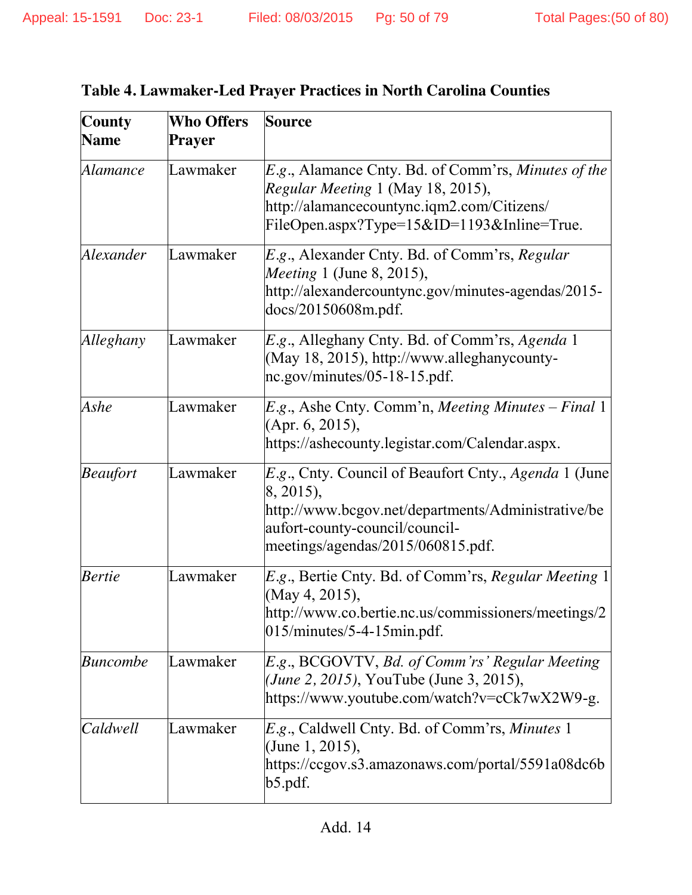**Table 4. Lawmaker-Led Prayer Practices in North Carolina Counties**

| County Name | Who Offers Prayer | Source |
|---|---|---|
| *Alamance* | Lawmaker | *E.g*., Alamance Cnty. Bd. of Comm'rs, *Minutes of the Regular Meeting* 1 (May 18, 2015), http://alamancecountync.iqm2.com/Citizens/FileOpen.aspx?Type=15&ID=1193&Inline=True. |
| *Alexander* | Lawmaker | *E.g*., Alexander Cnty. Bd. of Comm'rs, *Regular Meeting* 1 (June 8, 2015), http://alexandercountync.gov/minutes-agendas/2015-docs/20150608m.pdf. |
| *Alleghany* | Lawmaker | *E.g*., Alleghany Cnty. Bd. of Comm'rs, *Agenda* 1 (May 18, 2015), http://www.alleghanycounty-nc.gov/minutes/05-18-15.pdf. |
| *Ashe* | Lawmaker | *E.g*., Ashe Cnty. Comm'n, *Meeting Minutes – Final* 1 (Apr. 6, 2015), https://ashecounty.legistar.com/Calendar.aspx. |
| *Beaufort* | Lawmaker | *E.g*., Cnty. Council of Beaufort Cnty., *Agenda* 1 (June 8, 2015), http://www.bcgov.net/departments/Administrative/beaufort-county-council/council-meetings/agendas/2015/060815.pdf. |
| *Bertie* | Lawmaker | *E.g*., Bertie Cnty. Bd. of Comm'rs, *Regular Meeting* 1 (May 4, 2015), http://www.co.bertie.nc.us/commissioners/meetings/2015/minutes/5-4-15min.pdf. |
| *Buncombe* | Lawmaker | *E.g*., BCGOVTV, *Bd. of Comm'rs' Regular Meeting (June 2, 2015)*, YouTube (June 3, 2015), https://www.youtube.com/watch?v=cCk7wX2W9-g. |
| *Caldwell* | Lawmaker | *E.g*., Caldwell Cnty. Bd. of Comm'rs, *Minutes* 1 (June 1, 2015), https://ccgov.s3.amazonaws.com/portal/5591a08dc6bb5.pdf. |

Add. 14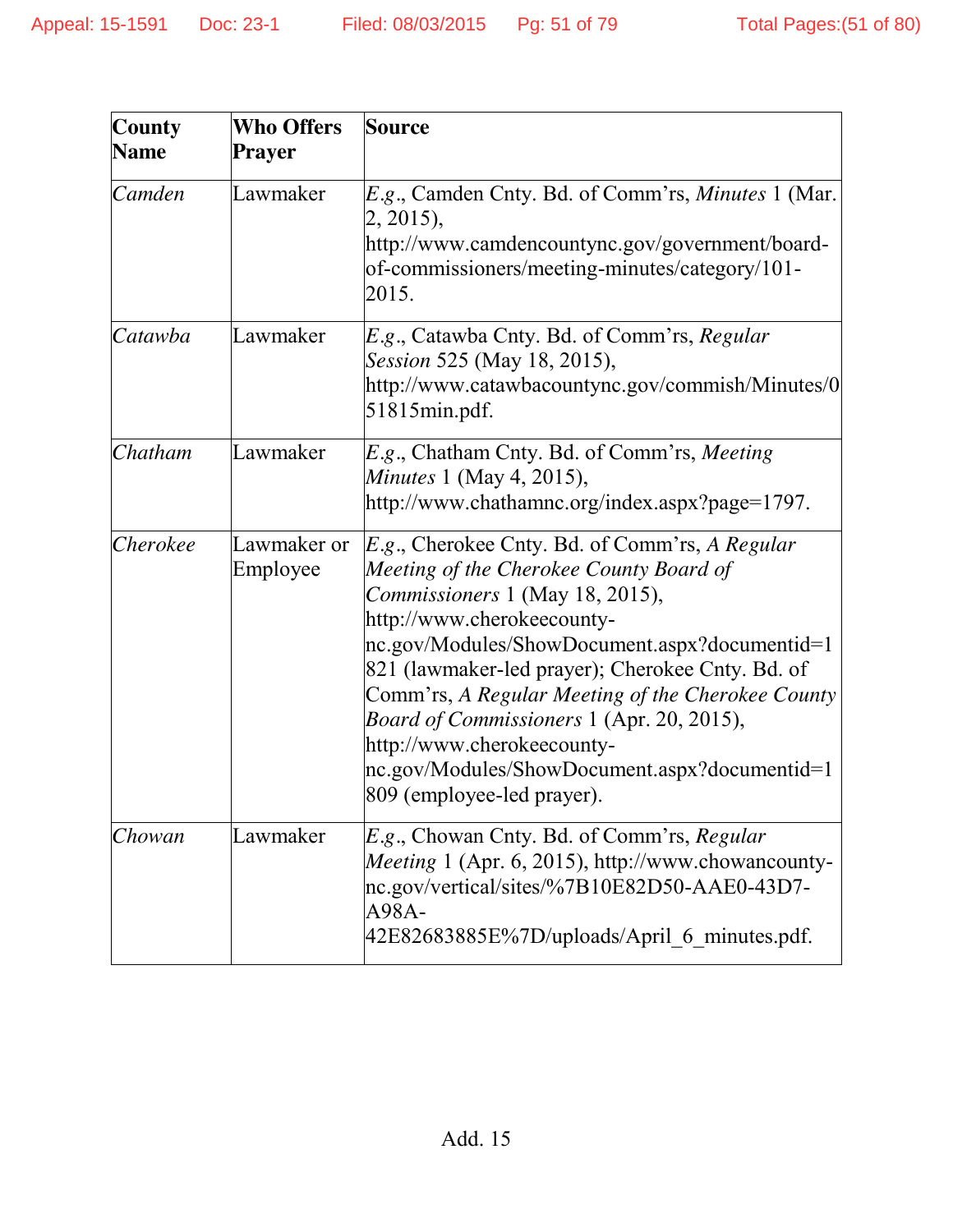| County Name | Who Offers Prayer | Source |
|---|---|---|
| *Camden* | Lawmaker | *E.g.*, Camden Cnty. Bd. of Comm'rs, *Minutes* 1 (Mar. 2, 2015), http://www.camdencountync.gov/government/board-of-commissioners/meeting-minutes/category/101-2015. |
| *Catawba* | Lawmaker | *E.g.*, Catawba Cnty. Bd. of Comm'rs, *Regular Session* 525 (May 18, 2015), http://www.catawbacountync.gov/commish/Minutes/051815min.pdf. |
| *Chatham* | Lawmaker | *E.g.*, Chatham Cnty. Bd. of Comm'rs, *Meeting Minutes* 1 (May 4, 2015), http://www.chathamnc.org/index.aspx?page=1797. |
| *Cherokee* | Lawmaker or Employee | *E.g.*, Cherokee Cnty. Bd. of Comm'rs, *A Regular Meeting of the Cherokee County Board of Commissioners* 1 (May 18, 2015), http://www.cherokeecounty-nc.gov/Modules/ShowDocument.aspx?documentid=1821 (lawmaker-led prayer); Cherokee Cnty. Bd. of Comm'rs, *A Regular Meeting of the Cherokee County Board of Commissioners* 1 (Apr. 20, 2015), http://www.cherokeecounty-nc.gov/Modules/ShowDocument.aspx?documentid=1809 (employee-led prayer). |
| *Chowan* | Lawmaker | *E.g.*, Chowan Cnty. Bd. of Comm'rs, *Regular Meeting* 1 (Apr. 6, 2015), http://www.chowancounty-nc.gov/vertical/sites/%7B10E82D50-AAE0-43D7-A98A-42E82683885E%7D/uploads/April_6_minutes.pdf. |

Add. 15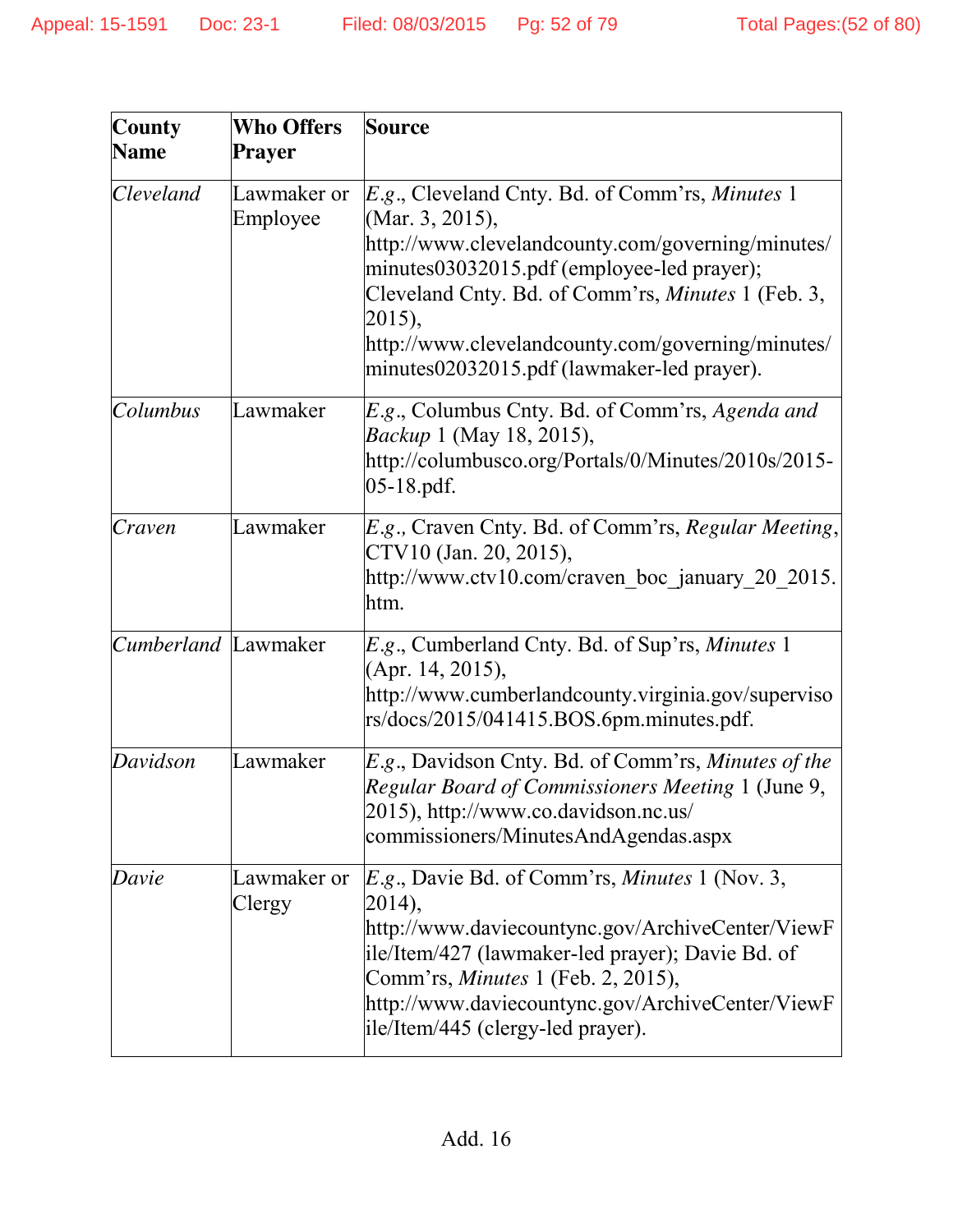| County Name | Who Offers Prayer | Source |
|---|---|---|
| *Cleveland* | Lawmaker or Employee | *E.g.*, Cleveland Cnty. Bd. of Comm'rs, *Minutes* 1 (Mar. 3, 2015), http://www.clevelandcounty.com/governing/minutes/minutes03032015.pdf (employee-led prayer); Cleveland Cnty. Bd. of Comm'rs, *Minutes* 1 (Feb. 3, 2015), http://www.clevelandcounty.com/governing/minutes/minutes02032015.pdf (lawmaker-led prayer). |
| *Columbus* | Lawmaker | *E.g.*, Columbus Cnty. Bd. of Comm'rs, *Agenda and Backup* 1 (May 18, 2015), http://columbusco.org/Portals/0/Minutes/2010s/2015-05-18.pdf. |
| *Craven* | Lawmaker | *E.g.,* Craven Cnty. Bd. of Comm'rs, *Regular Meeting*, CTV10 (Jan. 20, 2015), http://www.ctv10.com/craven_boc_january_20_2015.htm. |
| *Cumberland* | Lawmaker | *E.g.*, Cumberland Cnty. Bd. of Sup'rs, *Minutes* 1 (Apr. 14, 2015), http://www.cumberlandcounty.virginia.gov/supervisors/docs/2015/041415.BOS.6pm.minutes.pdf. |
| *Davidson* | Lawmaker | *E.g.*, Davidson Cnty. Bd. of Comm'rs, *Minutes of the Regular Board of Commissioners Meeting* 1 (June 9, 2015), http://www.co.davidson.nc.us/commissioners/MinutesAndAgendas.aspx |
| *Davie* | Lawmaker or Clergy | *E.g.*, Davie Bd. of Comm'rs, *Minutes* 1 (Nov. 3, 2014), http://www.daviecountync.gov/ArchiveCenter/ViewFile/Item/427 (lawmaker-led prayer); Davie Bd. of Comm'rs, *Minutes* 1 (Feb. 2, 2015), http://www.daviecountync.gov/ArchiveCenter/ViewFile/Item/445 (clergy-led prayer). |

Add. 16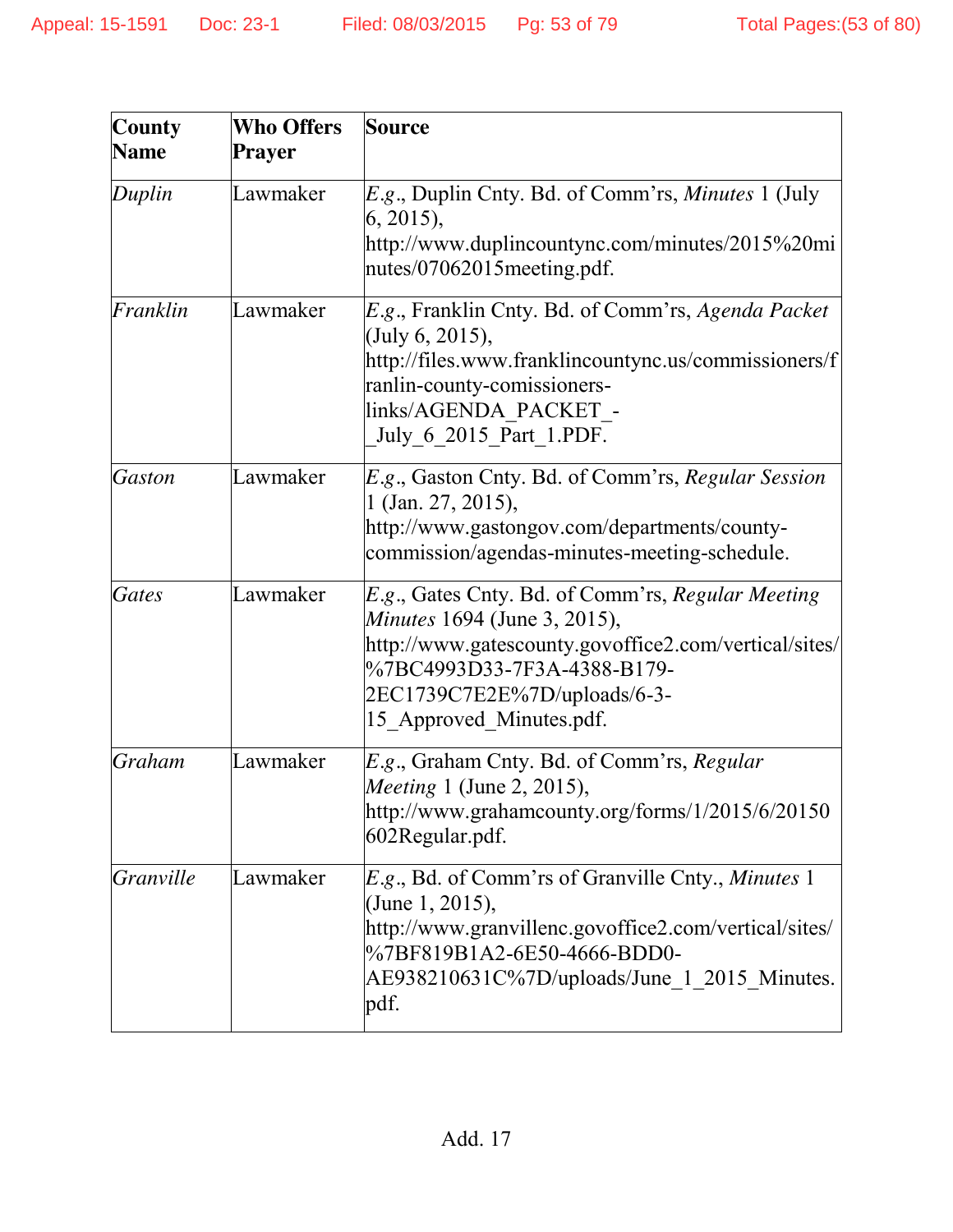| County Name | Who Offers Prayer | Source |
|---|---|---|
| *Duplin* | Lawmaker | *E.g.*, Duplin Cnty. Bd. of Comm'rs, *Minutes* 1 (July 6, 2015), http://www.duplincountync.com/minutes/2015%20minutes/07062015meeting.pdf. |
| *Franklin* | Lawmaker | *E.g.*, Franklin Cnty. Bd. of Comm'rs, *Agenda Packet* (July 6, 2015), http://files.www.franklincountync.us/commissioners/franlin-county-comissioners-links/AGENDA_PACKET_-_July_6_2015_Part_1.PDF. |
| *Gaston* | Lawmaker | *E.g.*, Gaston Cnty. Bd. of Comm'rs, *Regular Session* 1 (Jan. 27, 2015), http://www.gastongov.com/departments/county-commission/agendas-minutes-meeting-schedule. |
| *Gates* | Lawmaker | *E.g.*, Gates Cnty. Bd. of Comm'rs, *Regular Meeting Minutes* 1694 (June 3, 2015), http://www.gatescounty.govoffice2.com/vertical/sites/%7BC4993D33-7F3A-4388-B179-2EC1739C7E2E%7D/uploads/6-3-15_Approved_Minutes.pdf. |
| *Graham* | Lawmaker | *E.g.*, Graham Cnty. Bd. of Comm'rs, *Regular Meeting* 1 (June 2, 2015), http://www.grahamcounty.org/forms/1/2015/6/20150602Regular.pdf. |
| *Granville* | Lawmaker | *E.g.*, Bd. of Comm'rs of Granville Cnty., *Minutes* 1 (June 1, 2015), http://www.granvillenc.govoffice2.com/vertical/sites/%7BF819B1A2-6E50-4666-BDD0-AE938210631C%7D/uploads/June_1_2015_Minutes.pdf. |

Add. 17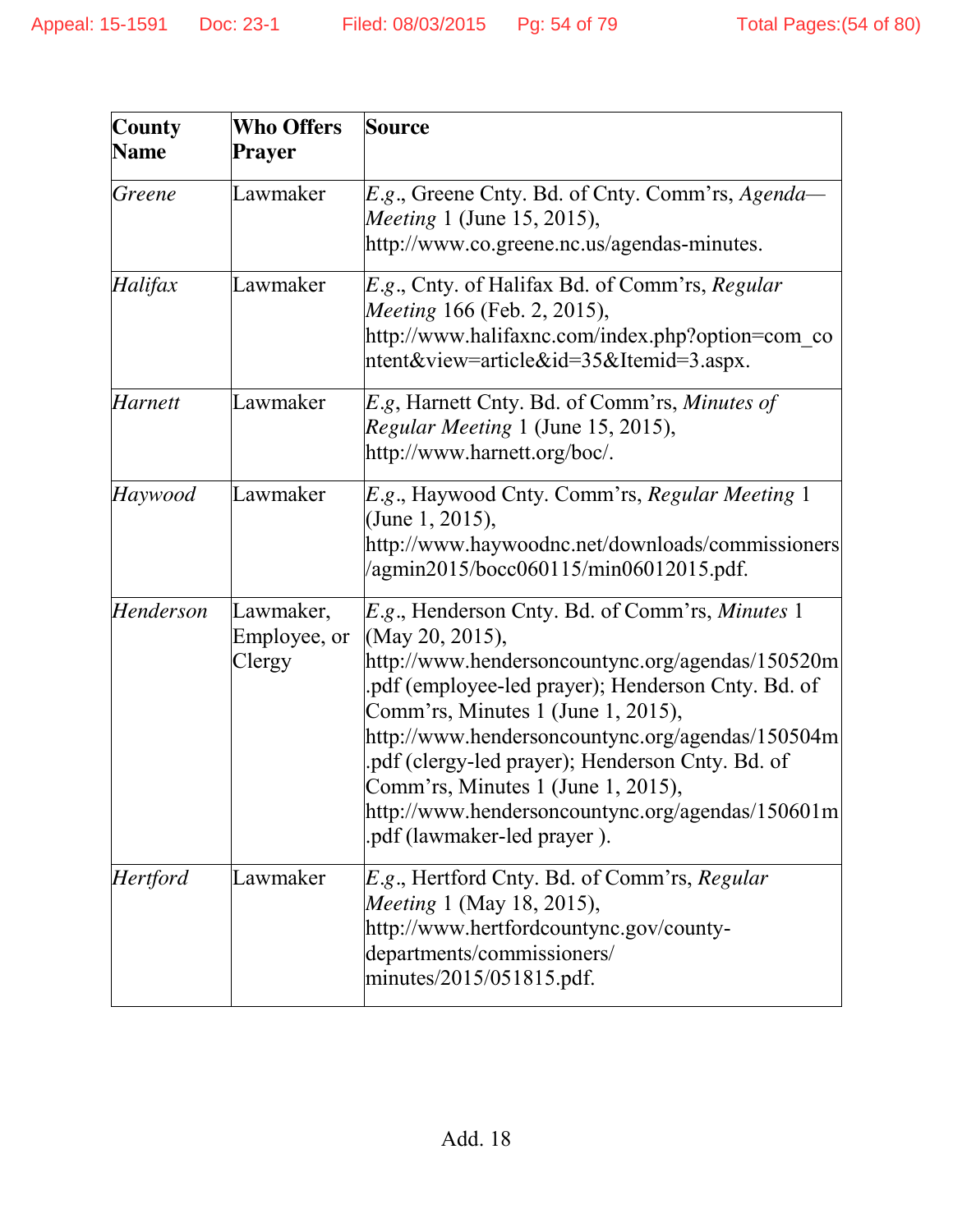| County Name | Who Offers Prayer | Source |
|---|---|---|
| *Greene* | Lawmaker | *E.g*., Greene Cnty. Bd. of Cnty. Comm'rs, *Agenda—Meeting* 1 (June 15, 2015), http://www.co.greene.nc.us/agendas-minutes. |
| *Halifax* | Lawmaker | *E.g*., Cnty. of Halifax Bd. of Comm'rs, *Regular Meeting* 166 (Feb. 2, 2015), http://www.halifaxnc.com/index.php?option=com_content&view=article&id=35&Itemid=3.aspx. |
| *Harnett* | Lawmaker | *E.g*, Harnett Cnty. Bd. of Comm'rs, *Minutes of Regular Meeting* 1 (June 15, 2015), http://www.harnett.org/boc/. |
| *Haywood* | Lawmaker | *E.g*., Haywood Cnty. Comm'rs, *Regular Meeting* 1 (June 1, 2015), http://www.haywoodnc.net/downloads/commissioners/agmin2015/bocc060115/min06012015.pdf. |
| *Henderson* | Lawmaker, Employee, or Clergy | *E.g*., Henderson Cnty. Bd. of Comm'rs, *Minutes* 1 (May 20, 2015), http://www.hendersoncountync.org/agendas/150520m.pdf (employee-led prayer); Henderson Cnty. Bd. of Comm'rs, Minutes 1 (June 1, 2015), http://www.hendersoncountync.org/agendas/150504m.pdf (clergy-led prayer); Henderson Cnty. Bd. of Comm'rs, Minutes 1 (June 1, 2015), http://www.hendersoncountync.org/agendas/150601m.pdf (lawmaker-led prayer ). |
| *Hertford* | Lawmaker | *E.g*., Hertford Cnty. Bd. of Comm'rs, *Regular Meeting* 1 (May 18, 2015), http://www.hertfordcountync.gov/county-departments/commissioners/minutes/2015/051815.pdf. |

Add. 18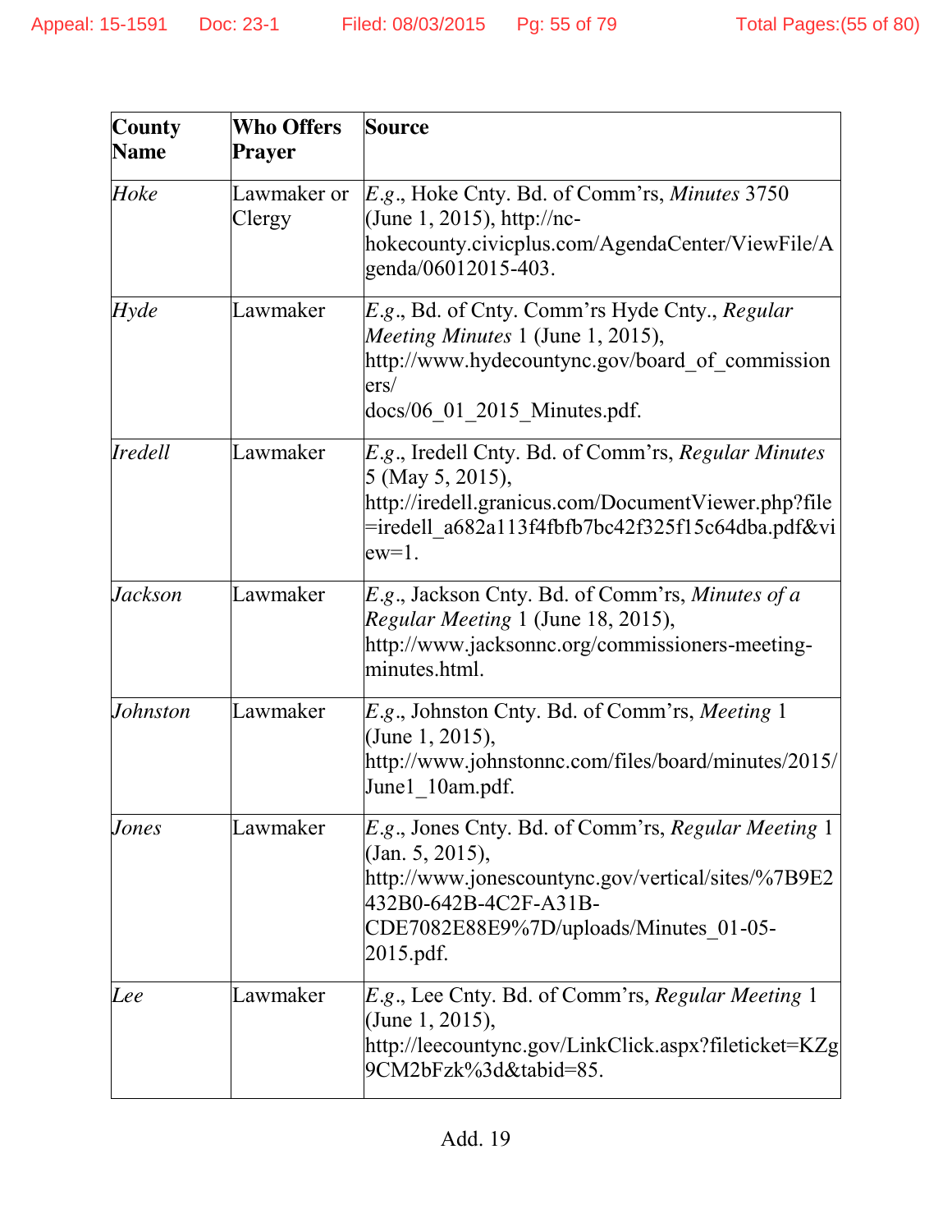| County Name | Who Offers Prayer | Source |
|---|---|---|
| *Hoke* | Lawmaker or Clergy | *E.g.*, Hoke Cnty. Bd. of Comm'rs, *Minutes* 3750 (June 1, 2015), http://nc-hokecounty.civicplus.com/AgendaCenter/ViewFile/Agenda/06012015-403. |
| *Hyde* | Lawmaker | *E.g.*, Bd. of Cnty. Comm'rs Hyde Cnty., *Regular Meeting Minutes* 1 (June 1, 2015), http://www.hydecountync.gov/board_of_commissioners/docs/06_01_2015_Minutes.pdf. |
| *Iredell* | Lawmaker | *E.g.*, Iredell Cnty. Bd. of Comm'rs, *Regular Minutes* 5 (May 5, 2015), http://iredell.granicus.com/DocumentViewer.php?file=iredell_a682a113f4fbfb7bc42f325f15c64dba.pdf&view=1. |
| *Jackson* | Lawmaker | *E.g.*, Jackson Cnty. Bd. of Comm'rs, *Minutes of a Regular Meeting* 1 (June 18, 2015), http://www.jacksonnc.org/commissioners-meeting-minutes.html. |
| *Johnston* | Lawmaker | *E.g.*, Johnston Cnty. Bd. of Comm'rs, *Meeting* 1 (June 1, 2015), http://www.johnstonnc.com/files/board/minutes/2015/June1_10am.pdf. |
| *Jones* | Lawmaker | *E.g.*, Jones Cnty. Bd. of Comm'rs, *Regular Meeting* 1 (Jan. 5, 2015), http://www.jonescountync.gov/vertical/sites/%7B9E2432B0-642B-4C2F-A31B-CDE7082E88E9%7D/uploads/Minutes_01-05-2015.pdf. |
| *Lee* | Lawmaker | *E.g.*, Lee Cnty. Bd. of Comm'rs, *Regular Meeting* 1 (June 1, 2015), http://leecountync.gov/LinkClick.aspx?fileticket=KZg9CM2bFzk%3d&tabid=85. |

Add. 19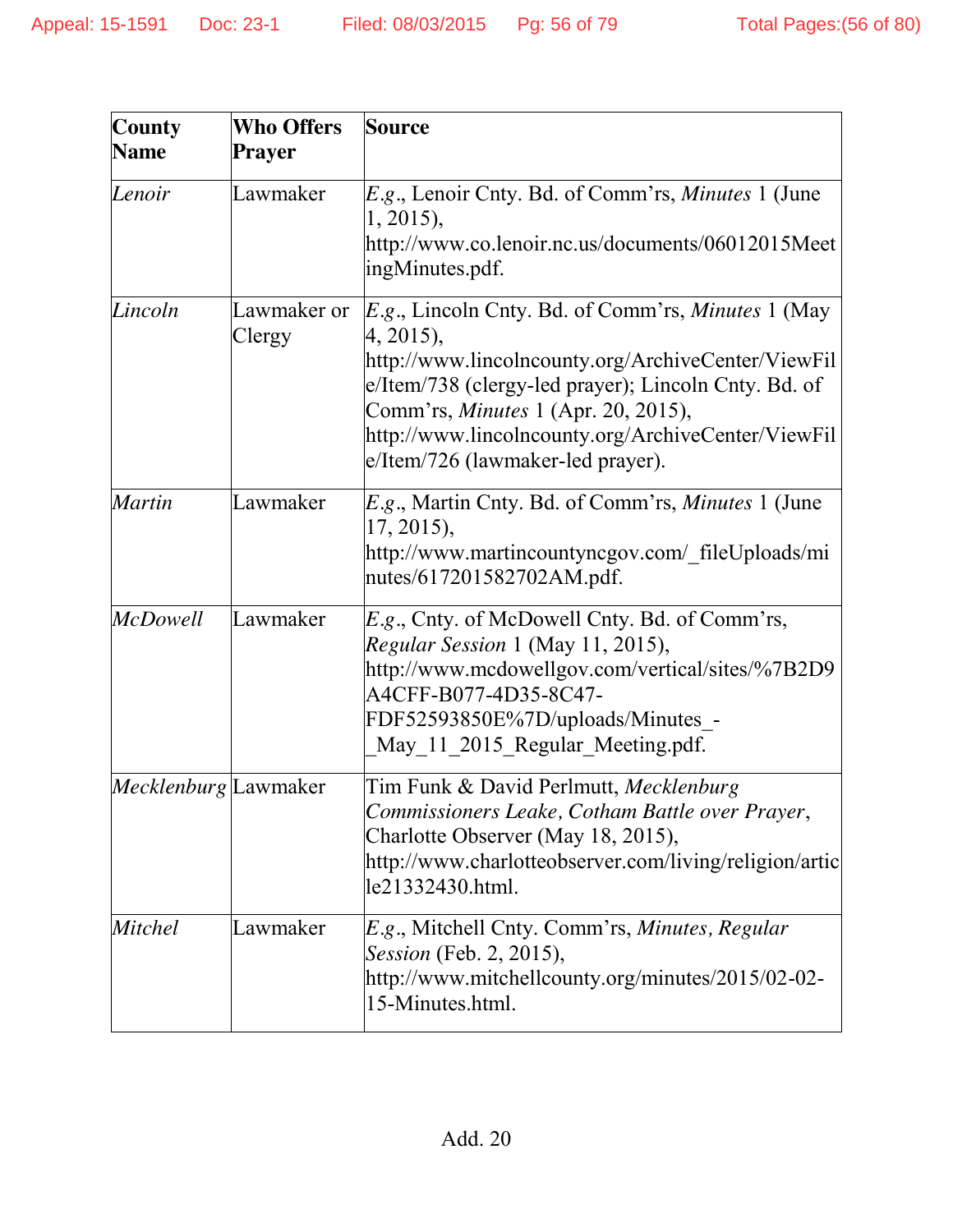| County Name | Who Offers Prayer | Source |
| --- | --- | --- |
| *Lenoir* | Lawmaker | *E.g.*, Lenoir Cnty. Bd. of Comm'rs, *Minutes* 1 (June 1, 2015), http://www.co.lenoir.nc.us/documents/06012015MeetingMinutes.pdf. |
| *Lincoln* | Lawmaker or Clergy | *E.g.*, Lincoln Cnty. Bd. of Comm'rs, *Minutes* 1 (May 4, 2015), http://www.lincolncounty.org/ArchiveCenter/ViewFile/Item/738 (clergy-led prayer); Lincoln Cnty. Bd. of Comm'rs, *Minutes* 1 (Apr. 20, 2015), http://www.lincolncounty.org/ArchiveCenter/ViewFile/Item/726 (lawmaker-led prayer). |
| *Martin* | Lawmaker | *E.g.*, Martin Cnty. Bd. of Comm'rs, *Minutes* 1 (June 17, 2015), http://www.martincountyncgov.com/_fileUploads/minutes/617201582702AM.pdf. |
| *McDowell* | Lawmaker | *E.g.*, Cnty. of McDowell Cnty. Bd. of Comm'rs, *Regular Session* 1 (May 11, 2015), http://www.mcdowellgov.com/vertical/sites/%7B2D9A4CFF-B077-4D35-8C47-FDF52593850E%7D/uploads/Minutes_-_May_11_2015_Regular_Meeting.pdf. |
| *Mecklenburg* | Lawmaker | Tim Funk & David Perlmutt, *Mecklenburg Commissioners Leake, Cotham Battle over Prayer*, Charlotte Observer (May 18, 2015), http://www.charlotteobserver.com/living/religion/article21332430.html. |
| *Mitchel* | Lawmaker | *E.g.*, Mitchell Cnty. Comm'rs, *Minutes, Regular Session* (Feb. 2, 2015), http://www.mitchellcounty.org/minutes/2015/02-02-15-Minutes.html. |

Add. 20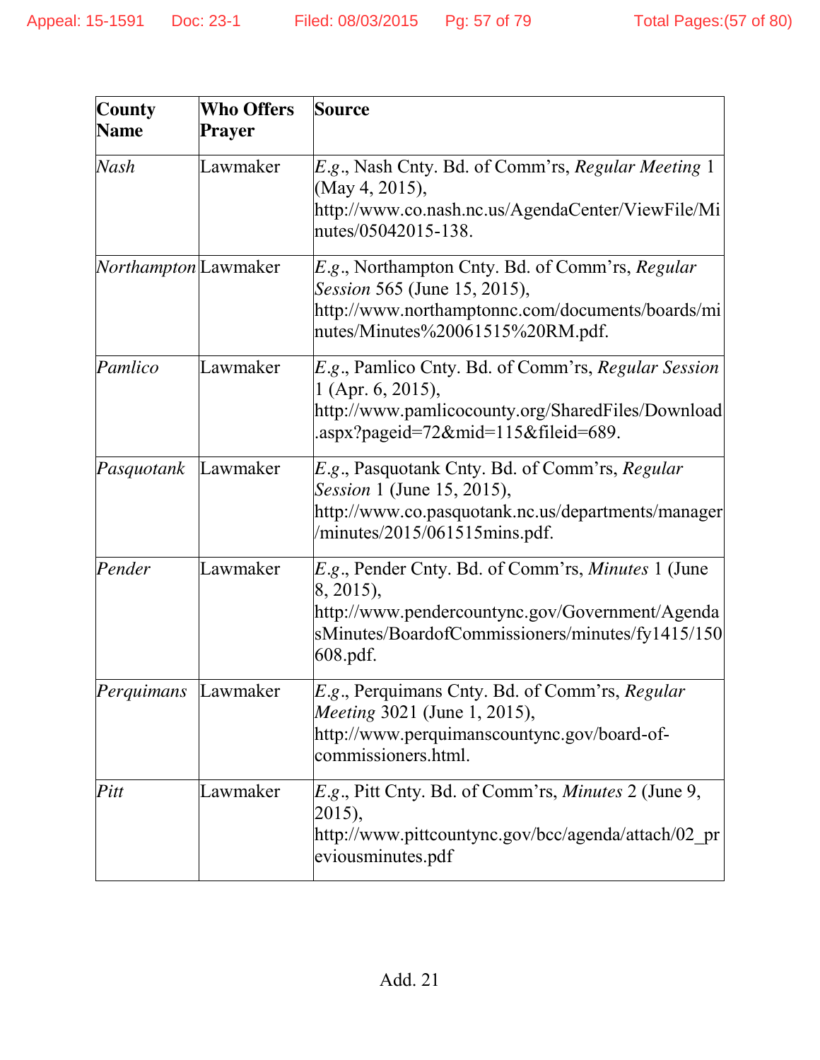| County Name | Who Offers Prayer | Source |
|---|---|---|
| *Nash* | Lawmaker | *E.g.*, Nash Cnty. Bd. of Comm'rs, *Regular Meeting* 1 (May 4, 2015), http://www.co.nash.nc.us/AgendaCenter/ViewFile/Minutes/05042015-138. |
| *Northampton* | Lawmaker | *E.g.*, Northampton Cnty. Bd. of Comm'rs, *Regular Session* 565 (June 15, 2015), http://www.northamptonnc.com/documents/boards/minutes/Minutes%2006151515%20RM.pdf. |
| *Pamlico* | Lawmaker | *E.g.*, Pamlico Cnty. Bd. of Comm'rs, *Regular Session* 1 (Apr. 6, 2015), http://www.pamlicocounty.org/SharedFiles/Download.aspx?pageid=72&mid=115&fileid=689. |
| *Pasquotank* | Lawmaker | *E.g.*, Pasquotank Cnty. Bd. of Comm'rs, *Regular Session* 1 (June 15, 2015), http://www.co.pasquotank.nc.us/departments/manager/minutes/2015/061515mins.pdf. |
| *Pender* | Lawmaker | *E.g.*, Pender Cnty. Bd. of Comm'rs, *Minutes* 1 (June 8, 2015), http://www.pendercountync.gov/Government/AgendasMinutes/BoardofCommissioners/minutes/fy1415/150608.pdf. |
| *Perquimans* | Lawmaker | *E.g.*, Perquimans Cnty. Bd. of Comm'rs, *Regular Meeting* 3021 (June 1, 2015), http://www.perquimanscountync.gov/board-of-commissioners.html. |
| *Pitt* | Lawmaker | *E.g.*, Pitt Cnty. Bd. of Comm'rs, *Minutes* 2 (June 9, 2015), http://www.pittcountync.gov/bcc/agenda/attach/02_previousminutes.pdf |

Add. 21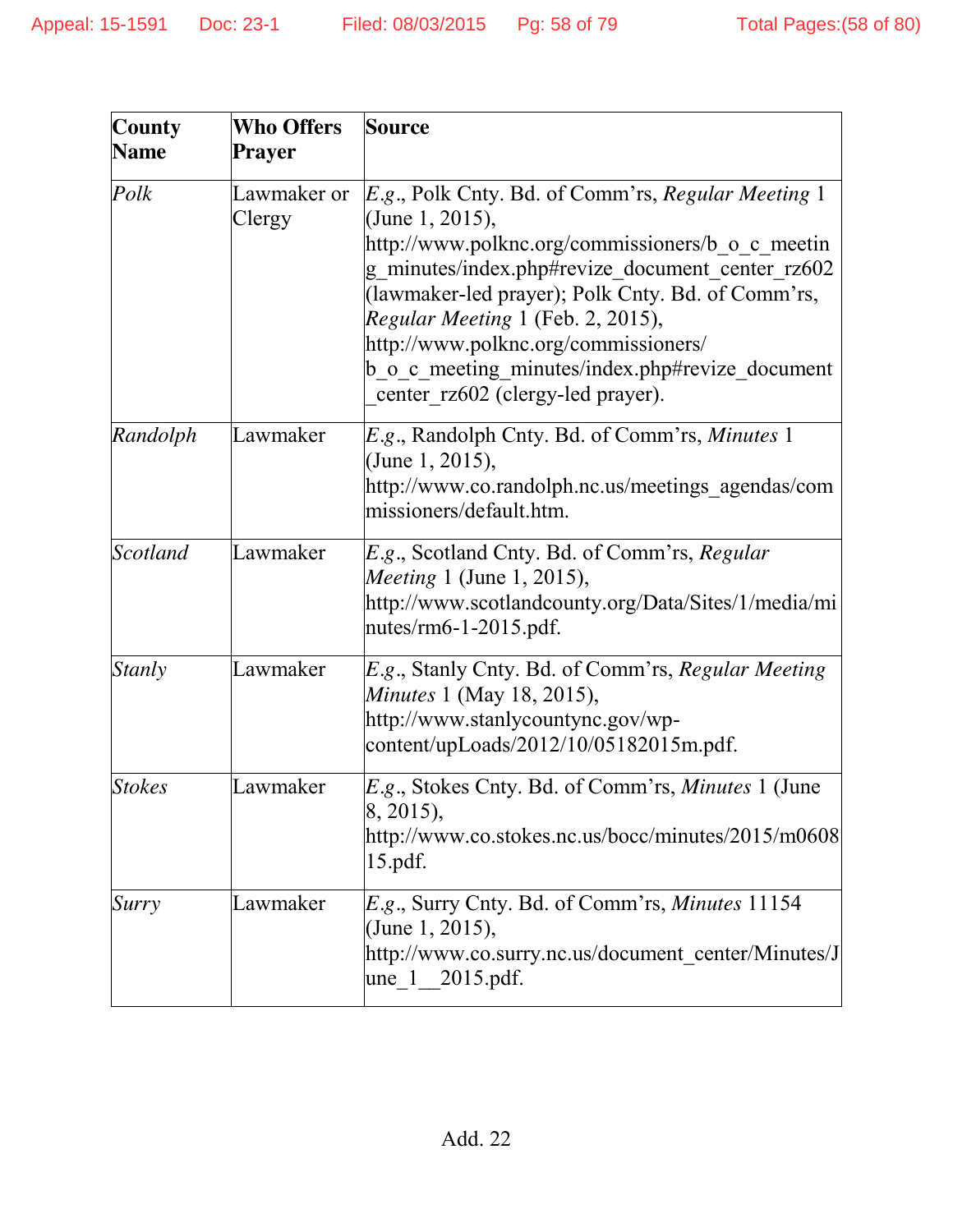| County Name | Who Offers Prayer | Source |
|---|---|---|
| *Polk* | Lawmaker or Clergy | *E.g.*, Polk Cnty. Bd. of Comm'rs, *Regular Meeting* 1 (June 1, 2015), http://www.polknc.org/commissioners/b_o_c_meeting_minutes/index.php#revize_document_center_rz602 (lawmaker-led prayer); Polk Cnty. Bd. of Comm'rs, *Regular Meeting* 1 (Feb. 2, 2015), http://www.polknc.org/commissioners/ b_o_c_meeting_minutes/index.php#revize_document_center_rz602 (clergy-led prayer). |
| *Randolph* | Lawmaker | *E.g.*, Randolph Cnty. Bd. of Comm'rs, *Minutes* 1 (June 1, 2015), http://www.co.randolph.nc.us/meetings_agendas/commissioners/default.htm. |
| *Scotland* | Lawmaker | *E.g.*, Scotland Cnty. Bd. of Comm'rs, *Regular Meeting* 1 (June 1, 2015), http://www.scotlandcounty.org/Data/Sites/1/media/minutes/rm6-1-2015.pdf. |
| *Stanly* | Lawmaker | *E.g.*, Stanly Cnty. Bd. of Comm'rs, *Regular Meeting Minutes* 1 (May 18, 2015), http://www.stanlycountync.gov/wp-content/upLoads/2012/10/05182015m.pdf. |
| *Stokes* | Lawmaker | *E.g.*, Stokes Cnty. Bd. of Comm'rs, *Minutes* 1 (June 8, 2015), http://www.co.stokes.nc.us/bocc/minutes/2015/m060815.pdf. |
| *Surry* | Lawmaker | *E.g.*, Surry Cnty. Bd. of Comm'rs, *Minutes* 11154 (June 1, 2015), http://www.co.surry.nc.us/document_center/Minutes/June_1__2015.pdf. |

Add. 22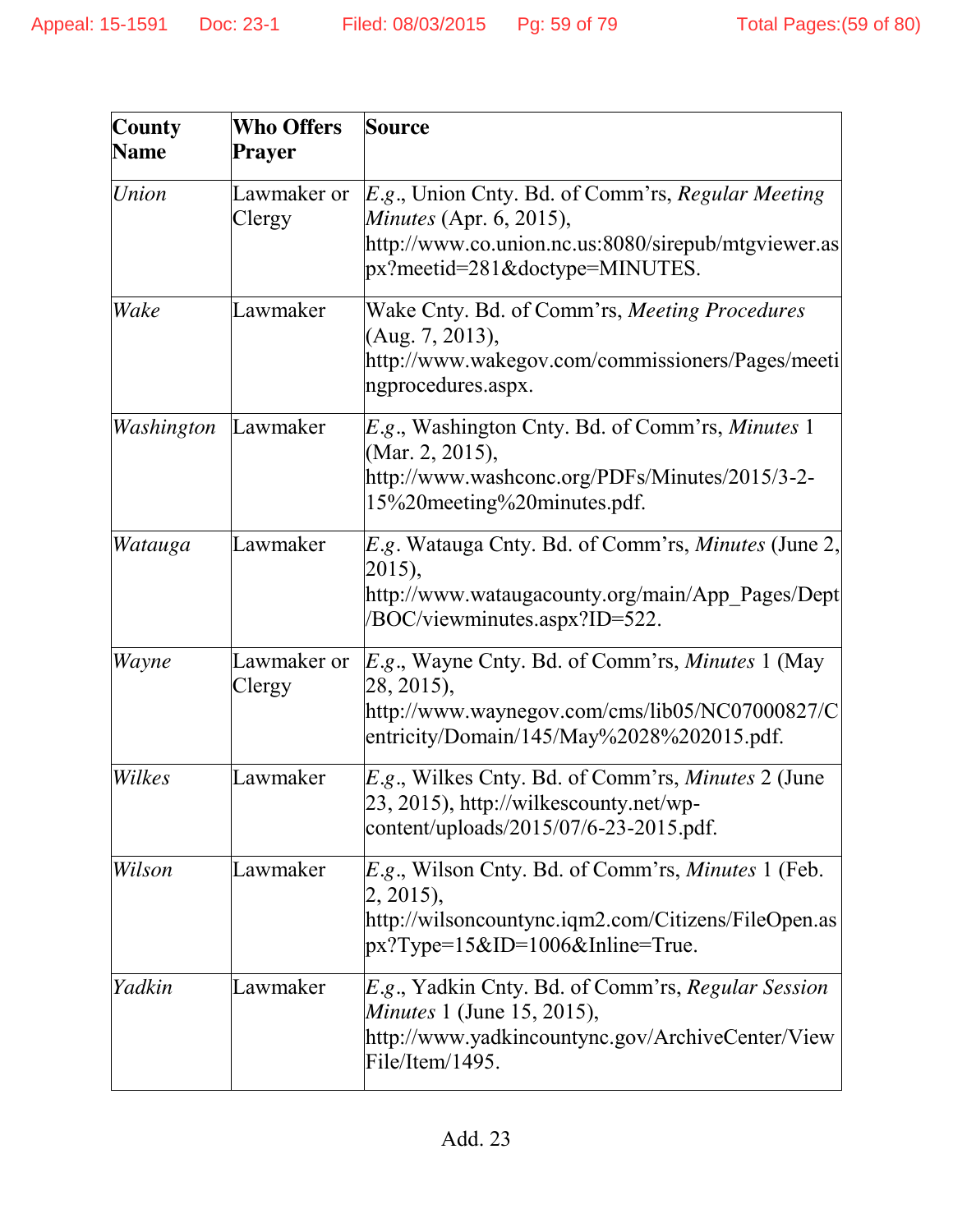| County Name | Who Offers Prayer | Source |
|---|---|---|
| *Union* | Lawmaker or Clergy | *E.g.*, Union Cnty. Bd. of Comm'rs, *Regular Meeting Minutes* (Apr. 6, 2015), http://www.co.union.nc.us:8080/sirepub/mtgviewer.aspx?meetid=281&doctype=MINUTES. |
| *Wake* | Lawmaker | Wake Cnty. Bd. of Comm'rs, *Meeting Procedures* (Aug. 7, 2013), http://www.wakegov.com/commissioners/Pages/meetingprocedures.aspx. |
| *Washington* | Lawmaker | *E.g.*, Washington Cnty. Bd. of Comm'rs, *Minutes* 1 (Mar. 2, 2015), http://www.washconc.org/PDFs/Minutes/2015/3-2-15%20meeting%20minutes.pdf. |
| *Watauga* | Lawmaker | *E.g*. Watauga Cnty. Bd. of Comm'rs, *Minutes* (June 2, 2015), http://www.wataugacounty.org/main/App_Pages/Dept/BOC/viewminutes.aspx?ID=522. |
| *Wayne* | Lawmaker or Clergy | *E.g.*, Wayne Cnty. Bd. of Comm'rs, *Minutes* 1 (May 28, 2015), http://www.waynegov.com/cms/lib05/NC07000827/Centricity/Domain/145/May%2028%202015.pdf. |
| *Wilkes* | Lawmaker | *E.g.*, Wilkes Cnty. Bd. of Comm'rs, *Minutes* 2 (June 23, 2015), http://wilkescounty.net/wp-content/uploads/2015/07/6-23-2015.pdf. |
| *Wilson* | Lawmaker | *E.g.*, Wilson Cnty. Bd. of Comm'rs, *Minutes* 1 (Feb. 2, 2015), http://wilsoncountync.iqm2.com/Citizens/FileOpen.aspx?Type=15&ID=1006&Inline=True. |
| *Yadkin* | Lawmaker | *E.g.*, Yadkin Cnty. Bd. of Comm'rs, *Regular Session Minutes* 1 (June 15, 2015), http://www.yadkincountync.gov/ArchiveCenter/ViewFile/Item/1495. |

Add. 23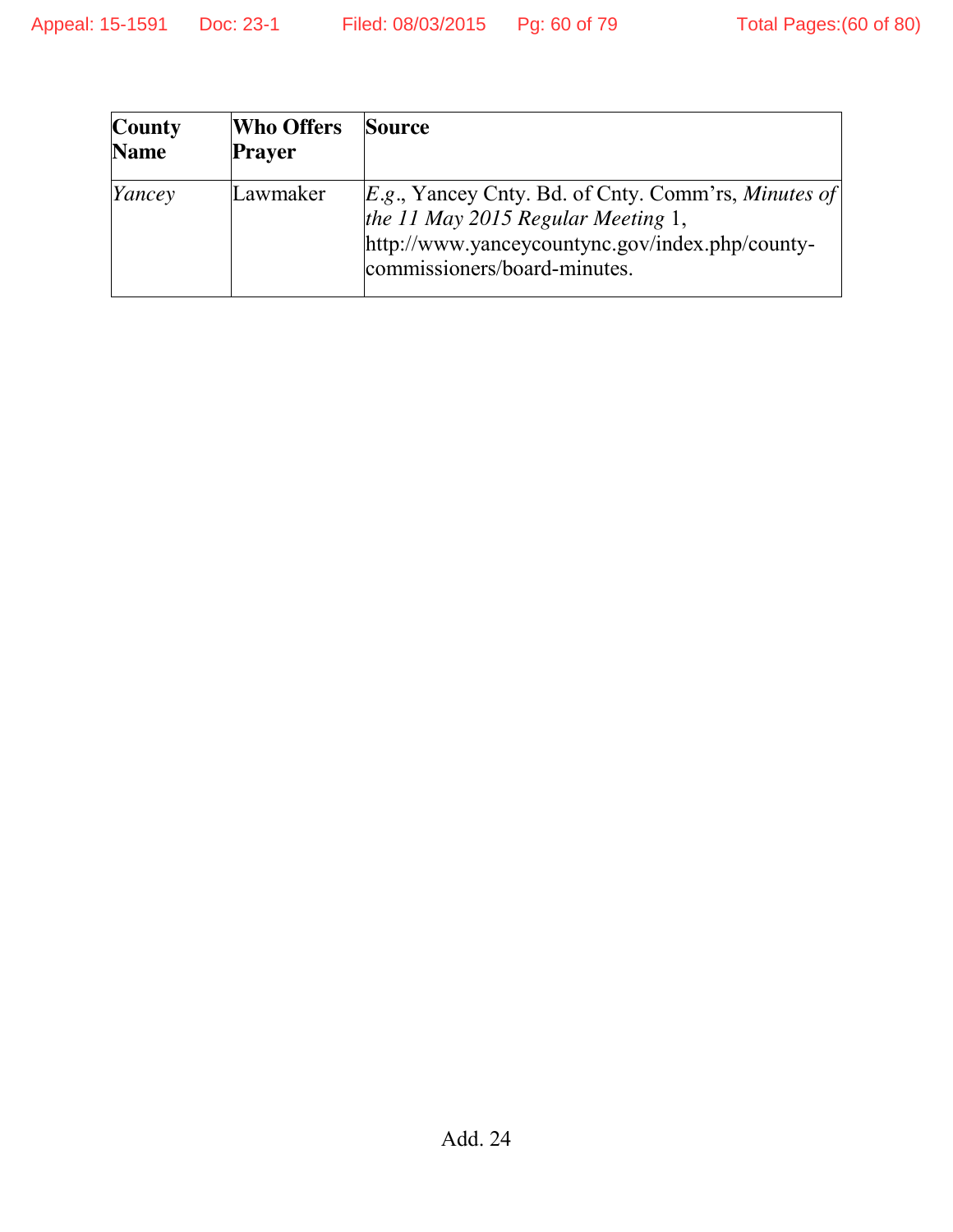| County Name | Who Offers Prayer | Source |
|---|---|---|
| *Yancey* | Lawmaker | *E.g*., Yancey Cnty. Bd. of Cnty. Comm'rs, *Minutes of the 11 May 2015 Regular Meeting* 1, http://www.yanceycountync.gov/index.php/county-commissioners/board-minutes. |

Add. 24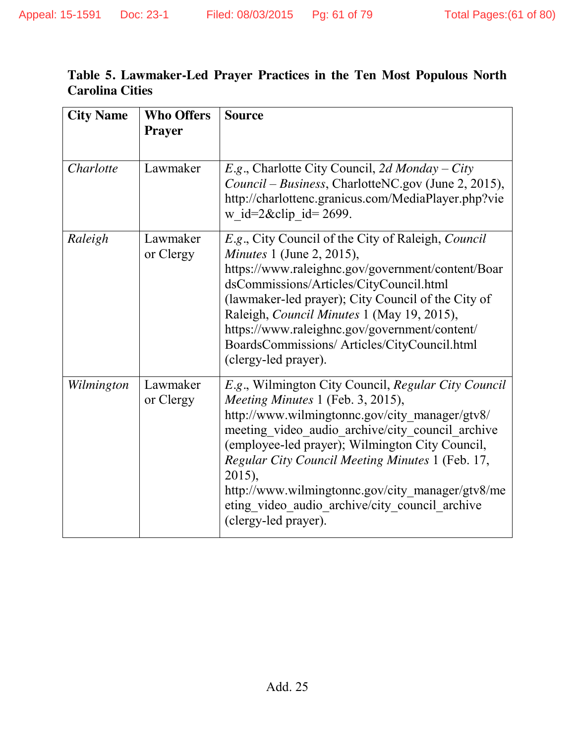**Table 5. Lawmaker-Led Prayer Practices in the Ten Most Populous North Carolina Cities**

| City Name | Who Offers Prayer | Source |
|---|---|---|
| *Charlotte* | Lawmaker | *E.g.*, Charlotte City Council, *2d Monday – City Council – Business*, CharlotteNC.gov (June 2, 2015), http://charlottenc.granicus.com/MediaPlayer.php?view_id=2&clip_id= 2699. |
| *Raleigh* | Lawmaker or Clergy | *E.g.*, City Council of the City of Raleigh, *Council Minutes* 1 (June 2, 2015), https://www.raleighnc.gov/government/content/BoardsCommissions/Articles/CityCouncil.html (lawmaker-led prayer); City Council of the City of Raleigh, *Council Minutes* 1 (May 19, 2015), https://www.raleighnc.gov/government/content/ BoardsCommissions/ Articles/CityCouncil.html (clergy-led prayer). |
| *Wilmington* | Lawmaker or Clergy | *E.g.*, Wilmington City Council, *Regular City Council Meeting Minutes* 1 (Feb. 3, 2015), http://www.wilmingtonnc.gov/city_manager/gtv8/ meeting_video_audio_archive/city_council_archive (employee-led prayer); Wilmington City Council, *Regular City Council Meeting Minutes* 1 (Feb. 17, 2015), http://www.wilmingtonnc.gov/city_manager/gtv8/meeting_video_audio_archive/city_council_archive (clergy-led prayer). |

Add. 25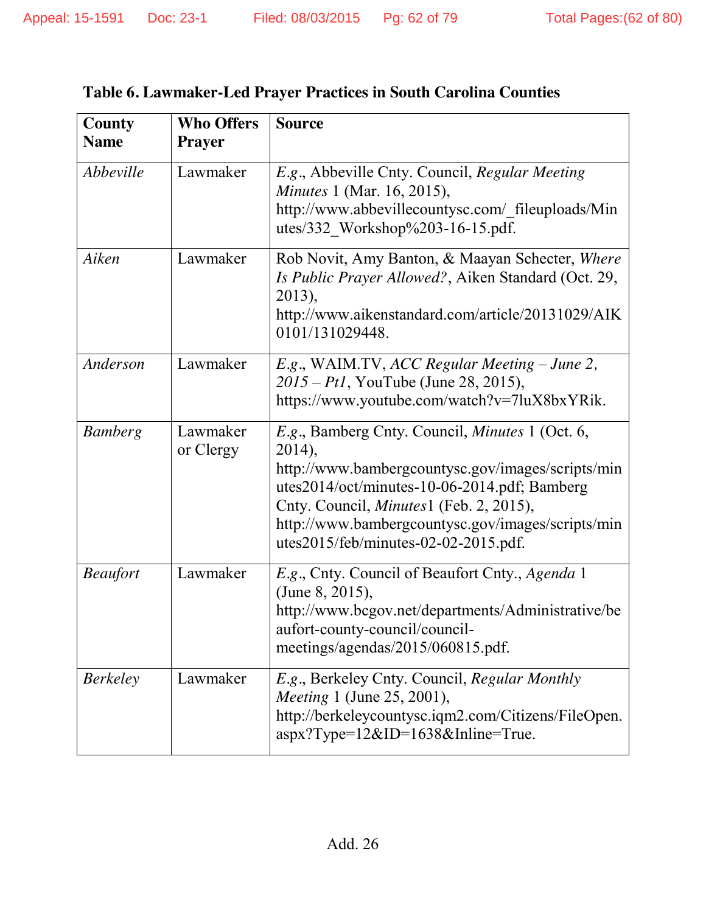**Table 6. Lawmaker-Led Prayer Practices in South Carolina Counties**

| County Name | Who Offers Prayer | Source |
|---|---|---|
| *Abbeville* | Lawmaker | *E.g.*, Abbeville Cnty. Council, *Regular Meeting Minutes* 1 (Mar. 16, 2015), http://www.abbevillecountysc.com/_fileuploads/Minutes/332_Workshop%203-16-15.pdf. |
| *Aiken* | Lawmaker | Rob Novit, Amy Banton, & Maayan Schecter, *Where Is Public Prayer Allowed?*, Aiken Standard (Oct. 29, 2013), http://www.aikenstandard.com/article/20131029/AIK0101/131029448. |
| *Anderson* | Lawmaker | *E.g.*, WAIM.TV, *ACC Regular Meeting – June 2, 2015 – Pt1*, YouTube (June 28, 2015), https://www.youtube.com/watch?v=7luX8bxYRik. |
| *Bamberg* | Lawmaker or Clergy | *E.g.*, Bamberg Cnty. Council, *Minutes* 1 (Oct. 6, 2014), http://www.bambergcountysc.gov/images/scripts/minutes2014/oct/minutes-10-06-2014.pdf; Bamberg Cnty. Council, *Minutes*1 (Feb. 2, 2015), http://www.bambergcountysc.gov/images/scripts/minutes2015/feb/minutes-02-02-2015.pdf. |
| *Beaufort* | Lawmaker | *E.g.*, Cnty. Council of Beaufort Cnty., *Agenda* 1 (June 8, 2015), http://www.bcgov.net/departments/Administrative/beaufort-county-council/council-meetings/agendas/2015/060815.pdf. |
| *Berkeley* | Lawmaker | *E.g.*, Berkeley Cnty. Council, *Regular Monthly Meeting* 1 (June 25, 2001), http://berkeleycountysc.iqm2.com/Citizens/FileOpen.aspx?Type=12&ID=1638&Inline=True. |

Add. 26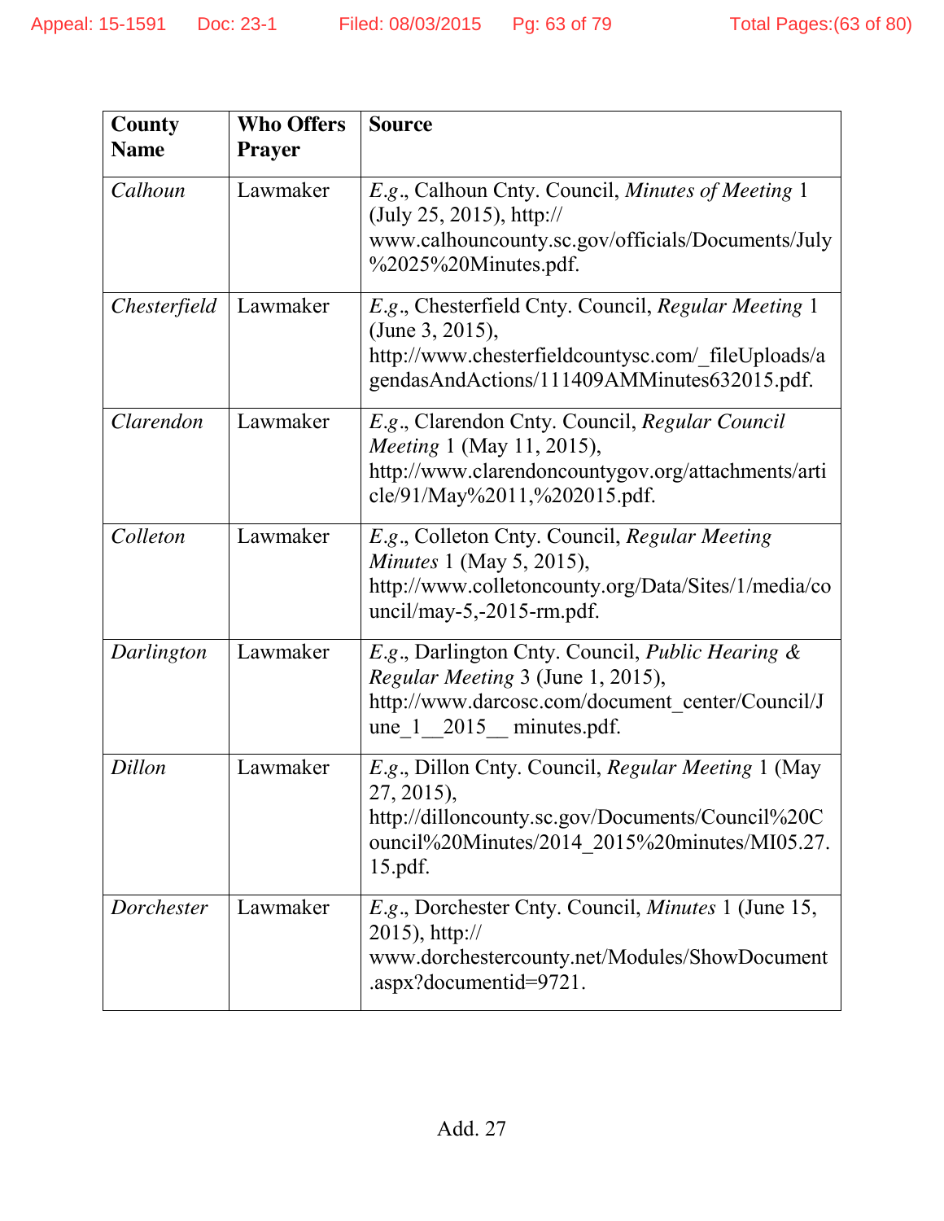| County Name | Who Offers Prayer | Source |
|---|---|---|
| *Calhoun* | Lawmaker | *E.g*., Calhoun Cnty. Council, *Minutes of Meeting* 1 (July 25, 2015), http:// www.calhouncounty.sc.gov/officials/Documents/July%2025%20Minutes.pdf. |
| *Chesterfield* | Lawmaker | *E.g*., Chesterfield Cnty. Council, *Regular Meeting* 1 (June 3, 2015), http://www.chesterfieldcountysc.com/_fileUploads/agendasAndActions/111409AMMinutes632015.pdf. |
| *Clarendon* | Lawmaker | *E.g*., Clarendon Cnty. Council, *Regular Council Meeting* 1 (May 11, 2015), http://www.clarendoncountygov.org/attachments/article/91/May%2011,%202015.pdf. |
| *Colleton* | Lawmaker | *E.g*., Colleton Cnty. Council, *Regular Meeting Minutes* 1 (May 5, 2015), http://www.colletoncounty.org/Data/Sites/1/media/council/may-5,-2015-rm.pdf. |
| *Darlington* | Lawmaker | *E.g*., Darlington Cnty. Council, *Public Hearing & Regular Meeting* 3 (June 1, 2015), http://www.darcosc.com/document_center/Council/June_1__2015__ minutes.pdf. |
| *Dillon* | Lawmaker | *E.g*., Dillon Cnty. Council, *Regular Meeting* 1 (May 27, 2015), http://dilloncounty.sc.gov/Documents/Council%20Council%20Minutes/2014_2015%20minutes/MI05.27.15.pdf. |
| *Dorchester* | Lawmaker | *E.g*., Dorchester Cnty. Council, *Minutes* 1 (June 15, 2015), http:// www.dorchestercounty.net/Modules/ShowDocument.aspx?documentid=9721. |

Add. 27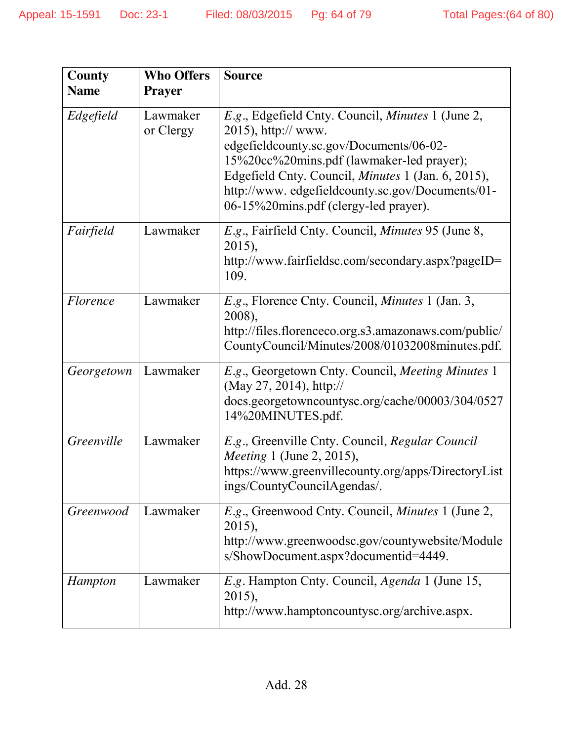| County Name | Who Offers Prayer | Source |
|---|---|---|
| *Edgefield* | Lawmaker or Clergy | *E.g.*, Edgefield Cnty. Council, *Minutes* 1 (June 2, 2015), http:// www. edgefieldcounty.sc.gov/Documents/06-02-15%20cc%20mins.pdf (lawmaker-led prayer); Edgefield Cnty. Council, *Minutes* 1 (Jan. 6, 2015), http://www. edgefieldcounty.sc.gov/Documents/01-06-15%20mins.pdf (clergy-led prayer). |
| *Fairfield* | Lawmaker | *E.g.*, Fairfield Cnty. Council, *Minutes* 95 (June 8, 2015), http://www.fairfieldsc.com/secondary.aspx?pageID=109. |
| *Florence* | Lawmaker | *E.g.*, Florence Cnty. Council, *Minutes* 1 (Jan. 3, 2008), http://files.florenceco.org.s3.amazonaws.com/public/CountyCouncil/Minutes/2008/01032008minutes.pdf. |
| *Georgetown* | Lawmaker | *E.g.*, Georgetown Cnty. Council, *Meeting Minutes* 1 (May 27, 2014), http:// docs.georgetowncountysc.org/cache/00003/304/052714%20MINUTES.pdf. |
| *Greenville* | Lawmaker | *E.g.*, Greenville Cnty. Council, *Regular Council Meeting* 1 (June 2, 2015), https://www.greenvillecounty.org/apps/DirectoryListings/CountyCouncilAgendas/. |
| *Greenwood* | Lawmaker | *E.g.*, Greenwood Cnty. Council, *Minutes* 1 (June 2, 2015), http://www.greenwoodsc.gov/countywebsite/Modules/ShowDocument.aspx?documentid=4449. |
| *Hampton* | Lawmaker | *E.g.* Hampton Cnty. Council, *Agenda* 1 (June 15, 2015), http://www.hamptoncountysc.org/archive.aspx. |

Add. 28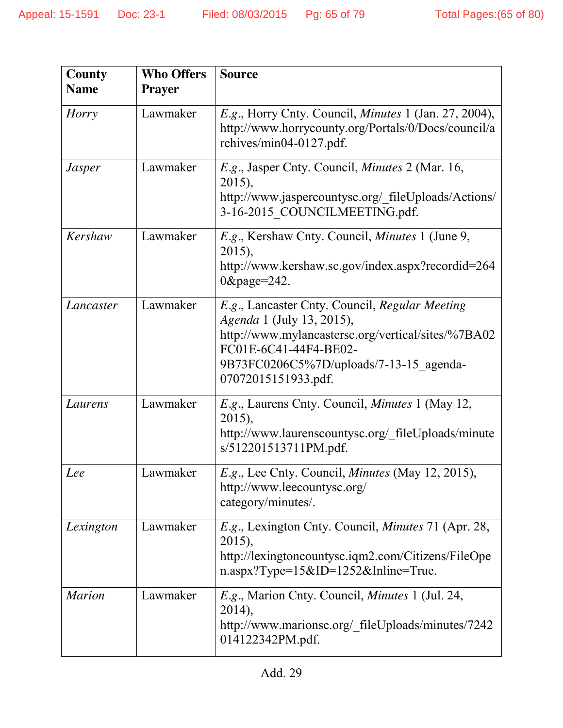| County Name | Who Offers Prayer | Source |
| --- | --- | --- |
| *Horry* | Lawmaker | *E.g.*, Horry Cnty. Council, *Minutes* 1 (Jan. 27, 2004), http://www.horrycounty.org/Portals/0/Docs/council/archives/min04-0127.pdf. |
| *Jasper* | Lawmaker | *E.g.*, Jasper Cnty. Council, *Minutes* 2 (Mar. 16, 2015), http://www.jaspercountysc.org/_fileUploads/Actions/3-16-2015_COUNCILMEETING.pdf. |
| *Kershaw* | Lawmaker | *E.g.*, Kershaw Cnty. Council, *Minutes* 1 (June 9, 2015), http://www.kershaw.sc.gov/index.aspx?recordid=2640&page=242. |
| *Lancaster* | Lawmaker | *E.g.*, Lancaster Cnty. Council, *Regular Meeting Agenda* 1 (July 13, 2015), http://www.mylancastersc.org/vertical/sites/%7BA02FC01E-6C41-44F4-BE02-9B73FC0206C5%7D/uploads/7-13-15_agenda-07072015151933.pdf. |
| *Laurens* | Lawmaker | *E.g.*, Laurens Cnty. Council, *Minutes* 1 (May 12, 2015), http://www.laurenscountysc.org/_fileUploads/minutes/512201513711PM.pdf. |
| *Lee* | Lawmaker | *E.g.*, Lee Cnty. Council, *Minutes* (May 12, 2015), http://www.leecountysc.org/category/minutes/. |
| *Lexington* | Lawmaker | *E.g.*, Lexington Cnty. Council, *Minutes* 71 (Apr. 28, 2015), http://lexingtoncountysc.iqm2.com/Citizens/FileOpen.aspx?Type=15&ID=1252&Inline=True. |
| *Marion* | Lawmaker | *E.g.*, Marion Cnty. Council, *Minutes* 1 (Jul. 24, 2014), http://www.marionsc.org/_fileUploads/minutes/7242014122342PM.pdf. |

Add. 29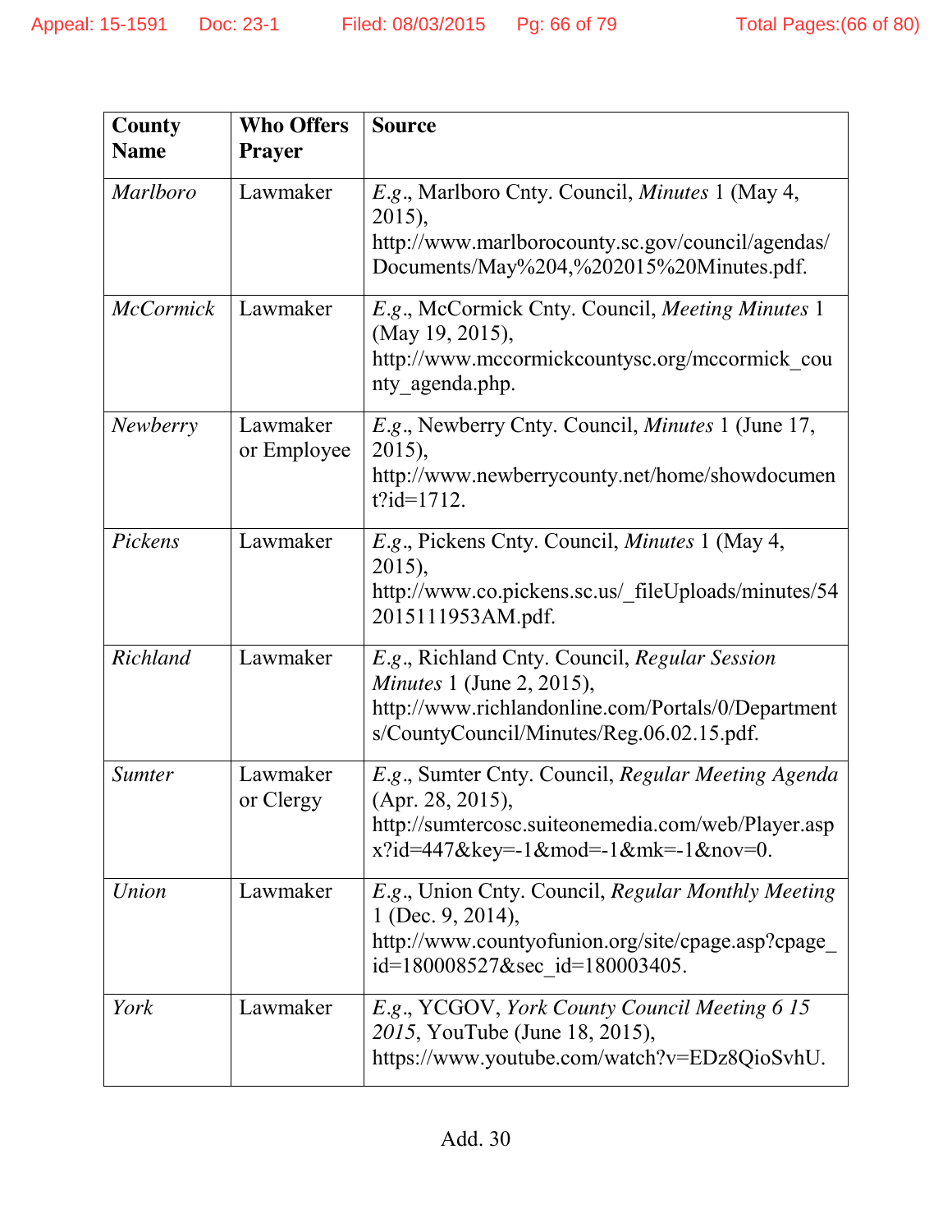| County Name | Who Offers Prayer | Source |
|---|---|---|
| *Marlboro* | Lawmaker | *E.g.*, Marlboro Cnty. Council, *Minutes* 1 (May 4, 2015), http://www.marlborocounty.sc.gov/council/agendas/Documents/May%204,%202015%20Minutes.pdf. |
| *McCormick* | Lawmaker | *E.g.*, McCormick Cnty. Council, *Meeting Minutes* 1 (May 19, 2015), http://www.mccormickcountysc.org/mccormick_county_agenda.php. |
| *Newberry* | Lawmaker or Employee | *E.g.*, Newberry Cnty. Council, *Minutes* 1 (June 17, 2015), http://www.newberrycounty.net/home/showdocument?id=1712. |
| *Pickens* | Lawmaker | *E.g.*, Pickens Cnty. Council, *Minutes* 1 (May 4, 2015), http://www.co.pickens.sc.us/_fileUploads/minutes/542015111953AM.pdf. |
| *Richland* | Lawmaker | *E.g.*, Richland Cnty. Council, *Regular Session Minutes* 1 (June 2, 2015), http://www.richlandonline.com/Portals/0/Departments/CountyCouncil/Minutes/Reg.06.02.15.pdf. |
| *Sumter* | Lawmaker or Clergy | *E.g.*, Sumter Cnty. Council, *Regular Meeting Agenda* (Apr. 28, 2015), http://sumtercosc.suiteonemedia.com/web/Player.aspx?id=447&key=-1&mod=-1&mk=-1&nov=0. |
| *Union* | Lawmaker | *E.g.*, Union Cnty. Council, *Regular Monthly Meeting* 1 (Dec. 9, 2014), http://www.countyofunion.org/site/cpage.asp?cpage_id=180008527&sec_id=180003405. |
| *York* | Lawmaker | *E.g.*, YCGOV, *York County Council Meeting 6 15 2015*, YouTube (June 18, 2015), https://www.youtube.com/watch?v=EDz8QioSvhU. |

Add. 30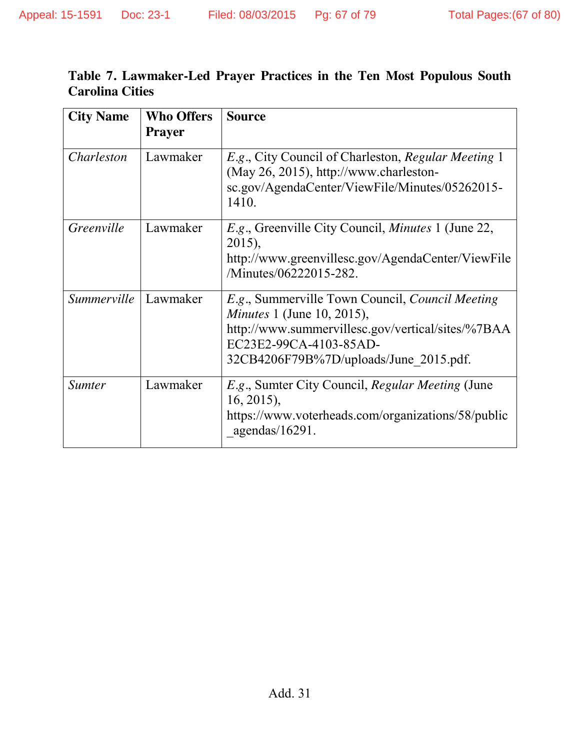**Table 7. Lawmaker-Led Prayer Practices in the Ten Most Populous South Carolina Cities**

| City Name | Who Offers Prayer | Source |
|---|---|---|
| *Charleston* | Lawmaker | *E.g.*, City Council of Charleston, *Regular Meeting* 1 (May 26, 2015), http://www.charleston-sc.gov/AgendaCenter/ViewFile/Minutes/05262015-1410. |
| *Greenville* | Lawmaker | *E.g.*, Greenville City Council, *Minutes* 1 (June 22, 2015), http://www.greenvillesc.gov/AgendaCenter/ViewFile/Minutes/06222015-282. |
| *Summerville* | Lawmaker | *E.g.*, Summerville Town Council, *Council Meeting Minutes* 1 (June 10, 2015), http://www.summervillesc.gov/vertical/sites/%7BAAEC23E2-99CA-4103-85AD-32CB4206F79B%7D/uploads/June_2015.pdf. |
| *Sumter* | Lawmaker | *E.g.*, Sumter City Council, *Regular Meeting* (June 16, 2015), https://www.voterheads.com/organizations/58/public_agendas/16291. |

Add. 31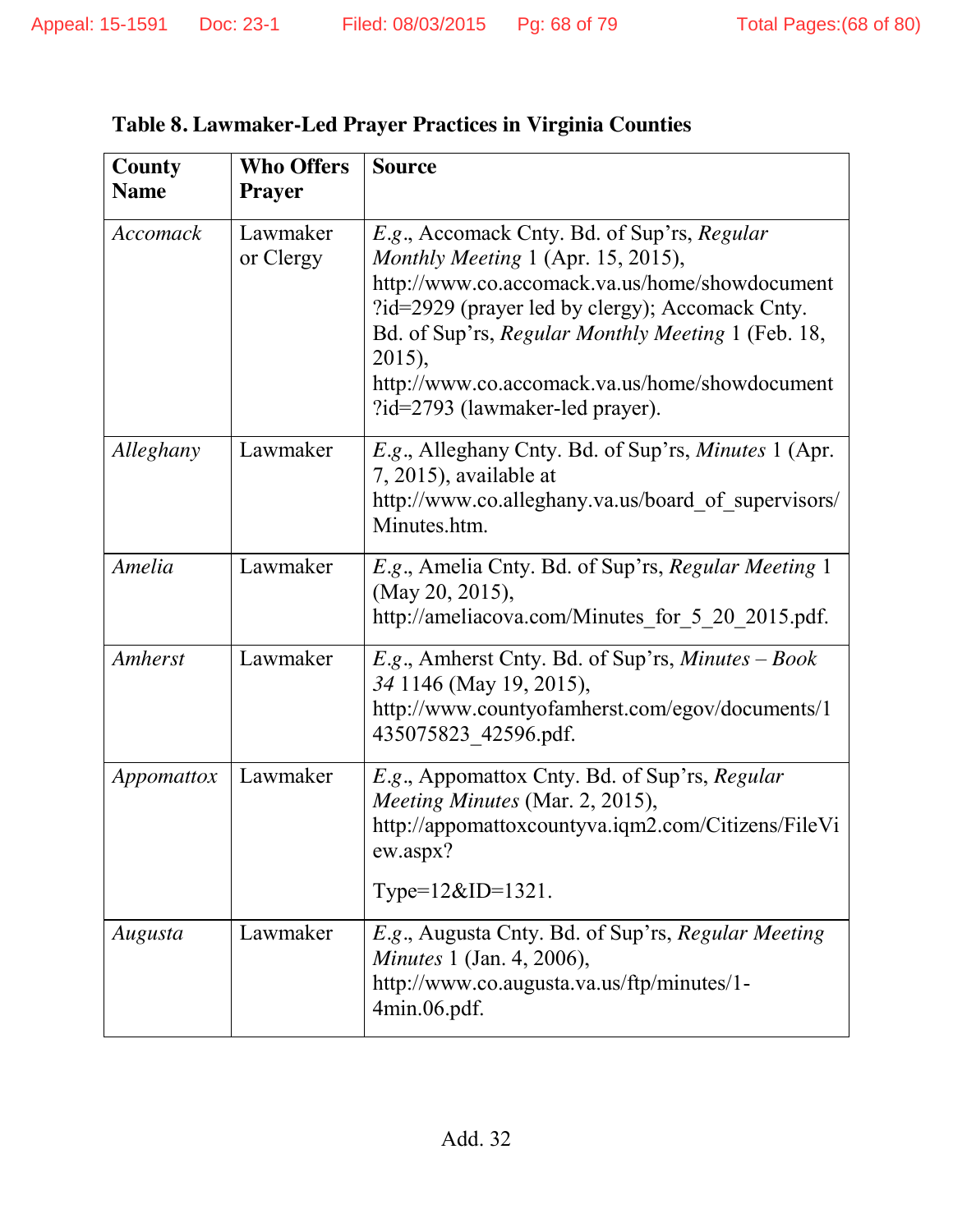**Table 8. Lawmaker-Led Prayer Practices in Virginia Counties**

| County Name | Who Offers Prayer | Source |
|---|---|---|
| *Accomack* | Lawmaker or Clergy | *E.g.*, Accomack Cnty. Bd. of Sup'rs, *Regular Monthly Meeting* 1 (Apr. 15, 2015), http://www.co.accomack.va.us/home/showdocument?id=2929 (prayer led by clergy); Accomack Cnty. Bd. of Sup'rs, *Regular Monthly Meeting* 1 (Feb. 18, 2015), http://www.co.accomack.va.us/home/showdocument?id=2793 (lawmaker-led prayer). |
| *Alleghany* | Lawmaker | *E.g.*, Alleghany Cnty. Bd. of Sup'rs, *Minutes* 1 (Apr. 7, 2015), available at http://www.co.alleghany.va.us/board_of_supervisors/Minutes.htm. |
| *Amelia* | Lawmaker | *E.g.*, Amelia Cnty. Bd. of Sup'rs, *Regular Meeting* 1 (May 20, 2015), http://ameliacova.com/Minutes_for_5_20_2015.pdf. |
| *Amherst* | Lawmaker | *E.g.*, Amherst Cnty. Bd. of Sup'rs, *Minutes – Book 34* 1146 (May 19, 2015), http://www.countyofamherst.com/egov/documents/1435075823_42596.pdf. |
| *Appomattox* | Lawmaker | *E.g.*, Appomattox Cnty. Bd. of Sup'rs, *Regular Meeting Minutes* (Mar. 2, 2015), http://appomattoxcountyva.iqm2.com/Citizens/FileView.aspx?Type=12&ID=1321. |
| *Augusta* | Lawmaker | *E.g.*, Augusta Cnty. Bd. of Sup'rs, *Regular Meeting Minutes* 1 (Jan. 4, 2006), http://www.co.augusta.va.us/ftp/minutes/1-4min.06.pdf. |

Add. 32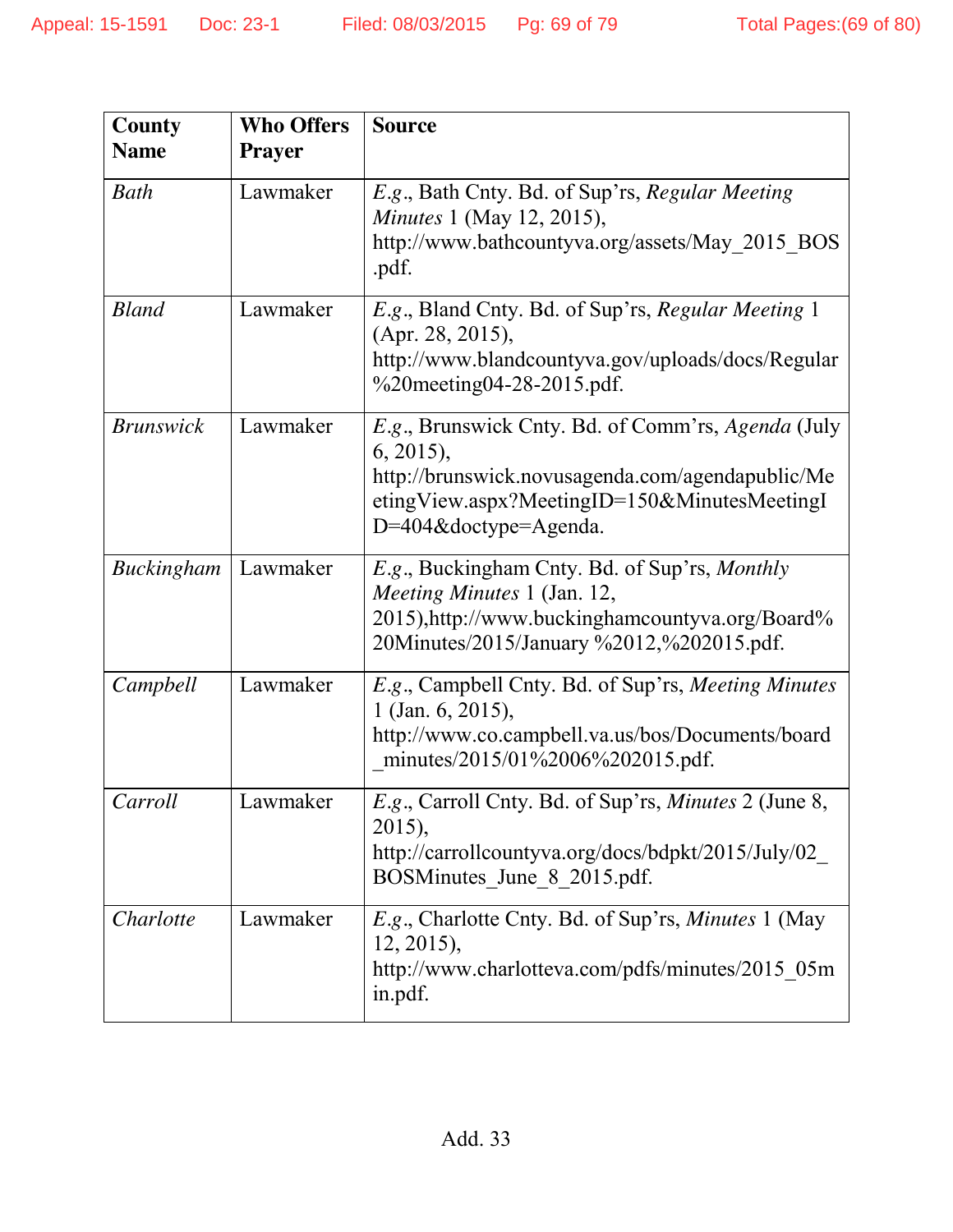| County Name | Who Offers Prayer | Source |
|---|---|---|
| *Bath* | Lawmaker | *E.g.*, Bath Cnty. Bd. of Sup'rs, *Regular Meeting Minutes* 1 (May 12, 2015), http://www.bathcountyva.org/assets/May_2015_BOS.pdf. |
| *Bland* | Lawmaker | *E.g.*, Bland Cnty. Bd. of Sup'rs, *Regular Meeting* 1 (Apr. 28, 2015), http://www.blandcountyva.gov/uploads/docs/Regular%20meeting04-28-2015.pdf. |
| *Brunswick* | Lawmaker | *E.g.*, Brunswick Cnty. Bd. of Comm'rs, *Agenda* (July 6, 2015), http://brunswick.novusagenda.com/agendapublic/MeetingView.aspx?MeetingID=150&MinutesMeetingID=404&doctype=Agenda. |
| *Buckingham* | Lawmaker | *E.g.*, Buckingham Cnty. Bd. of Sup'rs, *Monthly Meeting Minutes* 1 (Jan. 12, 2015),http://www.buckinghamcountyva.org/Board%20Minutes/2015/January %2012,%202015.pdf. |
| *Campbell* | Lawmaker | *E.g.*, Campbell Cnty. Bd. of Sup'rs, *Meeting Minutes* 1 (Jan. 6, 2015), http://www.co.campbell.va.us/bos/Documents/board_minutes/2015/01%2006%202015.pdf. |
| *Carroll* | Lawmaker | *E.g.*, Carroll Cnty. Bd. of Sup'rs, *Minutes* 2 (June 8, 2015), http://carrollcountyva.org/docs/bdpkt/2015/July/02_BOSMinutes_June_8_2015.pdf. |
| *Charlotte* | Lawmaker | *E.g.*, Charlotte Cnty. Bd. of Sup'rs, *Minutes* 1 (May 12, 2015), http://www.charlotteva.com/pdfs/minutes/2015_05min.pdf. |

Add. 33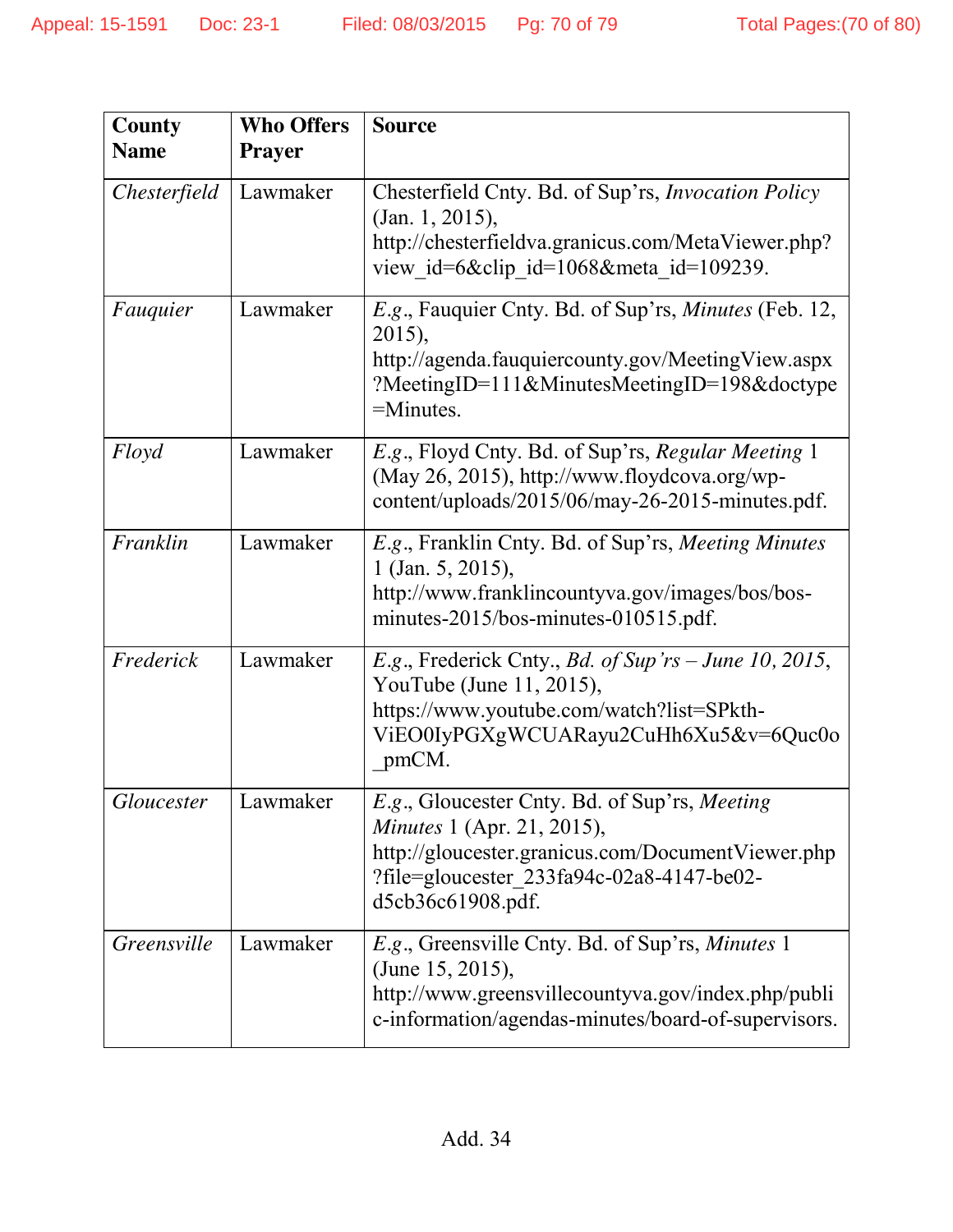| County Name | Who Offers Prayer | Source |
|---|---|---|
| *Chesterfield* | Lawmaker | Chesterfield Cnty. Bd. of Sup'rs, *Invocation Policy* (Jan. 1, 2015), http://chesterfieldva.granicus.com/MetaViewer.php?view_id=6&clip_id=1068&meta_id=109239. |
| *Fauquier* | Lawmaker | *E.g.*, Fauquier Cnty. Bd. of Sup'rs, *Minutes* (Feb. 12, 2015), http://agenda.fauquiercounty.gov/MeetingView.aspx?MeetingID=111&MinutesMeetingID=198&doctype=Minutes. |
| *Floyd* | Lawmaker | *E.g.*, Floyd Cnty. Bd. of Sup'rs, *Regular Meeting* 1 (May 26, 2015), http://www.floydcova.org/wp-content/uploads/2015/06/may-26-2015-minutes.pdf. |
| *Franklin* | Lawmaker | *E.g.*, Franklin Cnty. Bd. of Sup'rs, *Meeting Minutes* 1 (Jan. 5, 2015), http://www.franklincountyva.gov/images/bos/bos-minutes-2015/bos-minutes-010515.pdf. |
| *Frederick* | Lawmaker | *E.g.*, Frederick Cnty., *Bd. of Sup'rs – June 10, 2015*, YouTube (June 11, 2015), https://www.youtube.com/watch?list=SPkth-ViEO0IyPGXgWCUARayu2CuHh6Xu5&v=6Quc0o_pmCM. |
| *Gloucester* | Lawmaker | *E.g.*, Gloucester Cnty. Bd. of Sup'rs, *Meeting Minutes* 1 (Apr. 21, 2015), http://gloucester.granicus.com/DocumentViewer.php?file=gloucester_233fa94c-02a8-4147-be02-d5cb36c61908.pdf. |
| *Greensville* | Lawmaker | *E.g.*, Greensville Cnty. Bd. of Sup'rs, *Minutes* 1 (June 15, 2015), http://www.greensvillecountyva.gov/index.php/public-information/agendas-minutes/board-of-supervisors. |

Add. 34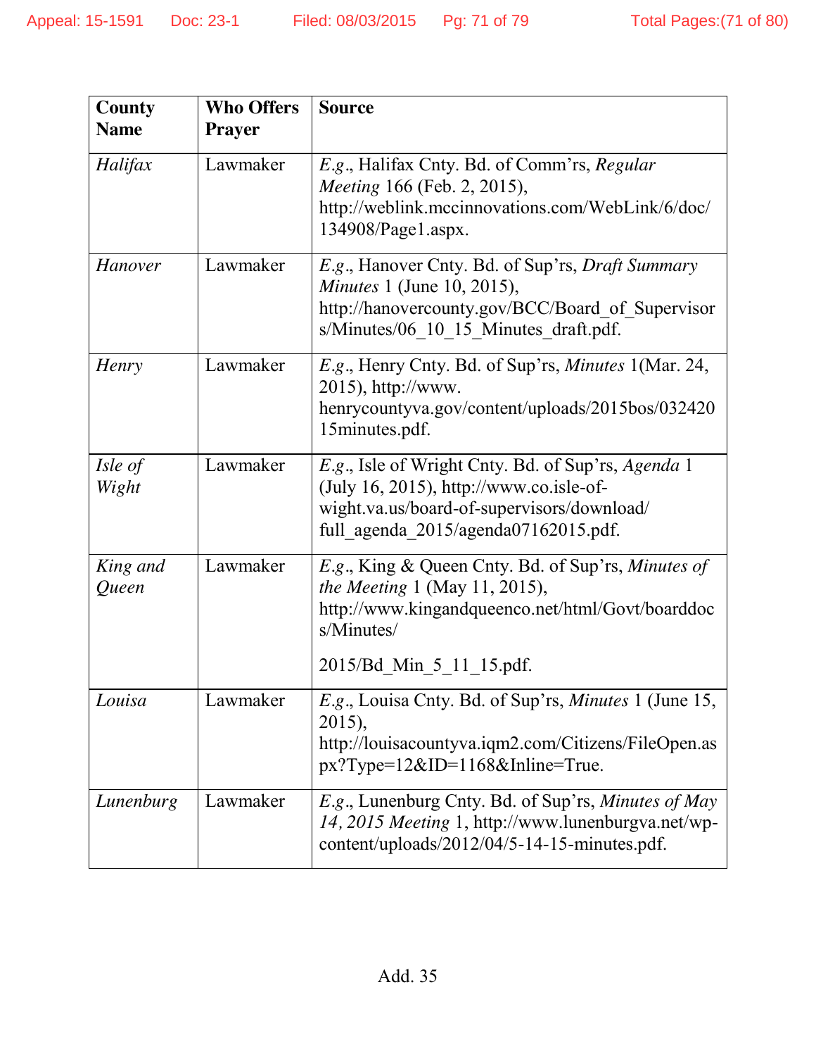| County Name | Who Offers Prayer | Source |
|---|---|---|
| *Halifax* | Lawmaker | *E.g.*, Halifax Cnty. Bd. of Comm'rs, *Regular Meeting* 166 (Feb. 2, 2015), http://weblink.mccinnovations.com/WebLink/6/doc/134908/Page1.aspx. |
| *Hanover* | Lawmaker | *E.g.*, Hanover Cnty. Bd. of Sup'rs, *Draft Summary Minutes* 1 (June 10, 2015), http://hanovercounty.gov/BCC/Board_of_Supervisors/Minutes/06_10_15_Minutes_draft.pdf. |
| *Henry* | Lawmaker | *E.g.*, Henry Cnty. Bd. of Sup'rs, *Minutes* 1(Mar. 24, 2015), http://www.henrycountyva.gov/content/uploads/2015bos/03242015minutes.pdf. |
| *Isle of Wight* | Lawmaker | *E.g.*, Isle of Wright Cnty. Bd. of Sup'rs, *Agenda* 1 (July 16, 2015), http://www.co.isle-of-wight.va.us/board-of-supervisors/download/full_agenda_2015/agenda07162015.pdf. |
| *King and Queen* | Lawmaker | *E.g.*, King & Queen Cnty. Bd. of Sup'rs, *Minutes of the Meeting* 1 (May 11, 2015), http://www.kingandqueenco.net/html/Govt/boarddocs/Minutes/ 2015/Bd_Min_5_11_15.pdf. |
| *Louisa* | Lawmaker | *E.g.*, Louisa Cnty. Bd. of Sup'rs, *Minutes* 1 (June 15, 2015), http://louisacountyva.iqm2.com/Citizens/FileOpen.aspx?Type=12&ID=1168&Inline=True. |
| *Lunenburg* | Lawmaker | *E.g.*, Lunenburg Cnty. Bd. of Sup'rs, *Minutes of May 14, 2015 Meeting* 1, http://www.lunenburgva.net/wp-content/uploads/2012/04/5-14-15-minutes.pdf. |

Add. 35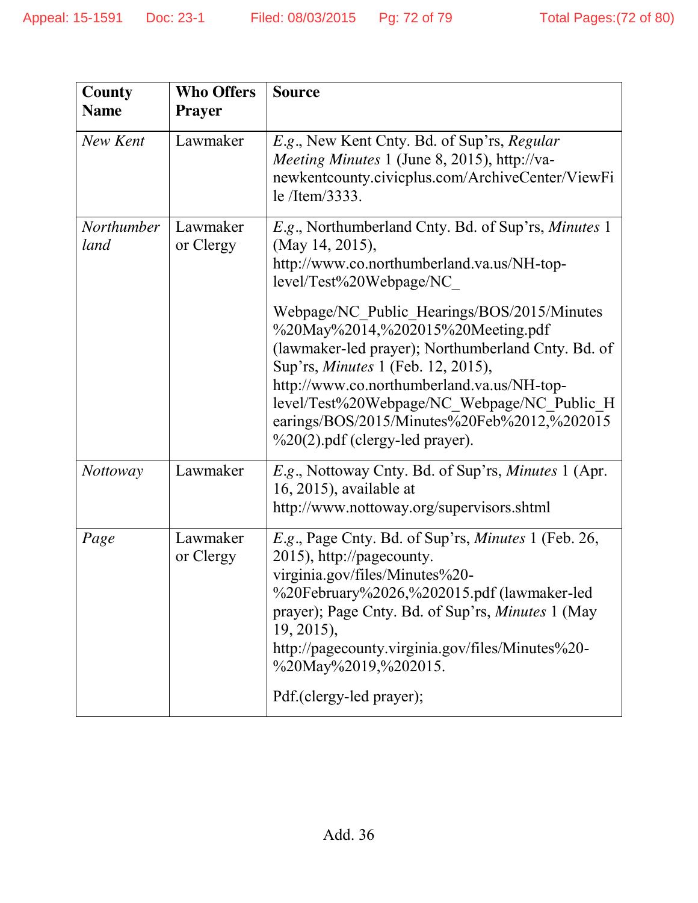| County Name | Who Offers Prayer | Source |
|---|---|---|
| *New Kent* | Lawmaker | *E.g.*, New Kent Cnty. Bd. of Sup'rs, *Regular Meeting Minutes* 1 (June 8, 2015), http://va-newkentcounty.civicplus.com/ArchiveCenter/ViewFile /Item/3333. |
| *Northumberland* | Lawmaker or Clergy | *E.g.*, Northumberland Cnty. Bd. of Sup'rs, *Minutes* 1 (May 14, 2015), http://www.co.northumberland.va.us/NH-top-level/Test%20Webpage/NC_ Webpage/NC_Public_Hearings/BOS/2015/Minutes%20May%2014,%202015%20Meeting.pdf (lawmaker-led prayer); Northumberland Cnty. Bd. of Sup'rs, *Minutes* 1 (Feb. 12, 2015), http://www.co.northumberland.va.us/NH-top-level/Test%20Webpage/NC_Webpage/NC_Public_Hearings/BOS/2015/Minutes%20Feb%2012,%202015%20(2).pdf (clergy-led prayer). |
| *Nottoway* | Lawmaker | *E.g.*, Nottoway Cnty. Bd. of Sup'rs, *Minutes* 1 (Apr. 16, 2015), available at http://www.nottoway.org/supervisors.shtml |
| *Page* | Lawmaker or Clergy | *E.g.*, Page Cnty. Bd. of Sup'rs, *Minutes* 1 (Feb. 26, 2015), http://pagecounty. virginia.gov/files/Minutes%20-%20February%2026,%202015.pdf (lawmaker-led prayer); Page Cnty. Bd. of Sup'rs, *Minutes* 1 (May 19, 2015), http://pagecounty.virginia.gov/files/Minutes%20-%20May%2019,%202015. Pdf.(clergy-led prayer); |

Add. 36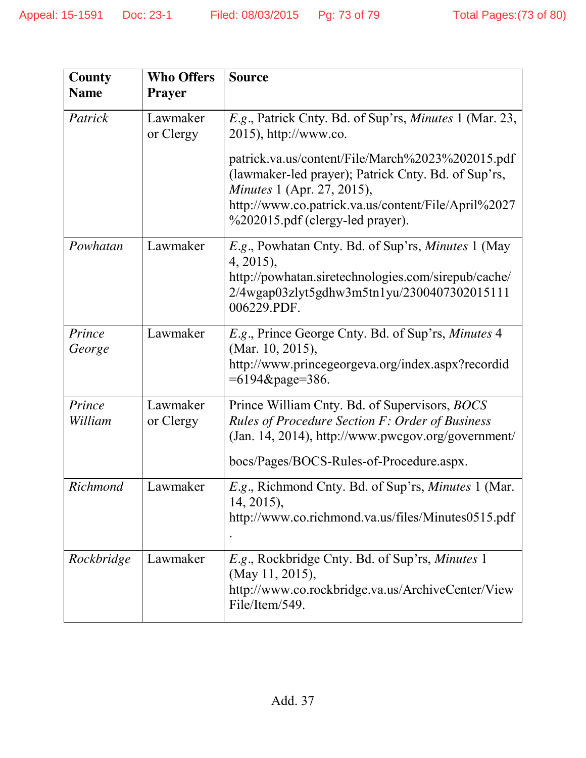| County Name | Who Offers Prayer | Source |
|---|---|---|
| *Patrick* | Lawmaker or Clergy | *E.g*., Patrick Cnty. Bd. of Sup'rs, *Minutes* 1 (Mar. 23, 2015), http://www.co.patrick.va.us/content/File/March%2023%202015.pdf (lawmaker-led prayer); Patrick Cnty. Bd. of Sup'rs, *Minutes* 1 (Apr. 27, 2015), http://www.co.patrick.va.us/content/File/April%2027%202015.pdf (clergy-led prayer). |
| *Powhatan* | Lawmaker | *E.g*., Powhatan Cnty. Bd. of Sup'rs, *Minutes* 1 (May 4, 2015), http://powhatan.siretechnologies.com/sirepub/cache/2/4wgap03zlyt5gdhw3m5tn1yu/2300407302015111006229.PDF. |
| *Prince George* | Lawmaker | *E.g*., Prince George Cnty. Bd. of Sup'rs, *Minutes* 4 (Mar. 10, 2015), http://www.princegeorgeva.org/index.aspx?recordid=6194&page=386. |
| *Prince William* | Lawmaker or Clergy | Prince William Cnty. Bd. of Supervisors, *BOCS Rules of Procedure Section F: Order of Business* (Jan. 14, 2014), http://www.pwcgov.org/government/bocs/Pages/BOCS-Rules-of-Procedure.aspx. |
| *Richmond* | Lawmaker | *E.g*., Richmond Cnty. Bd. of Sup'rs, *Minutes* 1 (Mar. 14, 2015), http://www.co.richmond.va.us/files/Minutes0515.pdf. |
| *Rockbridge* | Lawmaker | *E.g*., Rockbridge Cnty. Bd. of Sup'rs, *Minutes* 1 (May 11, 2015), http://www.co.rockbridge.va.us/ArchiveCenter/ViewFile/Item/549. |

Add. 37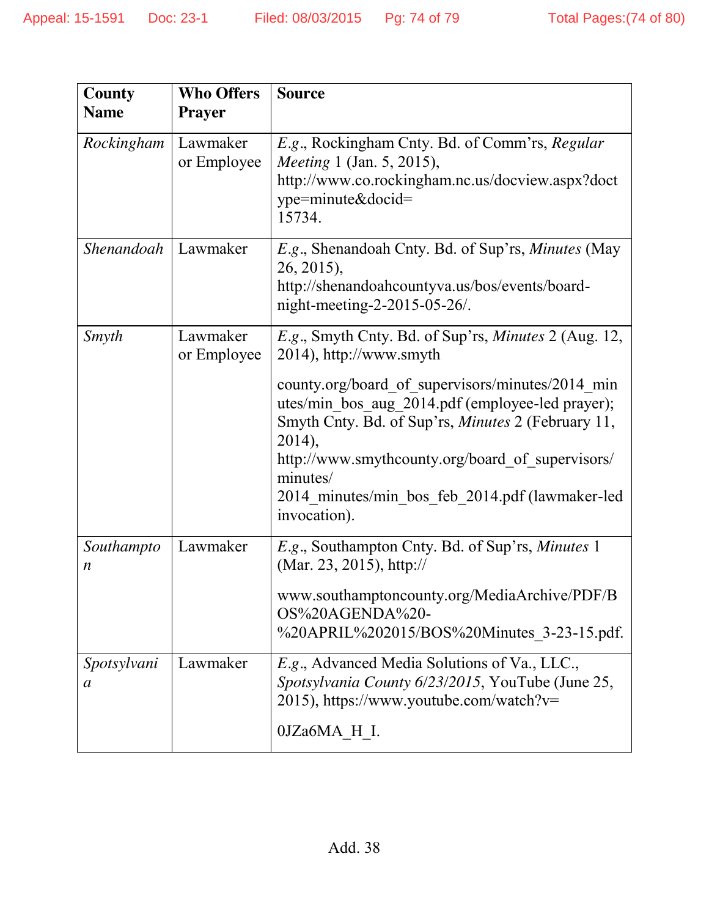| County Name | Who Offers Prayer | Source |
|---|---|---|
| *Rockingham* | Lawmaker or Employee | *E.g*., Rockingham Cnty. Bd. of Comm'rs, *Regular Meeting* 1 (Jan. 5, 2015), http://www.co.rockingham.nc.us/docview.aspx?doctype=minute&docid=15734. |
| *Shenandoah* | Lawmaker | *E.g*., Shenandoah Cnty. Bd. of Sup'rs, *Minutes* (May 26, 2015), http://shenandoahcountyva.us/bos/events/board-night-meeting-2-2015-05-26/. |
| *Smyth* | Lawmaker or Employee | *E.g*., Smyth Cnty. Bd. of Sup'rs, *Minutes* 2 (Aug. 12, 2014), http://www.smythcounty.org/board_of_supervisors/minutes/2014_minutes/min_bos_aug_2014.pdf (employee-led prayer); Smyth Cnty. Bd. of Sup'rs, *Minutes* 2 (February 11, 2014), http://www.smythcounty.org/board_of_supervisors/minutes/2014_minutes/min_bos_feb_2014.pdf (lawmaker-led invocation). |
| *Southampton* | Lawmaker | *E.g*., Southampton Cnty. Bd. of Sup'rs, *Minutes* 1 (Mar. 23, 2015), http://www.southamptoncounty.org/MediaArchive/PDF/BOS%20AGENDA%20-%20APRIL%202015/BOS%20Minutes_3-23-15.pdf. |
| *Spotsylvania* | Lawmaker | *E.g*., Advanced Media Solutions of Va., LLC., *Spotsylvania County 6/23/2015*, YouTube (June 25, 2015), https://www.youtube.com/watch?v=0JZa6MA_H_I. |

Add. 38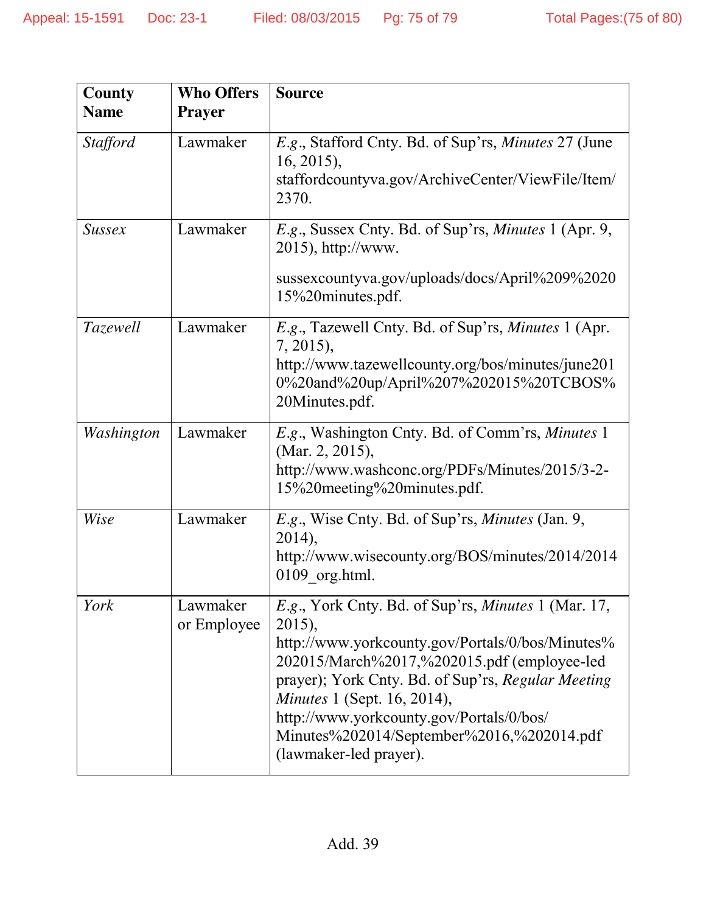| County Name | Who Offers Prayer | Source |
|---|---|---|
| *Stafford* | Lawmaker | *E.g.*, Stafford Cnty. Bd. of Sup'rs, *Minutes* 27 (June 16, 2015), staffordcountyva.gov/ArchiveCenter/ViewFile/Item/2370. |
| *Sussex* | Lawmaker | *E.g.*, Sussex Cnty. Bd. of Sup'rs, *Minutes* 1 (Apr. 9, 2015), http://www. sussexcountyva.gov/uploads/docs/April%209%202015%20minutes.pdf. |
| *Tazewell* | Lawmaker | *E.g.*, Tazewell Cnty. Bd. of Sup'rs, *Minutes* 1 (Apr. 7, 2015), http://www.tazewellcounty.org/bos/minutes/june2010%20and%20up/April%207%202015%20TCBOS%20Minutes.pdf. |
| *Washington* | Lawmaker | *E.g.*, Washington Cnty. Bd. of Comm'rs, *Minutes* 1 (Mar. 2, 2015), http://www.washconc.org/PDFs/Minutes/2015/3-2-15%20meeting%20minutes.pdf. |
| *Wise* | Lawmaker | *E.g.*, Wise Cnty. Bd. of Sup'rs, *Minutes* (Jan. 9, 2014), http://www.wisecounty.org/BOS/minutes/2014/20140109_org.html. |
| *York* | Lawmaker or Employee | *E.g.*, York Cnty. Bd. of Sup'rs, *Minutes* 1 (Mar. 17, 2015), http://www.yorkcounty.gov/Portals/0/bos/Minutes%202015/March%2017,%202015.pdf (employee-led prayer); York Cnty. Bd. of Sup'rs, *Regular Meeting Minutes* 1 (Sept. 16, 2014), http://www.yorkcounty.gov/Portals/0/bos/Minutes%202014/September%2016,%202014.pdf (lawmaker-led prayer). |

Add. 39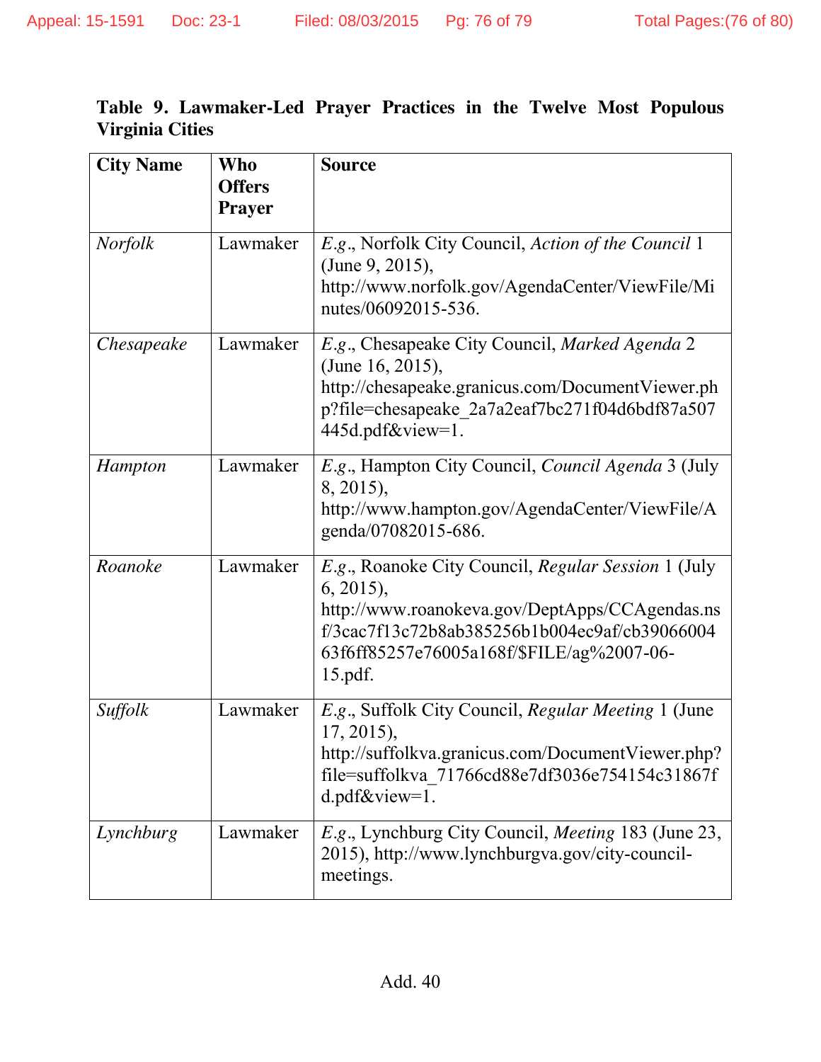**Table 9. Lawmaker-Led Prayer Practices in the Twelve Most Populous Virginia Cities**

| City Name | Who Offers Prayer | Source |
|---|---|---|
| *Norfolk* | Lawmaker | *E.g.*, Norfolk City Council, *Action of the Council* 1 (June 9, 2015), http://www.norfolk.gov/AgendaCenter/ViewFile/Minutes/06092015-536. |
| *Chesapeake* | Lawmaker | *E.g.*, Chesapeake City Council, *Marked Agenda* 2 (June 16, 2015), http://chesapeake.granicus.com/DocumentViewer.php?file=chesapeake_2a7a2eaf7bc271f04d6bdf87a507445d.pdf&view=1. |
| *Hampton* | Lawmaker | *E.g.*, Hampton City Council, *Council Agenda* 3 (July 8, 2015), http://www.hampton.gov/AgendaCenter/ViewFile/Agenda/07082015-686. |
| *Roanoke* | Lawmaker | *E.g.*, Roanoke City Council, *Regular Session* 1 (July 6, 2015), http://www.roanokeva.gov/DeptApps/CCAgendas.nsf/3cac7f13c72b8ab385256b1b004ec9af/cb3906600463f6ff85257e76005a168f/$FILE/ag%2007-06-15.pdf. |
| *Suffolk* | Lawmaker | *E.g.*, Suffolk City Council, *Regular Meeting* 1 (June 17, 2015), http://suffolkva.granicus.com/DocumentViewer.php?file=suffolkva_71766cd88e7df3036e754154c31867fd.pdf&view=1. |
| *Lynchburg* | Lawmaker | *E.g.*, Lynchburg City Council, *Meeting* 183 (June 23, 2015), http://www.lynchburgva.gov/city-council-meetings. |

Add. 40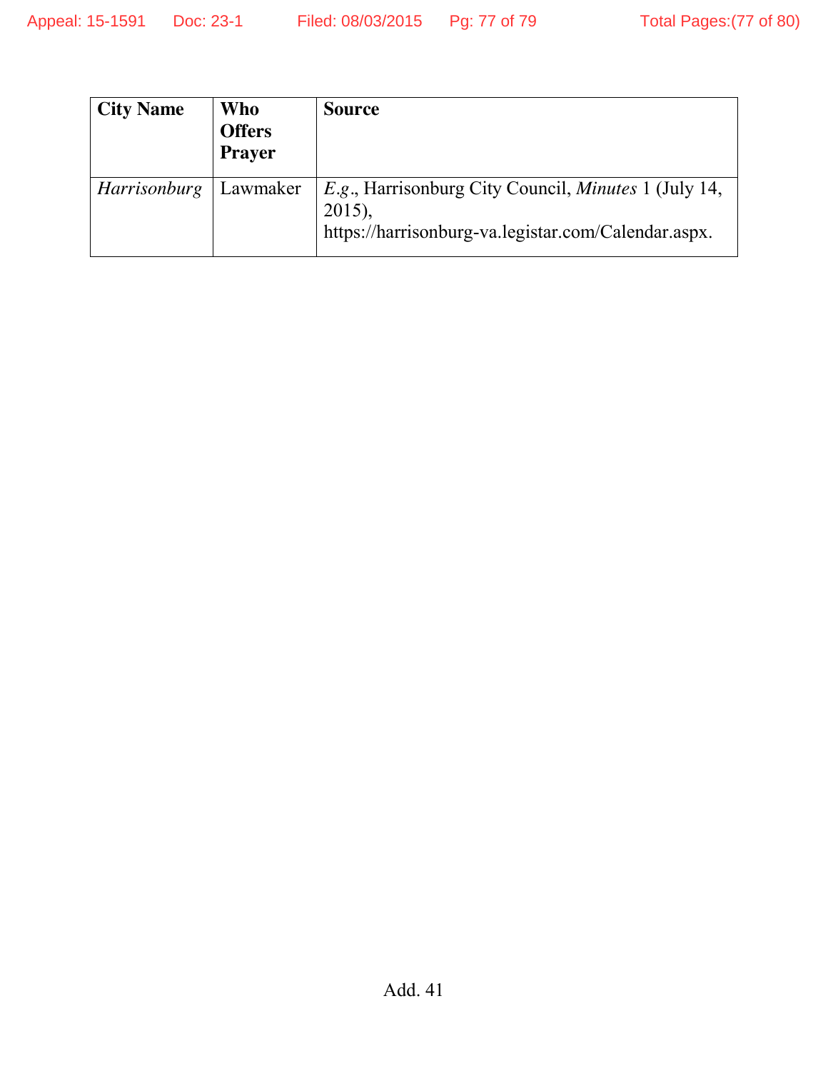| City Name | Who Offers Prayer | Source |
|---|---|---|
| *Harrisonburg* | Lawmaker | *E.g.*, Harrisonburg City Council, *Minutes* 1 (July 14, 2015), https://harrisonburg-va.legistar.com/Calendar.aspx. |

Add. 41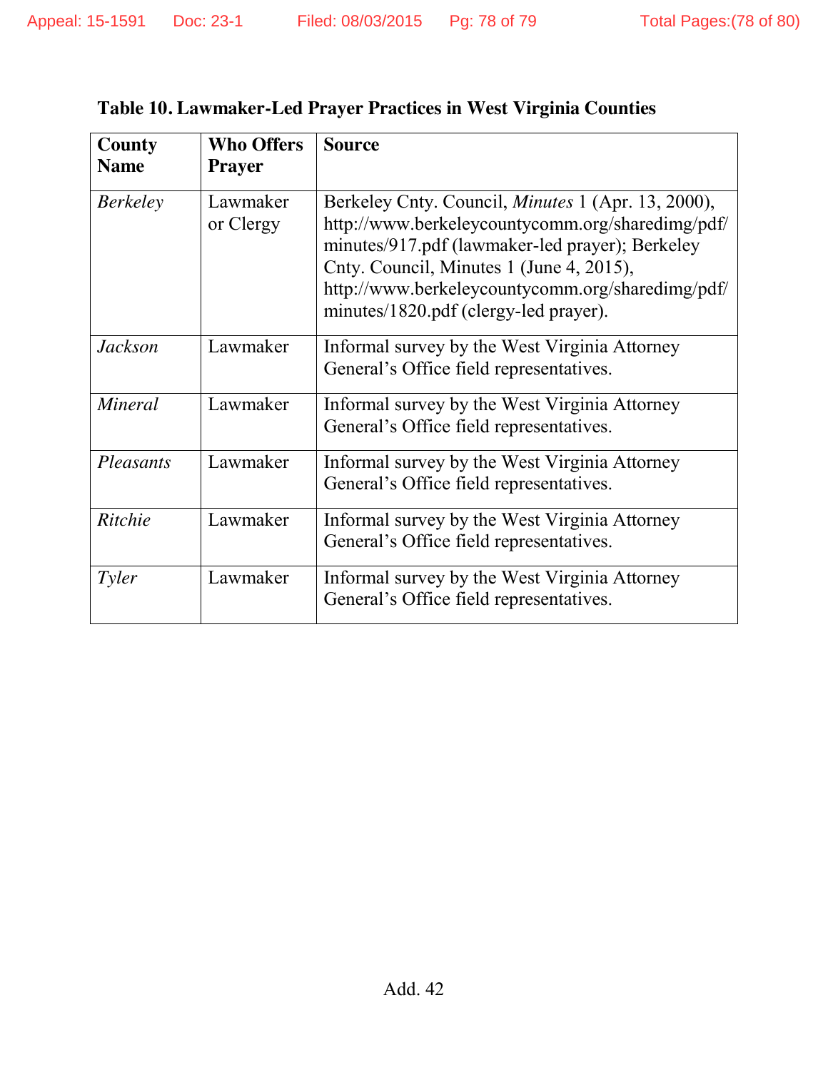**Table 10. Lawmaker-Led Prayer Practices in West Virginia Counties**

| County Name | Who Offers Prayer | Source |
|---|---|---|
| *Berkeley* | Lawmaker or Clergy | Berkeley Cnty. Council, *Minutes* 1 (Apr. 13, 2000), http://www.berkeleycountycomm.org/sharedimg/pdf/minutes/917.pdf (lawmaker-led prayer); Berkeley Cnty. Council, Minutes 1 (June 4, 2015), http://www.berkeleycountycomm.org/sharedimg/pdf/minutes/1820.pdf (clergy-led prayer). |
| *Jackson* | Lawmaker | Informal survey by the West Virginia Attorney General's Office field representatives. |
| *Mineral* | Lawmaker | Informal survey by the West Virginia Attorney General's Office field representatives. |
| *Pleasants* | Lawmaker | Informal survey by the West Virginia Attorney General's Office field representatives. |
| *Ritchie* | Lawmaker | Informal survey by the West Virginia Attorney General's Office field representatives. |
| *Tyler* | Lawmaker | Informal survey by the West Virginia Attorney General's Office field representatives. |

Add. 42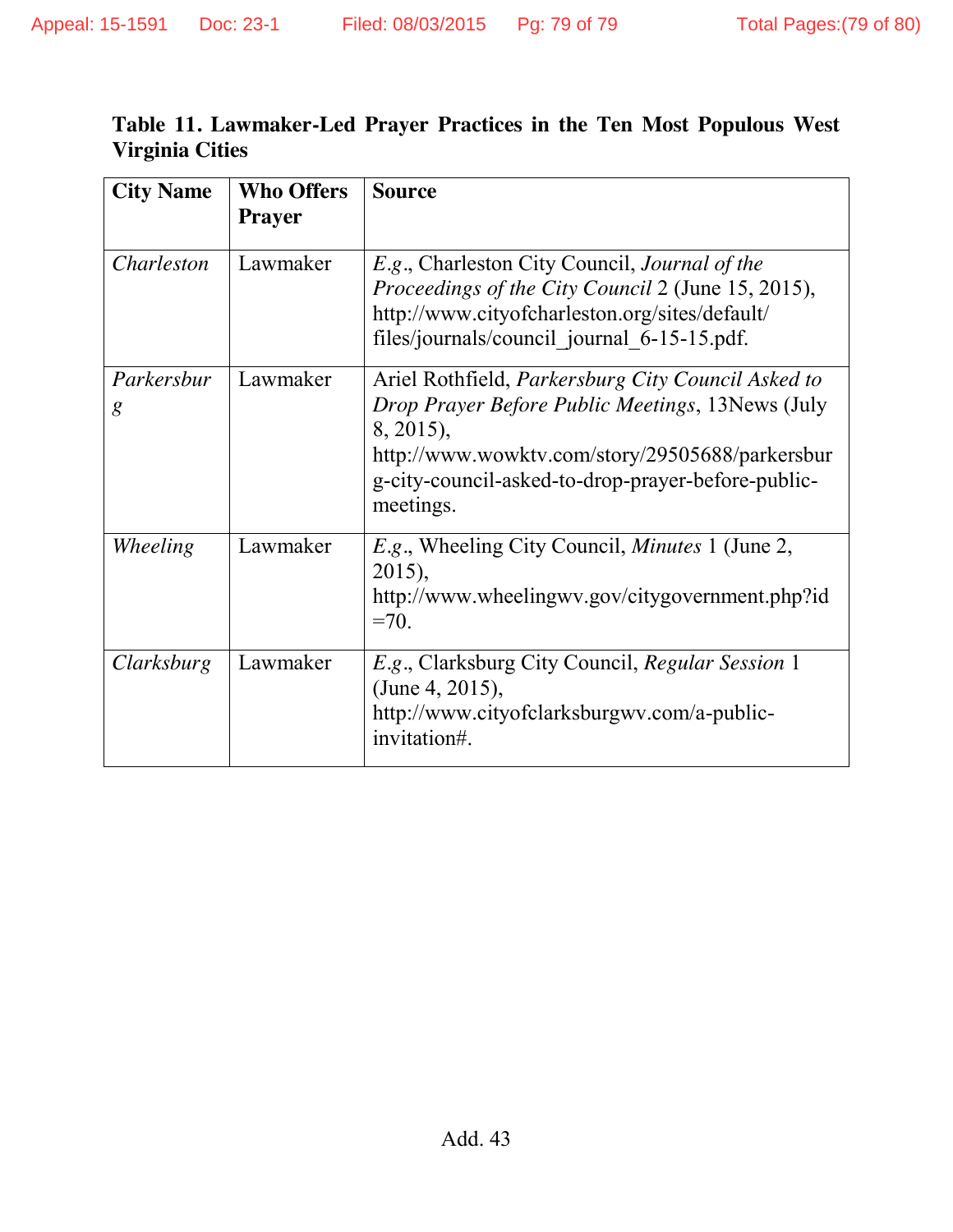**Table 11. Lawmaker-Led Prayer Practices in the Ten Most Populous West Virginia Cities**

| City Name | Who Offers Prayer | Source |
|---|---|---|
| *Charleston* | Lawmaker | *E.g.*, Charleston City Council, *Journal of the Proceedings of the City Council* 2 (June 15, 2015), http://www.cityofcharleston.org/sites/default/files/journals/council_journal_6-15-15.pdf. |
| *Parkersburg* | Lawmaker | Ariel Rothfield, *Parkersburg City Council Asked to Drop Prayer Before Public Meetings*, 13News (July 8, 2015), http://www.wowktv.com/story/29505688/parkersburg-city-council-asked-to-drop-prayer-before-public-meetings. |
| *Wheeling* | Lawmaker | *E.g.*, Wheeling City Council, *Minutes* 1 (June 2, 2015), http://www.wheelingwv.gov/citygovernment.php?id=70. |
| *Clarksburg* | Lawmaker | *E.g.*, Clarksburg City Council, *Regular Session* 1 (June 4, 2015), http://www.cityofclarksburgwv.com/a-public-invitation#. |

Add. 43